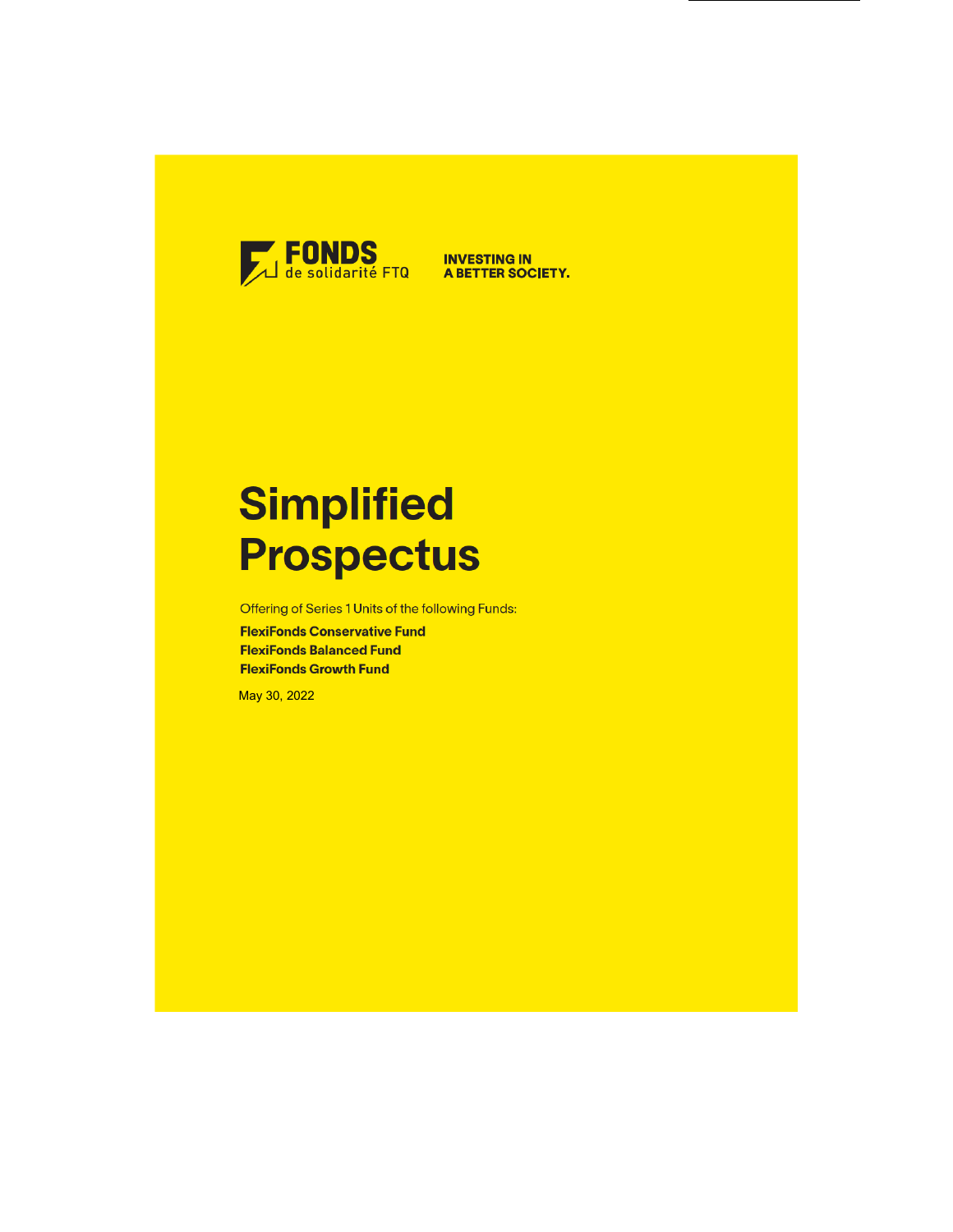FONDS de solidarité FTQ

INVESTING IN A BETTER SOCIETY.

# Simplified Prospectus

Offering of Series 1 Units of the following Funds:

**FlexiFonds Conservative Fund**
**FlexiFonds Balanced Fund**
**FlexiFonds Growth Fund**

May 30, 2022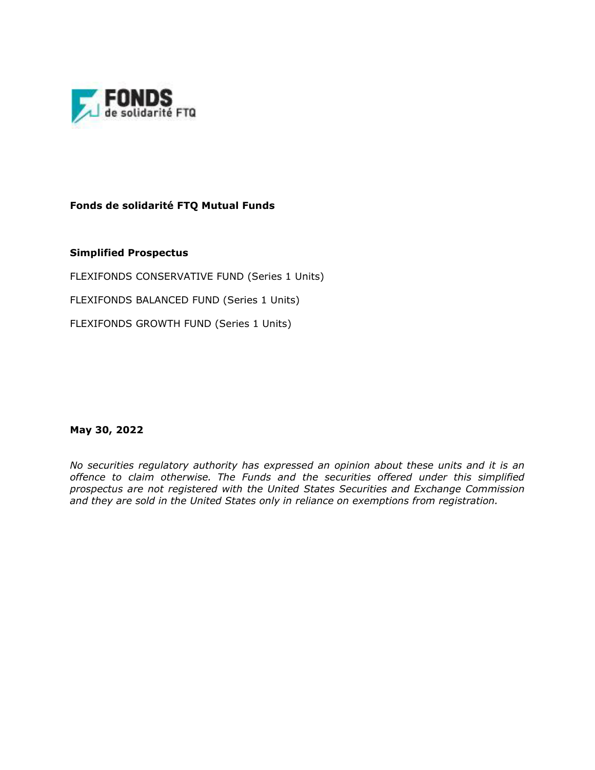**Fonds de solidarité FTQ Mutual Funds**

**Simplified Prospectus**

FLEXIFONDS CONSERVATIVE FUND (Series 1 Units)

FLEXIFONDS BALANCED FUND (Series 1 Units)

FLEXIFONDS GROWTH FUND (Series 1 Units)

**May 30, 2022**

*No securities regulatory authority has expressed an opinion about these units and it is an offence to claim otherwise. The Funds and the securities offered under this simplified prospectus are not registered with the United States Securities and Exchange Commission and they are sold in the United States only in reliance on exemptions from registration.*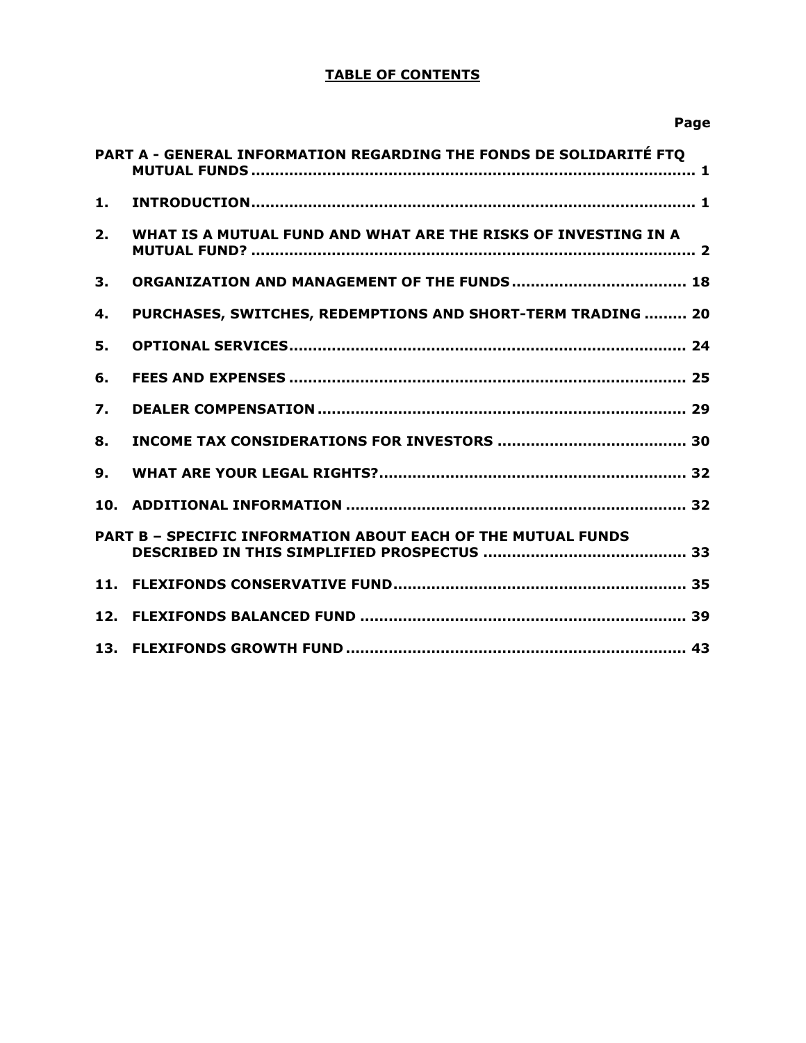# TABLE OF CONTENTS

| | | Page |
|---|---|---|
| **PART A - GENERAL INFORMATION REGARDING THE FONDS DE SOLIDARITÉ FTQ MUTUAL FUNDS** | | **1** |
| **1.** | **INTRODUCTION** | **1** |
| **2.** | **WHAT IS A MUTUAL FUND AND WHAT ARE THE RISKS OF INVESTING IN A MUTUAL FUND?** | **2** |
| **3.** | **ORGANIZATION AND MANAGEMENT OF THE FUNDS** | **18** |
| **4.** | **PURCHASES, SWITCHES, REDEMPTIONS AND SHORT-TERM TRADING** | **20** |
| **5.** | **OPTIONAL SERVICES** | **24** |
| **6.** | **FEES AND EXPENSES** | **25** |
| **7.** | **DEALER COMPENSATION** | **29** |
| **8.** | **INCOME TAX CONSIDERATIONS FOR INVESTORS** | **30** |
| **9.** | **WHAT ARE YOUR LEGAL RIGHTS?** | **32** |
| **10.** | **ADDITIONAL INFORMATION** | **32** |
| **PART B – SPECIFIC INFORMATION ABOUT EACH OF THE MUTUAL FUNDS DESCRIBED IN THIS SIMPLIFIED PROSPECTUS** | | **33** |
| **11.** | **FLEXIFONDS CONSERVATIVE FUND** | **35** |
| **12.** | **FLEXIFONDS BALANCED FUND** | **39** |
| **13.** | **FLEXIFONDS GROWTH FUND** | **43** |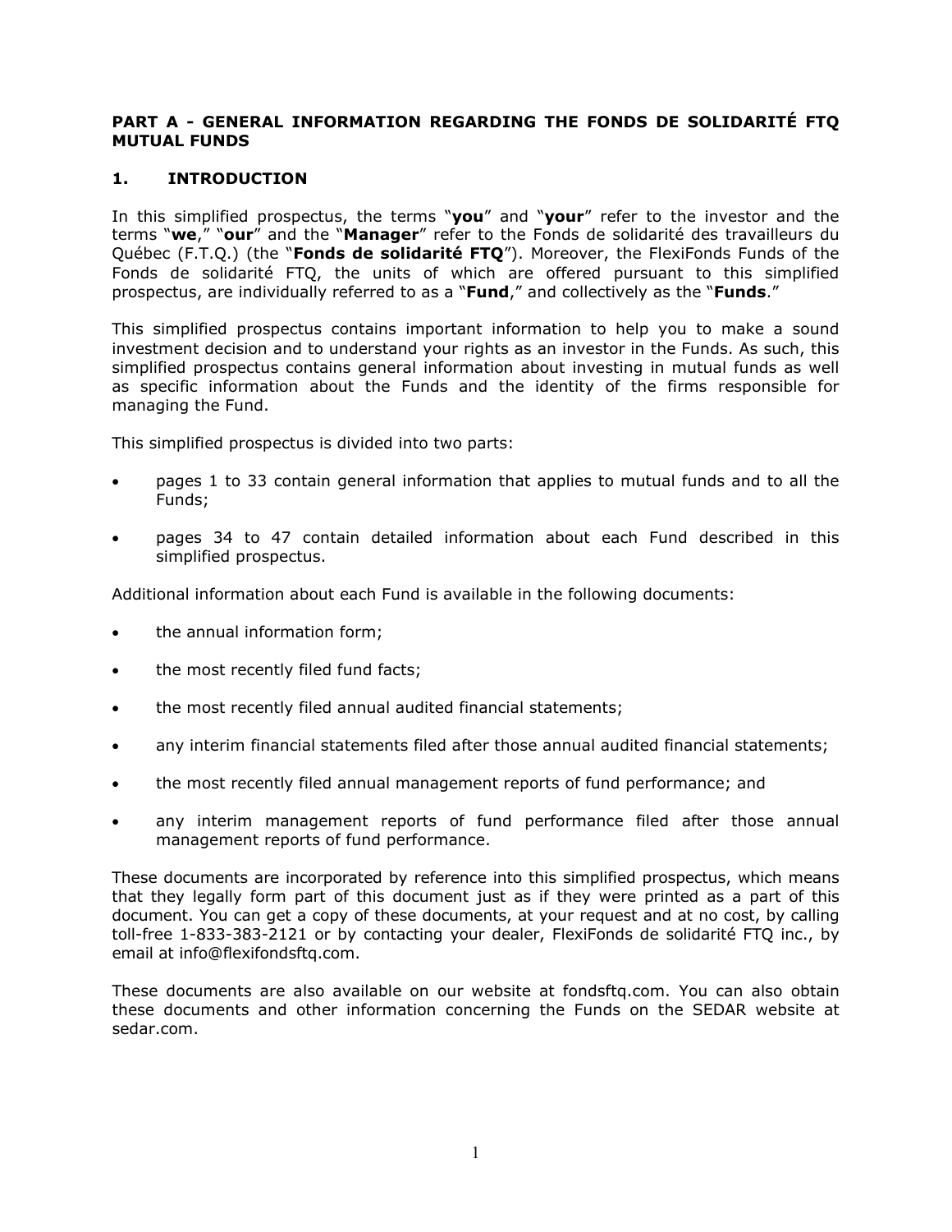## PART A - GENERAL INFORMATION REGARDING THE FONDS DE SOLIDARITÉ FTQ MUTUAL FUNDS

### 1. INTRODUCTION

In this simplified prospectus, the terms "**you**" and "**your**" refer to the investor and the terms "**we**," "**our**" and the "**Manager**" refer to the Fonds de solidarité des travailleurs du Québec (F.T.Q.) (the "**Fonds de solidarité FTQ**"). Moreover, the FlexiFonds Funds of the Fonds de solidarité FTQ, the units of which are offered pursuant to this simplified prospectus, are individually referred to as a "**Fund**," and collectively as the "**Funds**."

This simplified prospectus contains important information to help you to make a sound investment decision and to understand your rights as an investor in the Funds. As such, this simplified prospectus contains general information about investing in mutual funds as well as specific information about the Funds and the identity of the firms responsible for managing the Fund.

This simplified prospectus is divided into two parts:

- pages 1 to 33 contain general information that applies to mutual funds and to all the Funds;
- pages 34 to 47 contain detailed information about each Fund described in this simplified prospectus.

Additional information about each Fund is available in the following documents:

- the annual information form;
- the most recently filed fund facts;
- the most recently filed annual audited financial statements;
- any interim financial statements filed after those annual audited financial statements;
- the most recently filed annual management reports of fund performance; and
- any interim management reports of fund performance filed after those annual management reports of fund performance.

These documents are incorporated by reference into this simplified prospectus, which means that they legally form part of this document just as if they were printed as a part of this document. You can get a copy of these documents, at your request and at no cost, by calling toll-free 1-833-383-2121 or by contacting your dealer, FlexiFonds de solidarité FTQ inc., by email at info@flexifondsftq.com.

These documents are also available on our website at fondsftq.com. You can also obtain these documents and other information concerning the Funds on the SEDAR website at sedar.com.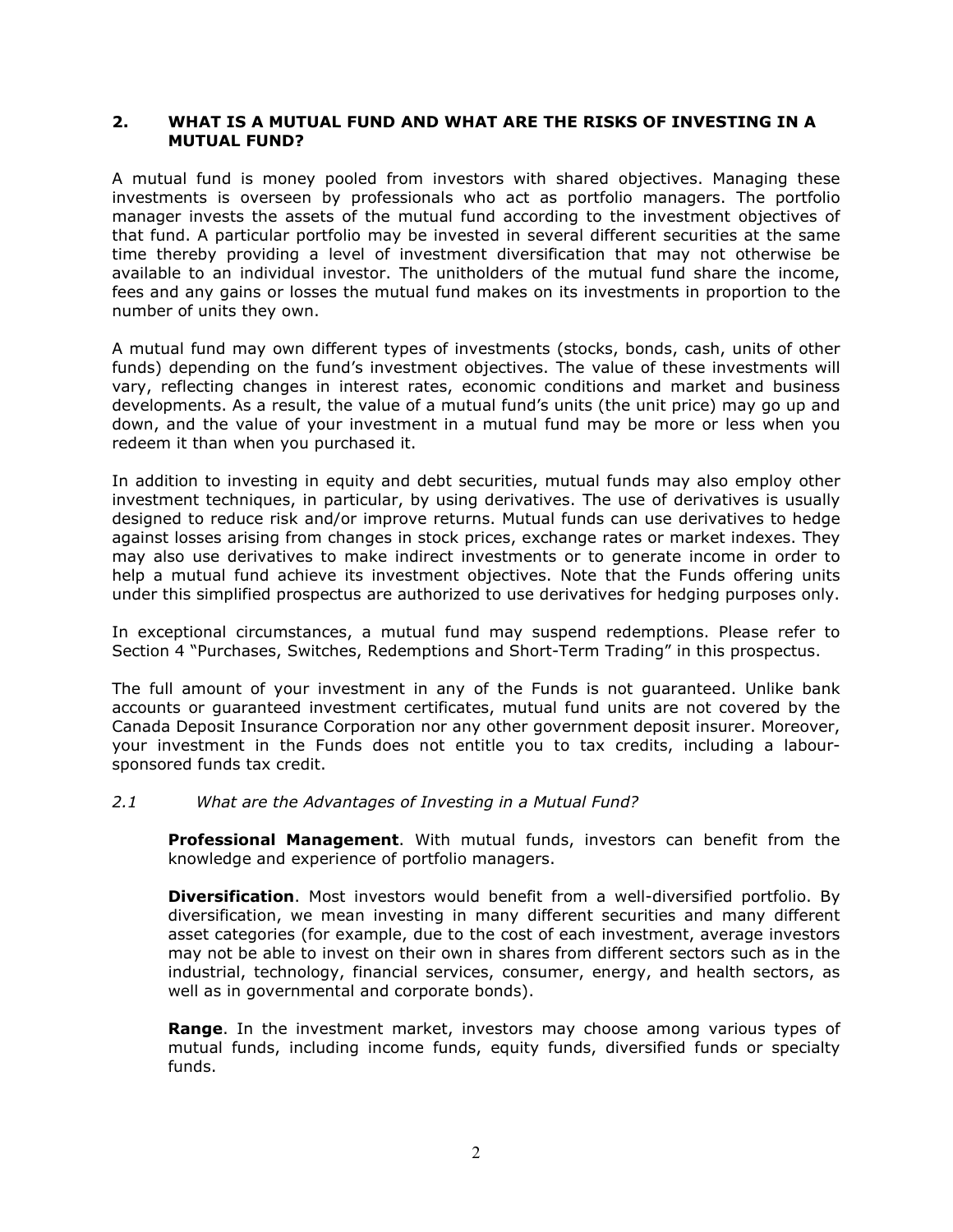## 2. WHAT IS A MUTUAL FUND AND WHAT ARE THE RISKS OF INVESTING IN A MUTUAL FUND?

A mutual fund is money pooled from investors with shared objectives. Managing these investments is overseen by professionals who act as portfolio managers. The portfolio manager invests the assets of the mutual fund according to the investment objectives of that fund. A particular portfolio may be invested in several different securities at the same time thereby providing a level of investment diversification that may not otherwise be available to an individual investor. The unitholders of the mutual fund share the income, fees and any gains or losses the mutual fund makes on its investments in proportion to the number of units they own.

A mutual fund may own different types of investments (stocks, bonds, cash, units of other funds) depending on the fund's investment objectives. The value of these investments will vary, reflecting changes in interest rates, economic conditions and market and business developments. As a result, the value of a mutual fund's units (the unit price) may go up and down, and the value of your investment in a mutual fund may be more or less when you redeem it than when you purchased it.

In addition to investing in equity and debt securities, mutual funds may also employ other investment techniques, in particular, by using derivatives. The use of derivatives is usually designed to reduce risk and/or improve returns. Mutual funds can use derivatives to hedge against losses arising from changes in stock prices, exchange rates or market indexes. They may also use derivatives to make indirect investments or to generate income in order to help a mutual fund achieve its investment objectives. Note that the Funds offering units under this simplified prospectus are authorized to use derivatives for hedging purposes only.

In exceptional circumstances, a mutual fund may suspend redemptions. Please refer to Section 4 "Purchases, Switches, Redemptions and Short-Term Trading" in this prospectus.

The full amount of your investment in any of the Funds is not guaranteed. Unlike bank accounts or guaranteed investment certificates, mutual fund units are not covered by the Canada Deposit Insurance Corporation nor any other government deposit insurer. Moreover, your investment in the Funds does not entitle you to tax credits, including a labour-sponsored funds tax credit.

### *2.1 What are the Advantages of Investing in a Mutual Fund?*

**Professional Management**. With mutual funds, investors can benefit from the knowledge and experience of portfolio managers.

**Diversification**. Most investors would benefit from a well-diversified portfolio. By diversification, we mean investing in many different securities and many different asset categories (for example, due to the cost of each investment, average investors may not be able to invest on their own in shares from different sectors such as in the industrial, technology, financial services, consumer, energy, and health sectors, as well as in governmental and corporate bonds).

**Range**. In the investment market, investors may choose among various types of mutual funds, including income funds, equity funds, diversified funds or specialty funds.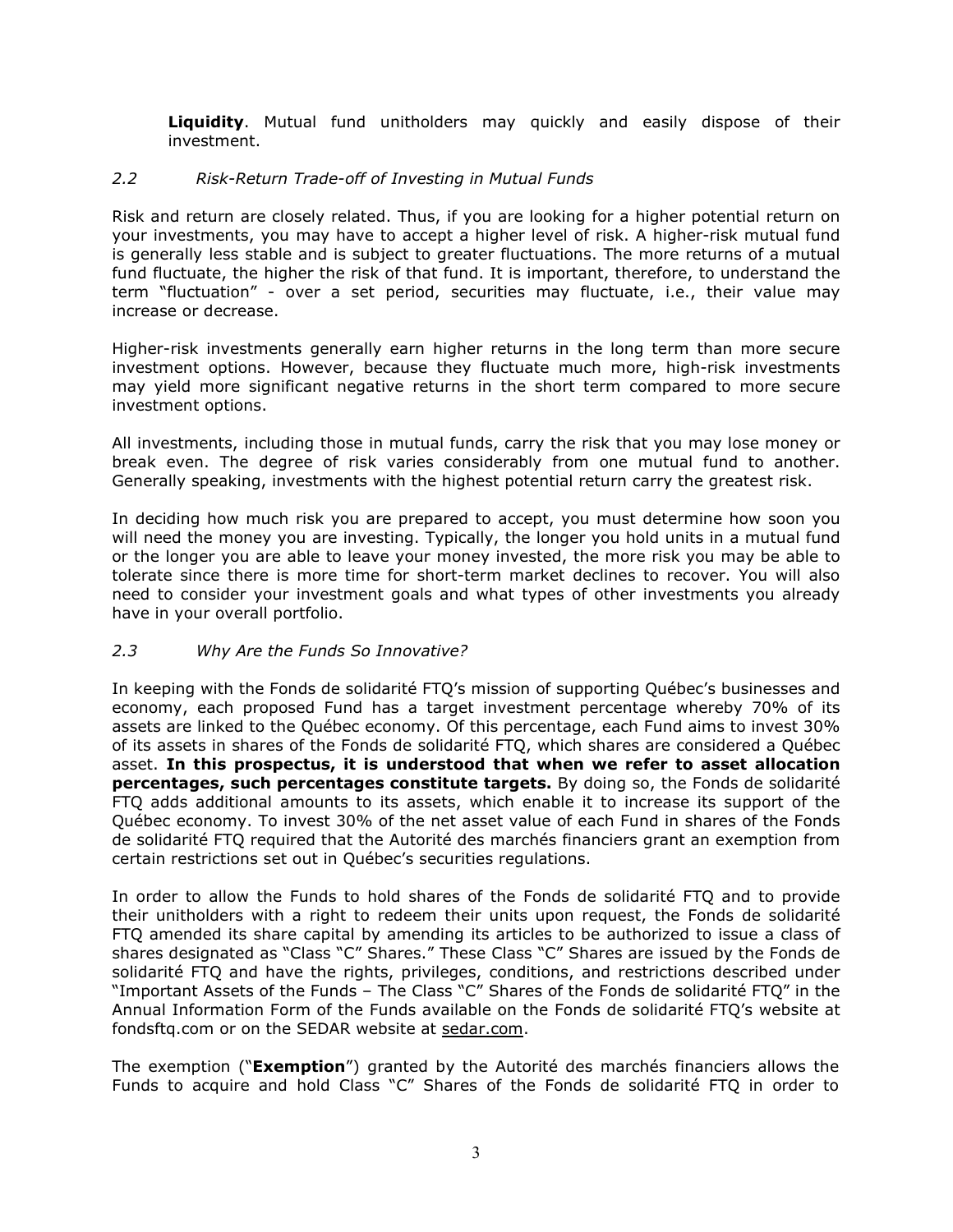**Liquidity**. Mutual fund unitholders may quickly and easily dispose of their investment.

### *2.2 Risk-Return Trade-off of Investing in Mutual Funds*

Risk and return are closely related. Thus, if you are looking for a higher potential return on your investments, you may have to accept a higher level of risk. A higher-risk mutual fund is generally less stable and is subject to greater fluctuations. The more returns of a mutual fund fluctuate, the higher the risk of that fund. It is important, therefore, to understand the term "fluctuation" - over a set period, securities may fluctuate, i.e., their value may increase or decrease.

Higher-risk investments generally earn higher returns in the long term than more secure investment options. However, because they fluctuate much more, high-risk investments may yield more significant negative returns in the short term compared to more secure investment options.

All investments, including those in mutual funds, carry the risk that you may lose money or break even. The degree of risk varies considerably from one mutual fund to another. Generally speaking, investments with the highest potential return carry the greatest risk.

In deciding how much risk you are prepared to accept, you must determine how soon you will need the money you are investing. Typically, the longer you hold units in a mutual fund or the longer you are able to leave your money invested, the more risk you may be able to tolerate since there is more time for short-term market declines to recover. You will also need to consider your investment goals and what types of other investments you already have in your overall portfolio.

### *2.3 Why Are the Funds So Innovative?*

In keeping with the Fonds de solidarité FTQ's mission of supporting Québec's businesses and economy, each proposed Fund has a target investment percentage whereby 70% of its assets are linked to the Québec economy. Of this percentage, each Fund aims to invest 30% of its assets in shares of the Fonds de solidarité FTQ, which shares are considered a Québec asset. **In this prospectus, it is understood that when we refer to asset allocation percentages, such percentages constitute targets.** By doing so, the Fonds de solidarité FTQ adds additional amounts to its assets, which enable it to increase its support of the Québec economy. To invest 30% of the net asset value of each Fund in shares of the Fonds de solidarité FTQ required that the Autorité des marchés financiers grant an exemption from certain restrictions set out in Québec's securities regulations.

In order to allow the Funds to hold shares of the Fonds de solidarité FTQ and to provide their unitholders with a right to redeem their units upon request, the Fonds de solidarité FTQ amended its share capital by amending its articles to be authorized to issue a class of shares designated as "Class "C" Shares." These Class "C" Shares are issued by the Fonds de solidarité FTQ and have the rights, privileges, conditions, and restrictions described under "Important Assets of the Funds – The Class "C" Shares of the Fonds de solidarité FTQ" in the Annual Information Form of the Funds available on the Fonds de solidarité FTQ's website at fondsftq.com or on the SEDAR website at sedar.com.

The exemption ("**Exemption**") granted by the Autorité des marchés financiers allows the Funds to acquire and hold Class "C" Shares of the Fonds de solidarité FTQ in order to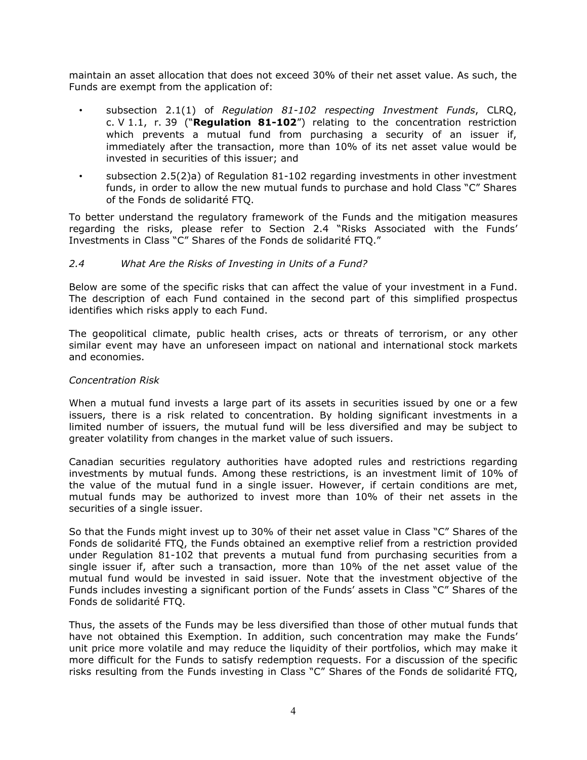maintain an asset allocation that does not exceed 30% of their net asset value. As such, the Funds are exempt from the application of:

- subsection 2.1(1) of *Regulation 81-102 respecting Investment Funds*, CLRQ, c. V 1.1, r. 39 ("**Regulation 81-102**") relating to the concentration restriction which prevents a mutual fund from purchasing a security of an issuer if, immediately after the transaction, more than 10% of its net asset value would be invested in securities of this issuer; and
- subsection 2.5(2)a) of Regulation 81-102 regarding investments in other investment funds, in order to allow the new mutual funds to purchase and hold Class "C" Shares of the Fonds de solidarité FTQ.

To better understand the regulatory framework of the Funds and the mitigation measures regarding the risks, please refer to Section 2.4 "Risks Associated with the Funds' Investments in Class "C" Shares of the Fonds de solidarité FTQ."

### *2.4 What Are the Risks of Investing in Units of a Fund?*

Below are some of the specific risks that can affect the value of your investment in a Fund. The description of each Fund contained in the second part of this simplified prospectus identifies which risks apply to each Fund.

The geopolitical climate, public health crises, acts or threats of terrorism, or any other similar event may have an unforeseen impact on national and international stock markets and economies.

#### *Concentration Risk*

When a mutual fund invests a large part of its assets in securities issued by one or a few issuers, there is a risk related to concentration. By holding significant investments in a limited number of issuers, the mutual fund will be less diversified and may be subject to greater volatility from changes in the market value of such issuers.

Canadian securities regulatory authorities have adopted rules and restrictions regarding investments by mutual funds. Among these restrictions, is an investment limit of 10% of the value of the mutual fund in a single issuer. However, if certain conditions are met, mutual funds may be authorized to invest more than 10% of their net assets in the securities of a single issuer.

So that the Funds might invest up to 30% of their net asset value in Class "C" Shares of the Fonds de solidarité FTQ, the Funds obtained an exemptive relief from a restriction provided under Regulation 81-102 that prevents a mutual fund from purchasing securities from a single issuer if, after such a transaction, more than 10% of the net asset value of the mutual fund would be invested in said issuer. Note that the investment objective of the Funds includes investing a significant portion of the Funds' assets in Class "C" Shares of the Fonds de solidarité FTQ.

Thus, the assets of the Funds may be less diversified than those of other mutual funds that have not obtained this Exemption. In addition, such concentration may make the Funds' unit price more volatile and may reduce the liquidity of their portfolios, which may make it more difficult for the Funds to satisfy redemption requests. For a discussion of the specific risks resulting from the Funds investing in Class "C" Shares of the Fonds de solidarité FTQ,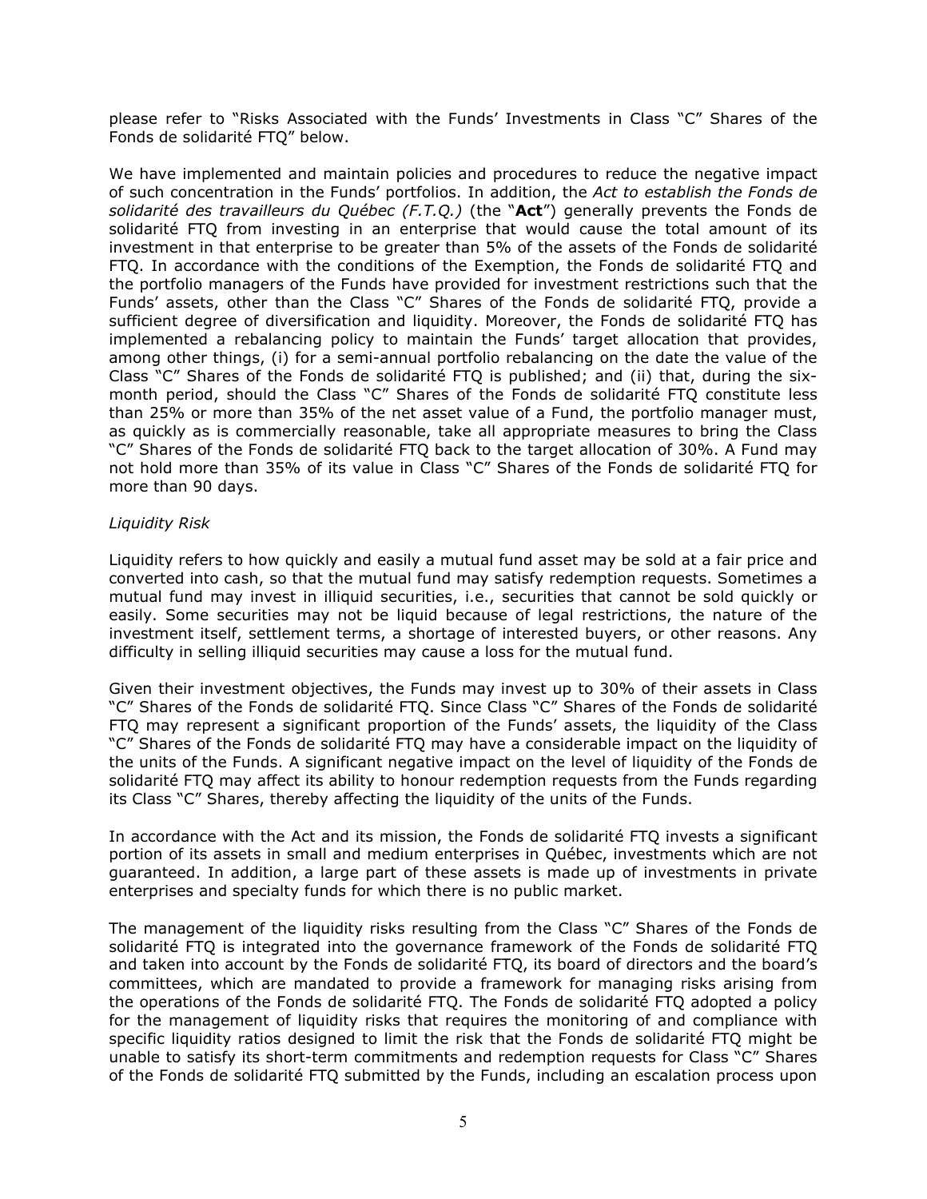please refer to "Risks Associated with the Funds' Investments in Class "C" Shares of the Fonds de solidarité FTQ" below.

We have implemented and maintain policies and procedures to reduce the negative impact of such concentration in the Funds' portfolios. In addition, the *Act to establish the Fonds de solidarité des travailleurs du Québec (F.T.Q.)* (the "**Act**") generally prevents the Fonds de solidarité FTQ from investing in an enterprise that would cause the total amount of its investment in that enterprise to be greater than 5% of the assets of the Fonds de solidarité FTQ. In accordance with the conditions of the Exemption, the Fonds de solidarité FTQ and the portfolio managers of the Funds have provided for investment restrictions such that the Funds' assets, other than the Class "C" Shares of the Fonds de solidarité FTQ, provide a sufficient degree of diversification and liquidity. Moreover, the Fonds de solidarité FTQ has implemented a rebalancing policy to maintain the Funds' target allocation that provides, among other things, (i) for a semi-annual portfolio rebalancing on the date the value of the Class "C" Shares of the Fonds de solidarité FTQ is published; and (ii) that, during the six-month period, should the Class "C" Shares of the Fonds de solidarité FTQ constitute less than 25% or more than 35% of the net asset value of a Fund, the portfolio manager must, as quickly as is commercially reasonable, take all appropriate measures to bring the Class "C" Shares of the Fonds de solidarité FTQ back to the target allocation of 30%. A Fund may not hold more than 35% of its value in Class "C" Shares of the Fonds de solidarité FTQ for more than 90 days.

*Liquidity Risk*

Liquidity refers to how quickly and easily a mutual fund asset may be sold at a fair price and converted into cash, so that the mutual fund may satisfy redemption requests. Sometimes a mutual fund may invest in illiquid securities, i.e., securities that cannot be sold quickly or easily. Some securities may not be liquid because of legal restrictions, the nature of the investment itself, settlement terms, a shortage of interested buyers, or other reasons. Any difficulty in selling illiquid securities may cause a loss for the mutual fund.

Given their investment objectives, the Funds may invest up to 30% of their assets in Class "C" Shares of the Fonds de solidarité FTQ. Since Class "C" Shares of the Fonds de solidarité FTQ may represent a significant proportion of the Funds' assets, the liquidity of the Class "C" Shares of the Fonds de solidarité FTQ may have a considerable impact on the liquidity of the units of the Funds. A significant negative impact on the level of liquidity of the Fonds de solidarité FTQ may affect its ability to honour redemption requests from the Funds regarding its Class "C" Shares, thereby affecting the liquidity of the units of the Funds.

In accordance with the Act and its mission, the Fonds de solidarité FTQ invests a significant portion of its assets in small and medium enterprises in Québec, investments which are not guaranteed. In addition, a large part of these assets is made up of investments in private enterprises and specialty funds for which there is no public market.

The management of the liquidity risks resulting from the Class "C" Shares of the Fonds de solidarité FTQ is integrated into the governance framework of the Fonds de solidarité FTQ and taken into account by the Fonds de solidarité FTQ, its board of directors and the board's committees, which are mandated to provide a framework for managing risks arising from the operations of the Fonds de solidarité FTQ. The Fonds de solidarité FTQ adopted a policy for the management of liquidity risks that requires the monitoring of and compliance with specific liquidity ratios designed to limit the risk that the Fonds de solidarité FTQ might be unable to satisfy its short-term commitments and redemption requests for Class "C" Shares of the Fonds de solidarité FTQ submitted by the Funds, including an escalation process upon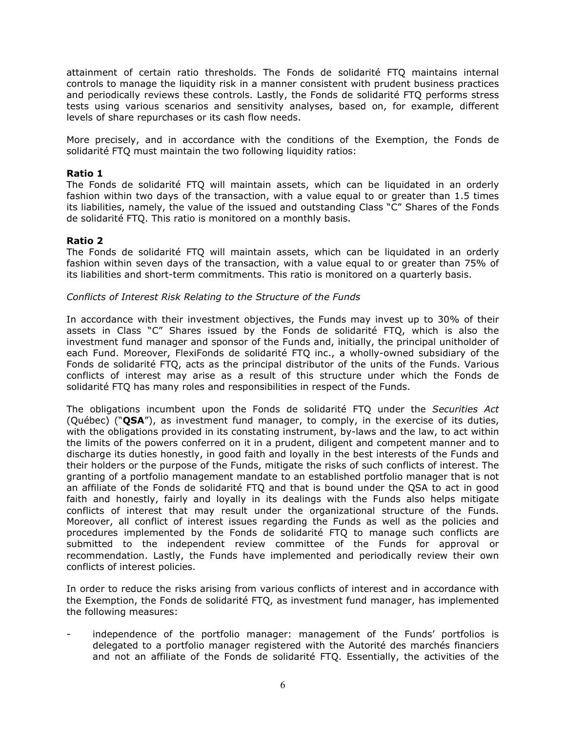attainment of certain ratio thresholds. The Fonds de solidarité FTQ maintains internal controls to manage the liquidity risk in a manner consistent with prudent business practices and periodically reviews these controls. Lastly, the Fonds de solidarité FTQ performs stress tests using various scenarios and sensitivity analyses, based on, for example, different levels of share repurchases or its cash flow needs.

More precisely, and in accordance with the conditions of the Exemption, the Fonds de solidarité FTQ must maintain the two following liquidity ratios:

**Ratio 1**

The Fonds de solidarité FTQ will maintain assets, which can be liquidated in an orderly fashion within two days of the transaction, with a value equal to or greater than 1.5 times its liabilities, namely, the value of the issued and outstanding Class "C" Shares of the Fonds de solidarité FTQ. This ratio is monitored on a monthly basis.

**Ratio 2**

The Fonds de solidarité FTQ will maintain assets, which can be liquidated in an orderly fashion within seven days of the transaction, with a value equal to or greater than 75% of its liabilities and short-term commitments. This ratio is monitored on a quarterly basis.

*Conflicts of Interest Risk Relating to the Structure of the Funds*

In accordance with their investment objectives, the Funds may invest up to 30% of their assets in Class "C" Shares issued by the Fonds de solidarité FTQ, which is also the investment fund manager and sponsor of the Funds and, initially, the principal unitholder of each Fund. Moreover, FlexiFonds de solidarité FTQ inc., a wholly-owned subsidiary of the Fonds de solidarité FTQ, acts as the principal distributor of the units of the Funds. Various conflicts of interest may arise as a result of this structure under which the Fonds de solidarité FTQ has many roles and responsibilities in respect of the Funds.

The obligations incumbent upon the Fonds de solidarité FTQ under the *Securities Act* (Québec) ("**QSA**"), as investment fund manager, to comply, in the exercise of its duties, with the obligations provided in its constating instrument, by-laws and the law, to act within the limits of the powers conferred on it in a prudent, diligent and competent manner and to discharge its duties honestly, in good faith and loyally in the best interests of the Funds and their holders or the purpose of the Funds, mitigate the risks of such conflicts of interest. The granting of a portfolio management mandate to an established portfolio manager that is not an affiliate of the Fonds de solidarité FTQ and that is bound under the QSA to act in good faith and honestly, fairly and loyally in its dealings with the Funds also helps mitigate conflicts of interest that may result under the organizational structure of the Funds. Moreover, all conflict of interest issues regarding the Funds as well as the policies and procedures implemented by the Fonds de solidarité FTQ to manage such conflicts are submitted to the independent review committee of the Funds for approval or recommendation. Lastly, the Funds have implemented and periodically review their own conflicts of interest policies.

In order to reduce the risks arising from various conflicts of interest and in accordance with the Exemption, the Fonds de solidarité FTQ, as investment fund manager, has implemented the following measures:

- independence of the portfolio manager: management of the Funds' portfolios is delegated to a portfolio manager registered with the Autorité des marchés financiers and not an affiliate of the Fonds de solidarité FTQ. Essentially, the activities of the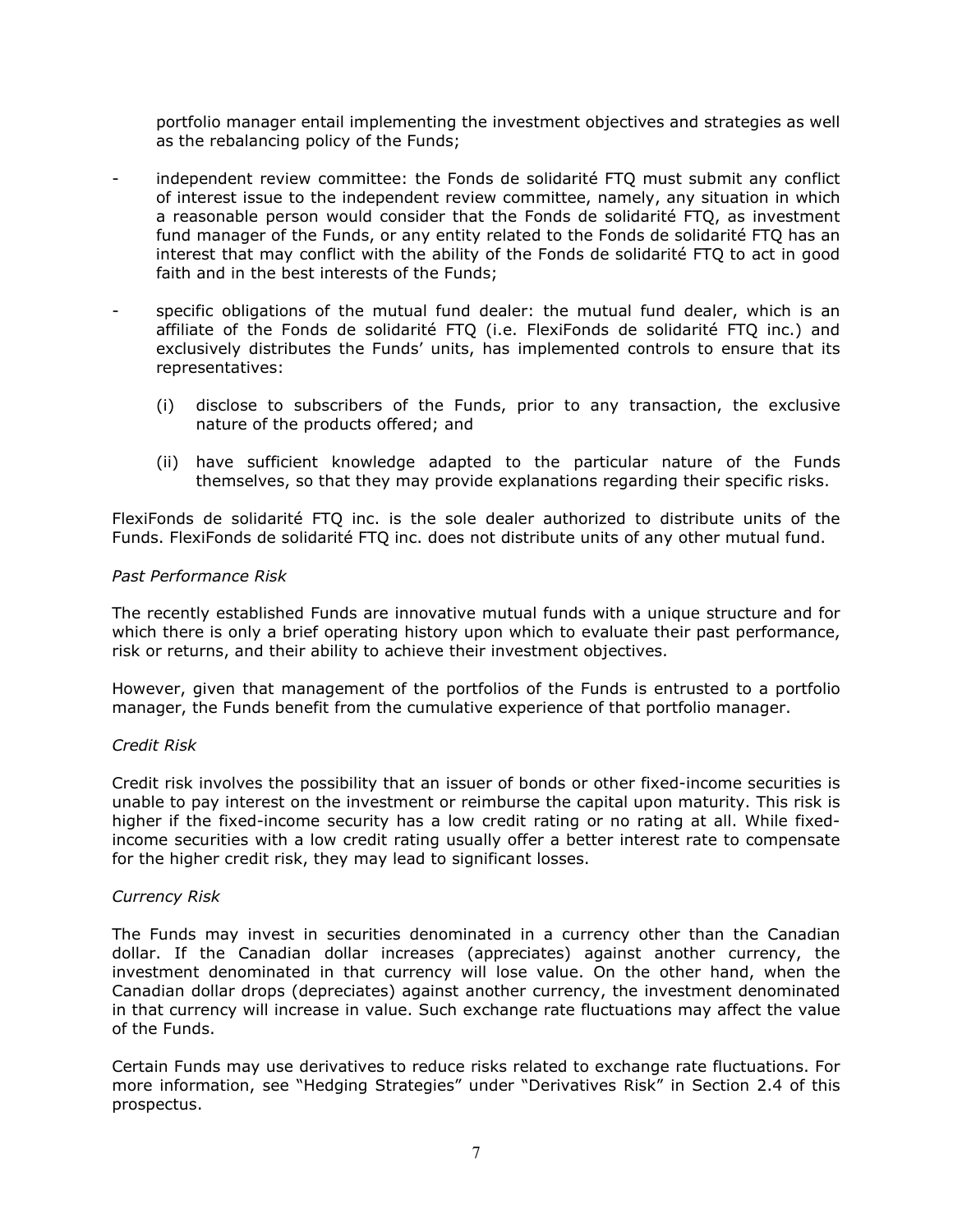portfolio manager entail implementing the investment objectives and strategies as well as the rebalancing policy of the Funds;

- independent review committee: the Fonds de solidarité FTQ must submit any conflict of interest issue to the independent review committee, namely, any situation in which a reasonable person would consider that the Fonds de solidarité FTQ, as investment fund manager of the Funds, or any entity related to the Fonds de solidarité FTQ has an interest that may conflict with the ability of the Fonds de solidarité FTQ to act in good faith and in the best interests of the Funds;
- specific obligations of the mutual fund dealer: the mutual fund dealer, which is an affiliate of the Fonds de solidarité FTQ (i.e. FlexiFonds de solidarité FTQ inc.) and exclusively distributes the Funds' units, has implemented controls to ensure that its representatives:
  - (i) disclose to subscribers of the Funds, prior to any transaction, the exclusive nature of the products offered; and
  - (ii) have sufficient knowledge adapted to the particular nature of the Funds themselves, so that they may provide explanations regarding their specific risks.

FlexiFonds de solidarité FTQ inc. is the sole dealer authorized to distribute units of the Funds. FlexiFonds de solidarité FTQ inc. does not distribute units of any other mutual fund.

*Past Performance Risk*

The recently established Funds are innovative mutual funds with a unique structure and for which there is only a brief operating history upon which to evaluate their past performance, risk or returns, and their ability to achieve their investment objectives.

However, given that management of the portfolios of the Funds is entrusted to a portfolio manager, the Funds benefit from the cumulative experience of that portfolio manager.

*Credit Risk*

Credit risk involves the possibility that an issuer of bonds or other fixed-income securities is unable to pay interest on the investment or reimburse the capital upon maturity. This risk is higher if the fixed-income security has a low credit rating or no rating at all. While fixed-income securities with a low credit rating usually offer a better interest rate to compensate for the higher credit risk, they may lead to significant losses.

*Currency Risk*

The Funds may invest in securities denominated in a currency other than the Canadian dollar. If the Canadian dollar increases (appreciates) against another currency, the investment denominated in that currency will lose value. On the other hand, when the Canadian dollar drops (depreciates) against another currency, the investment denominated in that currency will increase in value. Such exchange rate fluctuations may affect the value of the Funds.

Certain Funds may use derivatives to reduce risks related to exchange rate fluctuations. For more information, see "Hedging Strategies" under "Derivatives Risk" in Section 2.4 of this prospectus.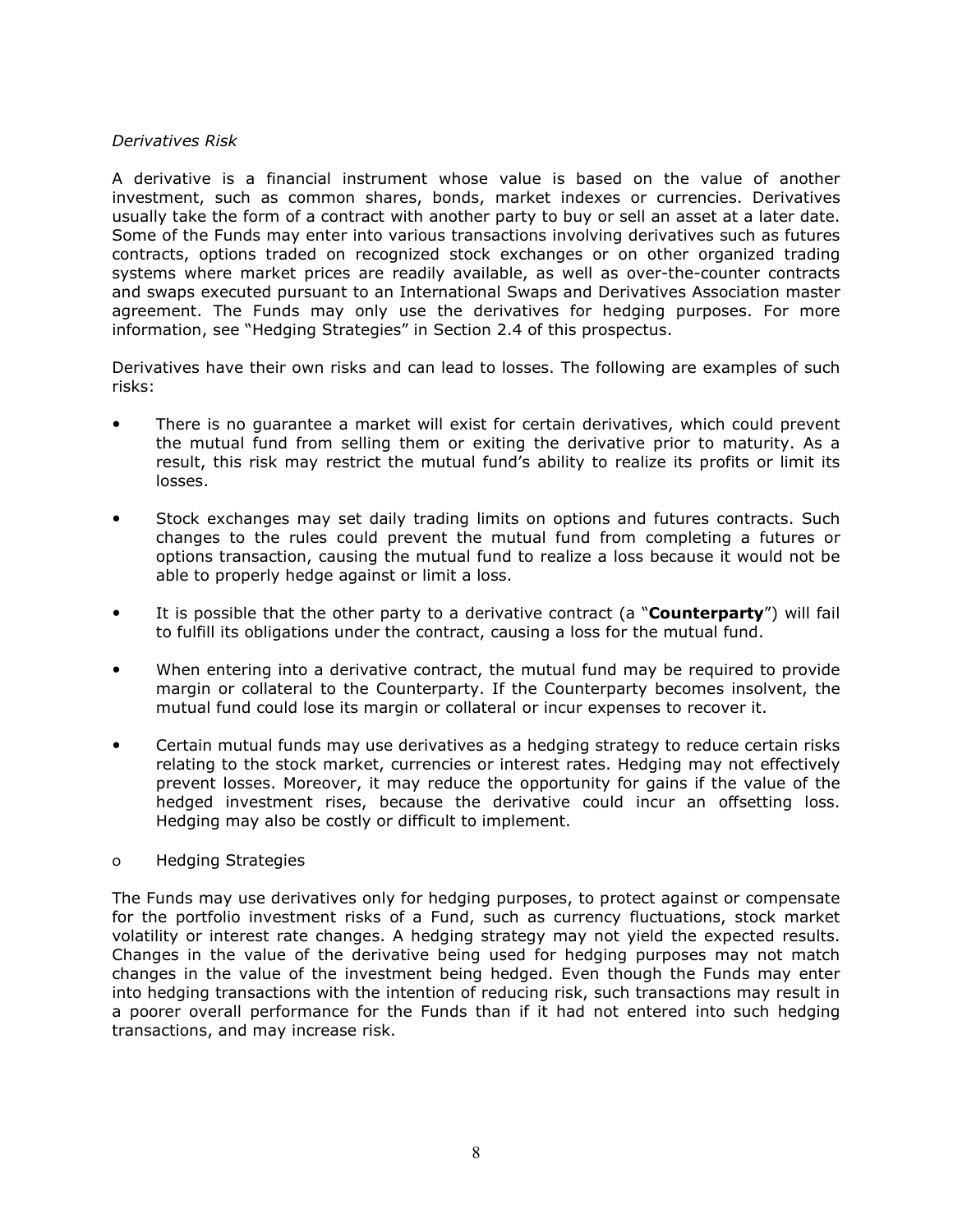*Derivatives Risk*

A derivative is a financial instrument whose value is based on the value of another investment, such as common shares, bonds, market indexes or currencies. Derivatives usually take the form of a contract with another party to buy or sell an asset at a later date. Some of the Funds may enter into various transactions involving derivatives such as futures contracts, options traded on recognized stock exchanges or on other organized trading systems where market prices are readily available, as well as over-the-counter contracts and swaps executed pursuant to an International Swaps and Derivatives Association master agreement. The Funds may only use the derivatives for hedging purposes. For more information, see "Hedging Strategies" in Section 2.4 of this prospectus.

Derivatives have their own risks and can lead to losses. The following are examples of such risks:

- There is no guarantee a market will exist for certain derivatives, which could prevent the mutual fund from selling them or exiting the derivative prior to maturity. As a result, this risk may restrict the mutual fund's ability to realize its profits or limit its losses.
- Stock exchanges may set daily trading limits on options and futures contracts. Such changes to the rules could prevent the mutual fund from completing a futures or options transaction, causing the mutual fund to realize a loss because it would not be able to properly hedge against or limit a loss.
- It is possible that the other party to a derivative contract (a "**Counterparty**") will fail to fulfill its obligations under the contract, causing a loss for the mutual fund.
- When entering into a derivative contract, the mutual fund may be required to provide margin or collateral to the Counterparty. If the Counterparty becomes insolvent, the mutual fund could lose its margin or collateral or incur expenses to recover it.
- Certain mutual funds may use derivatives as a hedging strategy to reduce certain risks relating to the stock market, currencies or interest rates. Hedging may not effectively prevent losses. Moreover, it may reduce the opportunity for gains if the value of the hedged investment rises, because the derivative could incur an offsetting loss. Hedging may also be costly or difficult to implement.

- Hedging Strategies

The Funds may use derivatives only for hedging purposes, to protect against or compensate for the portfolio investment risks of a Fund, such as currency fluctuations, stock market volatility or interest rate changes. A hedging strategy may not yield the expected results. Changes in the value of the derivative being used for hedging purposes may not match changes in the value of the investment being hedged. Even though the Funds may enter into hedging transactions with the intention of reducing risk, such transactions may result in a poorer overall performance for the Funds than if it had not entered into such hedging transactions, and may increase risk.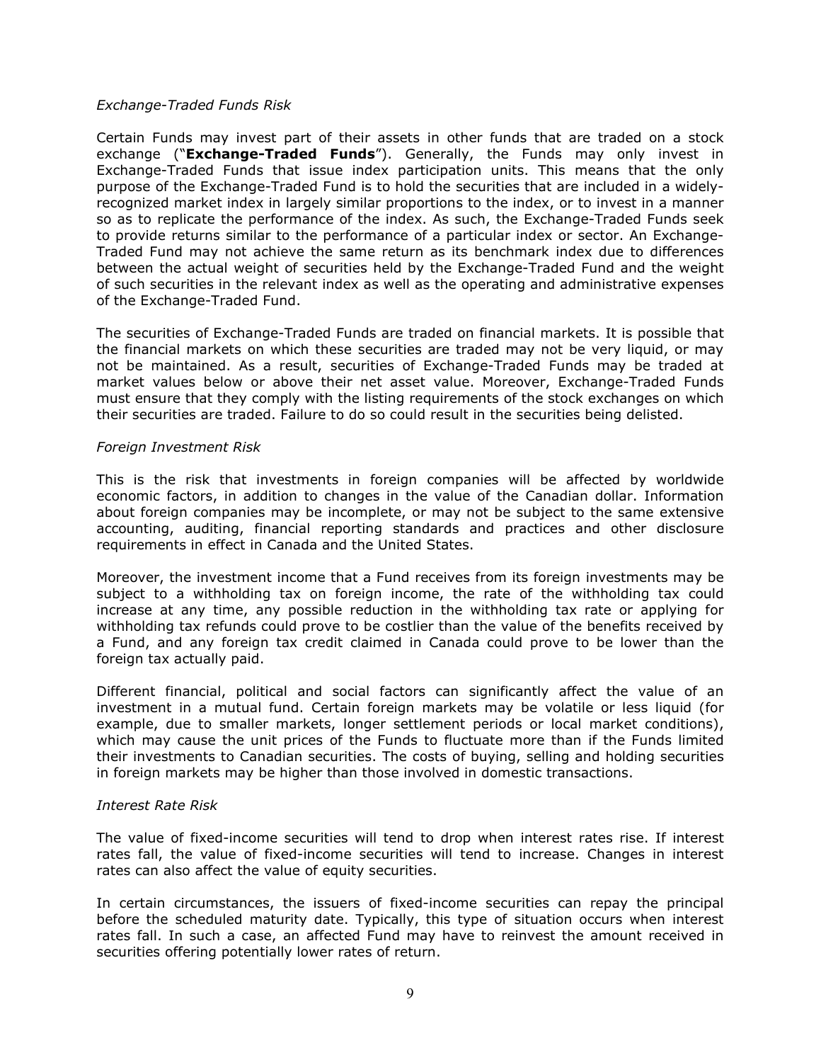*Exchange-Traded Funds Risk*

Certain Funds may invest part of their assets in other funds that are traded on a stock exchange ("**Exchange-Traded Funds**"). Generally, the Funds may only invest in Exchange-Traded Funds that issue index participation units. This means that the only purpose of the Exchange-Traded Fund is to hold the securities that are included in a widely-recognized market index in largely similar proportions to the index, or to invest in a manner so as to replicate the performance of the index. As such, the Exchange-Traded Funds seek to provide returns similar to the performance of a particular index or sector. An Exchange-Traded Fund may not achieve the same return as its benchmark index due to differences between the actual weight of securities held by the Exchange-Traded Fund and the weight of such securities in the relevant index as well as the operating and administrative expenses of the Exchange-Traded Fund.

The securities of Exchange-Traded Funds are traded on financial markets. It is possible that the financial markets on which these securities are traded may not be very liquid, or may not be maintained. As a result, securities of Exchange-Traded Funds may be traded at market values below or above their net asset value. Moreover, Exchange-Traded Funds must ensure that they comply with the listing requirements of the stock exchanges on which their securities are traded. Failure to do so could result in the securities being delisted.

*Foreign Investment Risk*

This is the risk that investments in foreign companies will be affected by worldwide economic factors, in addition to changes in the value of the Canadian dollar. Information about foreign companies may be incomplete, or may not be subject to the same extensive accounting, auditing, financial reporting standards and practices and other disclosure requirements in effect in Canada and the United States.

Moreover, the investment income that a Fund receives from its foreign investments may be subject to a withholding tax on foreign income, the rate of the withholding tax could increase at any time, any possible reduction in the withholding tax rate or applying for withholding tax refunds could prove to be costlier than the value of the benefits received by a Fund, and any foreign tax credit claimed in Canada could prove to be lower than the foreign tax actually paid.

Different financial, political and social factors can significantly affect the value of an investment in a mutual fund. Certain foreign markets may be volatile or less liquid (for example, due to smaller markets, longer settlement periods or local market conditions), which may cause the unit prices of the Funds to fluctuate more than if the Funds limited their investments to Canadian securities. The costs of buying, selling and holding securities in foreign markets may be higher than those involved in domestic transactions.

*Interest Rate Risk*

The value of fixed-income securities will tend to drop when interest rates rise. If interest rates fall, the value of fixed-income securities will tend to increase. Changes in interest rates can also affect the value of equity securities.

In certain circumstances, the issuers of fixed-income securities can repay the principal before the scheduled maturity date. Typically, this type of situation occurs when interest rates fall. In such a case, an affected Fund may have to reinvest the amount received in securities offering potentially lower rates of return.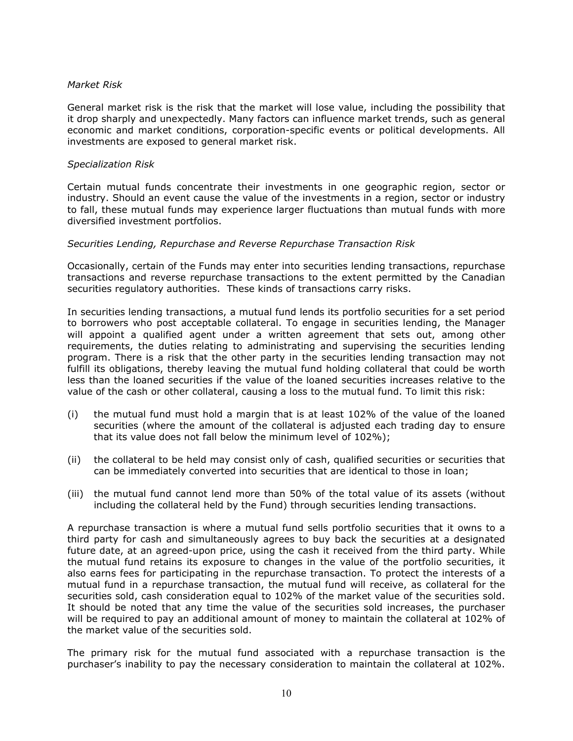*Market Risk*

General market risk is the risk that the market will lose value, including the possibility that it drop sharply and unexpectedly. Many factors can influence market trends, such as general economic and market conditions, corporation-specific events or political developments. All investments are exposed to general market risk.

*Specialization Risk*

Certain mutual funds concentrate their investments in one geographic region, sector or industry. Should an event cause the value of the investments in a region, sector or industry to fall, these mutual funds may experience larger fluctuations than mutual funds with more diversified investment portfolios.

*Securities Lending, Repurchase and Reverse Repurchase Transaction Risk*

Occasionally, certain of the Funds may enter into securities lending transactions, repurchase transactions and reverse repurchase transactions to the extent permitted by the Canadian securities regulatory authorities. These kinds of transactions carry risks.

In securities lending transactions, a mutual fund lends its portfolio securities for a set period to borrowers who post acceptable collateral. To engage in securities lending, the Manager will appoint a qualified agent under a written agreement that sets out, among other requirements, the duties relating to administrating and supervising the securities lending program. There is a risk that the other party in the securities lending transaction may not fulfill its obligations, thereby leaving the mutual fund holding collateral that could be worth less than the loaned securities if the value of the loaned securities increases relative to the value of the cash or other collateral, causing a loss to the mutual fund. To limit this risk:

(i) the mutual fund must hold a margin that is at least 102% of the value of the loaned securities (where the amount of the collateral is adjusted each trading day to ensure that its value does not fall below the minimum level of 102%);

(ii) the collateral to be held may consist only of cash, qualified securities or securities that can be immediately converted into securities that are identical to those in loan;

(iii) the mutual fund cannot lend more than 50% of the total value of its assets (without including the collateral held by the Fund) through securities lending transactions.

A repurchase transaction is where a mutual fund sells portfolio securities that it owns to a third party for cash and simultaneously agrees to buy back the securities at a designated future date, at an agreed-upon price, using the cash it received from the third party. While the mutual fund retains its exposure to changes in the value of the portfolio securities, it also earns fees for participating in the repurchase transaction. To protect the interests of a mutual fund in a repurchase transaction, the mutual fund will receive, as collateral for the securities sold, cash consideration equal to 102% of the market value of the securities sold. It should be noted that any time the value of the securities sold increases, the purchaser will be required to pay an additional amount of money to maintain the collateral at 102% of the market value of the securities sold.

The primary risk for the mutual fund associated with a repurchase transaction is the purchaser's inability to pay the necessary consideration to maintain the collateral at 102%.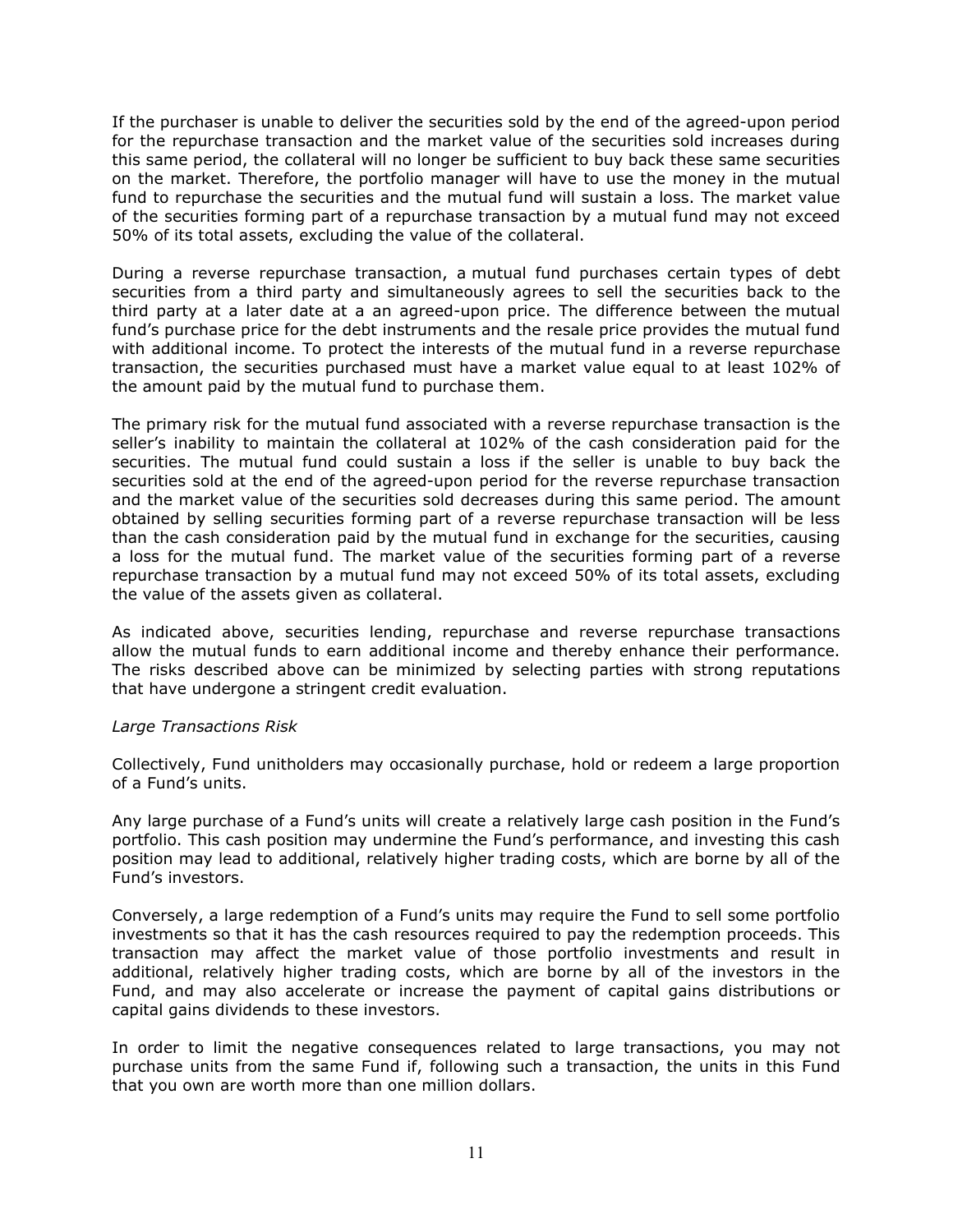If the purchaser is unable to deliver the securities sold by the end of the agreed-upon period for the repurchase transaction and the market value of the securities sold increases during this same period, the collateral will no longer be sufficient to buy back these same securities on the market. Therefore, the portfolio manager will have to use the money in the mutual fund to repurchase the securities and the mutual fund will sustain a loss. The market value of the securities forming part of a repurchase transaction by a mutual fund may not exceed 50% of its total assets, excluding the value of the collateral.

During a reverse repurchase transaction, a mutual fund purchases certain types of debt securities from a third party and simultaneously agrees to sell the securities back to the third party at a later date at a an agreed-upon price. The difference between the mutual fund's purchase price for the debt instruments and the resale price provides the mutual fund with additional income. To protect the interests of the mutual fund in a reverse repurchase transaction, the securities purchased must have a market value equal to at least 102% of the amount paid by the mutual fund to purchase them.

The primary risk for the mutual fund associated with a reverse repurchase transaction is the seller's inability to maintain the collateral at 102% of the cash consideration paid for the securities. The mutual fund could sustain a loss if the seller is unable to buy back the securities sold at the end of the agreed-upon period for the reverse repurchase transaction and the market value of the securities sold decreases during this same period. The amount obtained by selling securities forming part of a reverse repurchase transaction will be less than the cash consideration paid by the mutual fund in exchange for the securities, causing a loss for the mutual fund. The market value of the securities forming part of a reverse repurchase transaction by a mutual fund may not exceed 50% of its total assets, excluding the value of the assets given as collateral.

As indicated above, securities lending, repurchase and reverse repurchase transactions allow the mutual funds to earn additional income and thereby enhance their performance. The risks described above can be minimized by selecting parties with strong reputations that have undergone a stringent credit evaluation.

*Large Transactions Risk*

Collectively, Fund unitholders may occasionally purchase, hold or redeem a large proportion of a Fund's units.

Any large purchase of a Fund's units will create a relatively large cash position in the Fund's portfolio. This cash position may undermine the Fund's performance, and investing this cash position may lead to additional, relatively higher trading costs, which are borne by all of the Fund's investors.

Conversely, a large redemption of a Fund's units may require the Fund to sell some portfolio investments so that it has the cash resources required to pay the redemption proceeds. This transaction may affect the market value of those portfolio investments and result in additional, relatively higher trading costs, which are borne by all of the investors in the Fund, and may also accelerate or increase the payment of capital gains distributions or capital gains dividends to these investors.

In order to limit the negative consequences related to large transactions, you may not purchase units from the same Fund if, following such a transaction, the units in this Fund that you own are worth more than one million dollars.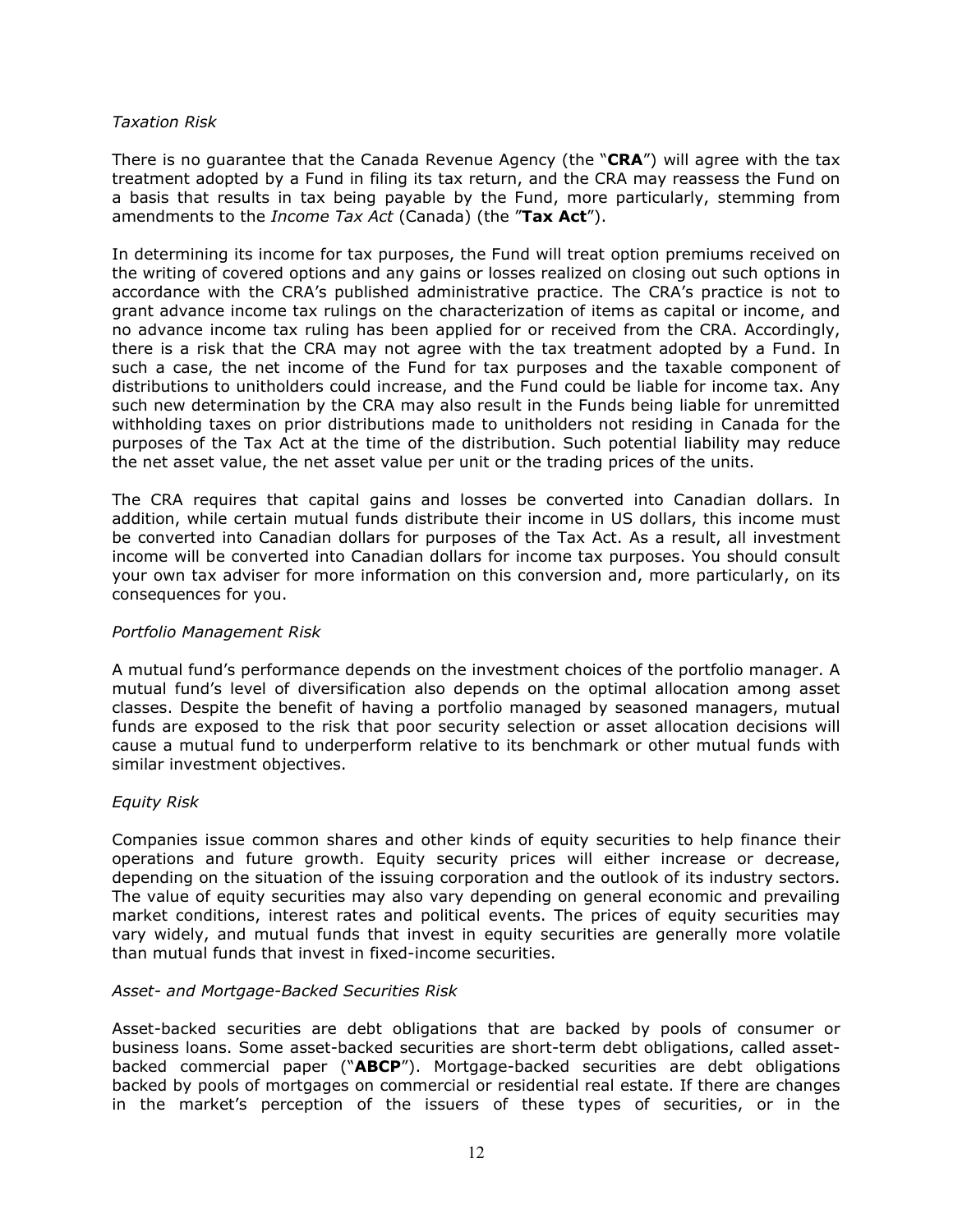*Taxation Risk*

There is no guarantee that the Canada Revenue Agency (the "**CRA**") will agree with the tax treatment adopted by a Fund in filing its tax return, and the CRA may reassess the Fund on a basis that results in tax being payable by the Fund, more particularly, stemming from amendments to the *Income Tax Act* (Canada) (the "**Tax Act**").

In determining its income for tax purposes, the Fund will treat option premiums received on the writing of covered options and any gains or losses realized on closing out such options in accordance with the CRA's published administrative practice. The CRA's practice is not to grant advance income tax rulings on the characterization of items as capital or income, and no advance income tax ruling has been applied for or received from the CRA. Accordingly, there is a risk that the CRA may not agree with the tax treatment adopted by a Fund. In such a case, the net income of the Fund for tax purposes and the taxable component of distributions to unitholders could increase, and the Fund could be liable for income tax. Any such new determination by the CRA may also result in the Funds being liable for unremitted withholding taxes on prior distributions made to unitholders not residing in Canada for the purposes of the Tax Act at the time of the distribution. Such potential liability may reduce the net asset value, the net asset value per unit or the trading prices of the units.

The CRA requires that capital gains and losses be converted into Canadian dollars. In addition, while certain mutual funds distribute their income in US dollars, this income must be converted into Canadian dollars for purposes of the Tax Act. As a result, all investment income will be converted into Canadian dollars for income tax purposes. You should consult your own tax adviser for more information on this conversion and, more particularly, on its consequences for you.

*Portfolio Management Risk*

A mutual fund's performance depends on the investment choices of the portfolio manager. A mutual fund's level of diversification also depends on the optimal allocation among asset classes. Despite the benefit of having a portfolio managed by seasoned managers, mutual funds are exposed to the risk that poor security selection or asset allocation decisions will cause a mutual fund to underperform relative to its benchmark or other mutual funds with similar investment objectives.

*Equity Risk*

Companies issue common shares and other kinds of equity securities to help finance their operations and future growth. Equity security prices will either increase or decrease, depending on the situation of the issuing corporation and the outlook of its industry sectors. The value of equity securities may also vary depending on general economic and prevailing market conditions, interest rates and political events. The prices of equity securities may vary widely, and mutual funds that invest in equity securities are generally more volatile than mutual funds that invest in fixed-income securities.

*Asset- and Mortgage-Backed Securities Risk*

Asset-backed securities are debt obligations that are backed by pools of consumer or business loans. Some asset-backed securities are short-term debt obligations, called asset-backed commercial paper ("**ABCP**"). Mortgage-backed securities are debt obligations backed by pools of mortgages on commercial or residential real estate. If there are changes in the market's perception of the issuers of these types of securities, or in the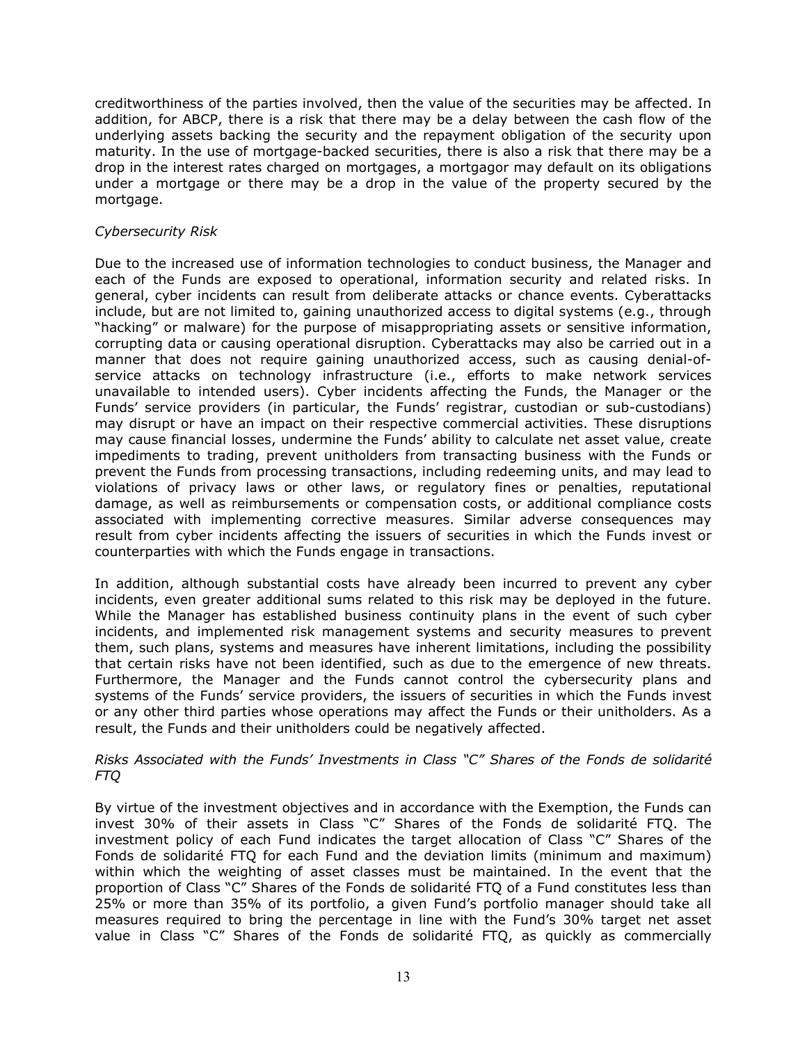creditworthiness of the parties involved, then the value of the securities may be affected. In addition, for ABCP, there is a risk that there may be a delay between the cash flow of the underlying assets backing the security and the repayment obligation of the security upon maturity. In the use of mortgage-backed securities, there is also a risk that there may be a drop in the interest rates charged on mortgages, a mortgagor may default on its obligations under a mortgage or there may be a drop in the value of the property secured by the mortgage.

*Cybersecurity Risk*

Due to the increased use of information technologies to conduct business, the Manager and each of the Funds are exposed to operational, information security and related risks. In general, cyber incidents can result from deliberate attacks or chance events. Cyberattacks include, but are not limited to, gaining unauthorized access to digital systems (e.g., through "hacking" or malware) for the purpose of misappropriating assets or sensitive information, corrupting data or causing operational disruption. Cyberattacks may also be carried out in a manner that does not require gaining unauthorized access, such as causing denial-of-service attacks on technology infrastructure (i.e., efforts to make network services unavailable to intended users). Cyber incidents affecting the Funds, the Manager or the Funds' service providers (in particular, the Funds' registrar, custodian or sub-custodians) may disrupt or have an impact on their respective commercial activities. These disruptions may cause financial losses, undermine the Funds' ability to calculate net asset value, create impediments to trading, prevent unitholders from transacting business with the Funds or prevent the Funds from processing transactions, including redeeming units, and may lead to violations of privacy laws or other laws, or regulatory fines or penalties, reputational damage, as well as reimbursements or compensation costs, or additional compliance costs associated with implementing corrective measures. Similar adverse consequences may result from cyber incidents affecting the issuers of securities in which the Funds invest or counterparties with which the Funds engage in transactions.

In addition, although substantial costs have already been incurred to prevent any cyber incidents, even greater additional sums related to this risk may be deployed in the future. While the Manager has established business continuity plans in the event of such cyber incidents, and implemented risk management systems and security measures to prevent them, such plans, systems and measures have inherent limitations, including the possibility that certain risks have not been identified, such as due to the emergence of new threats. Furthermore, the Manager and the Funds cannot control the cybersecurity plans and systems of the Funds' service providers, the issuers of securities in which the Funds invest or any other third parties whose operations may affect the Funds or their unitholders. As a result, the Funds and their unitholders could be negatively affected.

*Risks Associated with the Funds' Investments in Class "C" Shares of the Fonds de solidarité FTQ*

By virtue of the investment objectives and in accordance with the Exemption, the Funds can invest 30% of their assets in Class "C" Shares of the Fonds de solidarité FTQ. The investment policy of each Fund indicates the target allocation of Class "C" Shares of the Fonds de solidarité FTQ for each Fund and the deviation limits (minimum and maximum) within which the weighting of asset classes must be maintained. In the event that the proportion of Class "C" Shares of the Fonds de solidarité FTQ of a Fund constitutes less than 25% or more than 35% of its portfolio, a given Fund's portfolio manager should take all measures required to bring the percentage in line with the Fund's 30% target net asset value in Class "C" Shares of the Fonds de solidarité FTQ, as quickly as commercially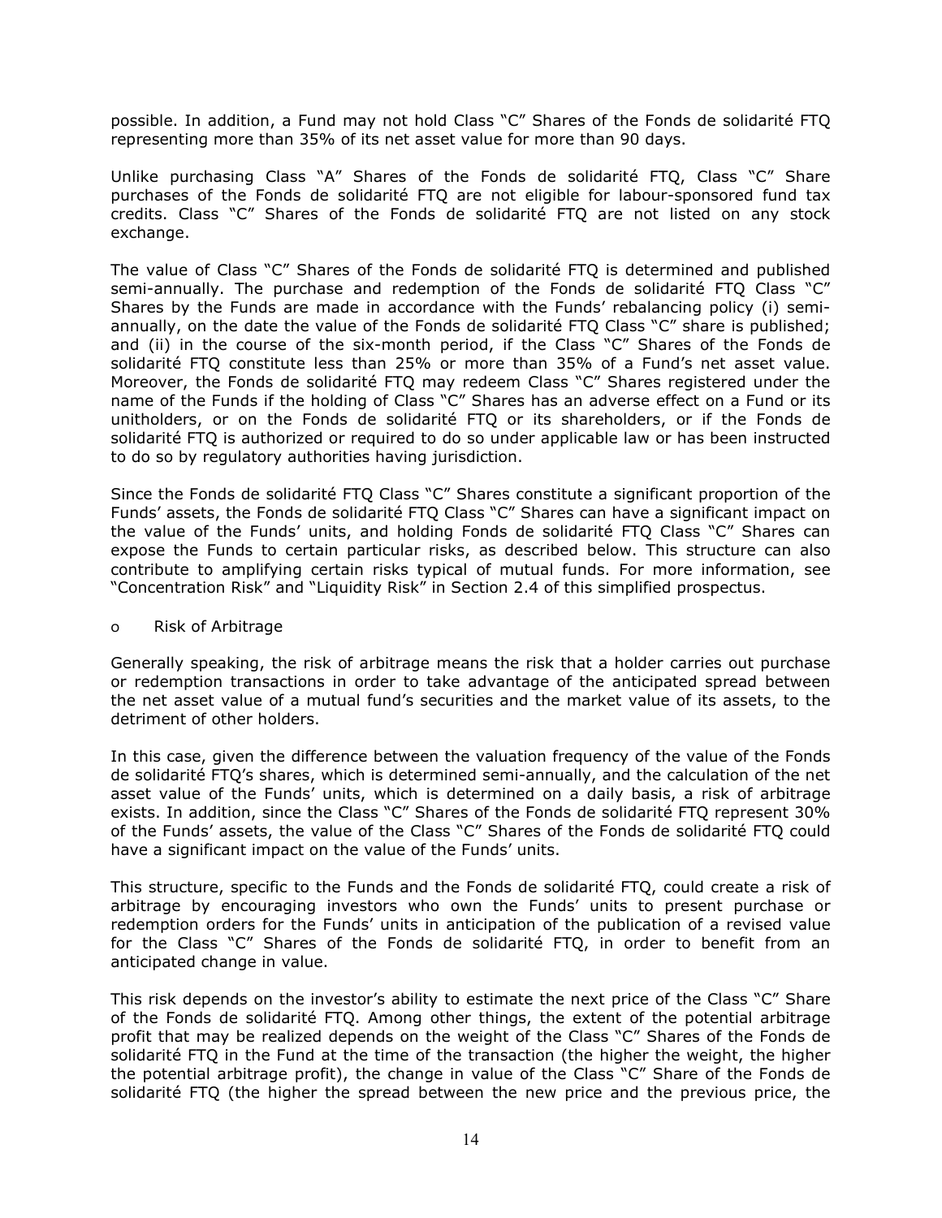possible. In addition, a Fund may not hold Class "C" Shares of the Fonds de solidarité FTQ representing more than 35% of its net asset value for more than 90 days.

Unlike purchasing Class "A" Shares of the Fonds de solidarité FTQ, Class "C" Share purchases of the Fonds de solidarité FTQ are not eligible for labour-sponsored fund tax credits. Class "C" Shares of the Fonds de solidarité FTQ are not listed on any stock exchange.

The value of Class "C" Shares of the Fonds de solidarité FTQ is determined and published semi-annually. The purchase and redemption of the Fonds de solidarité FTQ Class "C" Shares by the Funds are made in accordance with the Funds' rebalancing policy (i) semi-annually, on the date the value of the Fonds de solidarité FTQ Class "C" share is published; and (ii) in the course of the six-month period, if the Class "C" Shares of the Fonds de solidarité FTQ constitute less than 25% or more than 35% of a Fund's net asset value. Moreover, the Fonds de solidarité FTQ may redeem Class "C" Shares registered under the name of the Funds if the holding of Class "C" Shares has an adverse effect on a Fund or its unitholders, or on the Fonds de solidarité FTQ or its shareholders, or if the Fonds de solidarité FTQ is authorized or required to do so under applicable law or has been instructed to do so by regulatory authorities having jurisdiction.

Since the Fonds de solidarité FTQ Class "C" Shares constitute a significant proportion of the Funds' assets, the Fonds de solidarité FTQ Class "C" Shares can have a significant impact on the value of the Funds' units, and holding Fonds de solidarité FTQ Class "C" Shares can expose the Funds to certain particular risks, as described below. This structure can also contribute to amplifying certain risks typical of mutual funds. For more information, see "Concentration Risk" and "Liquidity Risk" in Section 2.4 of this simplified prospectus.

- Risk of Arbitrage

Generally speaking, the risk of arbitrage means the risk that a holder carries out purchase or redemption transactions in order to take advantage of the anticipated spread between the net asset value of a mutual fund's securities and the market value of its assets, to the detriment of other holders.

In this case, given the difference between the valuation frequency of the value of the Fonds de solidarité FTQ's shares, which is determined semi-annually, and the calculation of the net asset value of the Funds' units, which is determined on a daily basis, a risk of arbitrage exists. In addition, since the Class "C" Shares of the Fonds de solidarité FTQ represent 30% of the Funds' assets, the value of the Class "C" Shares of the Fonds de solidarité FTQ could have a significant impact on the value of the Funds' units.

This structure, specific to the Funds and the Fonds de solidarité FTQ, could create a risk of arbitrage by encouraging investors who own the Funds' units to present purchase or redemption orders for the Funds' units in anticipation of the publication of a revised value for the Class "C" Shares of the Fonds de solidarité FTQ, in order to benefit from an anticipated change in value.

This risk depends on the investor's ability to estimate the next price of the Class "C" Share of the Fonds de solidarité FTQ. Among other things, the extent of the potential arbitrage profit that may be realized depends on the weight of the Class "C" Shares of the Fonds de solidarité FTQ in the Fund at the time of the transaction (the higher the weight, the higher the potential arbitrage profit), the change in value of the Class "C" Share of the Fonds de solidarité FTQ (the higher the spread between the new price and the previous price, the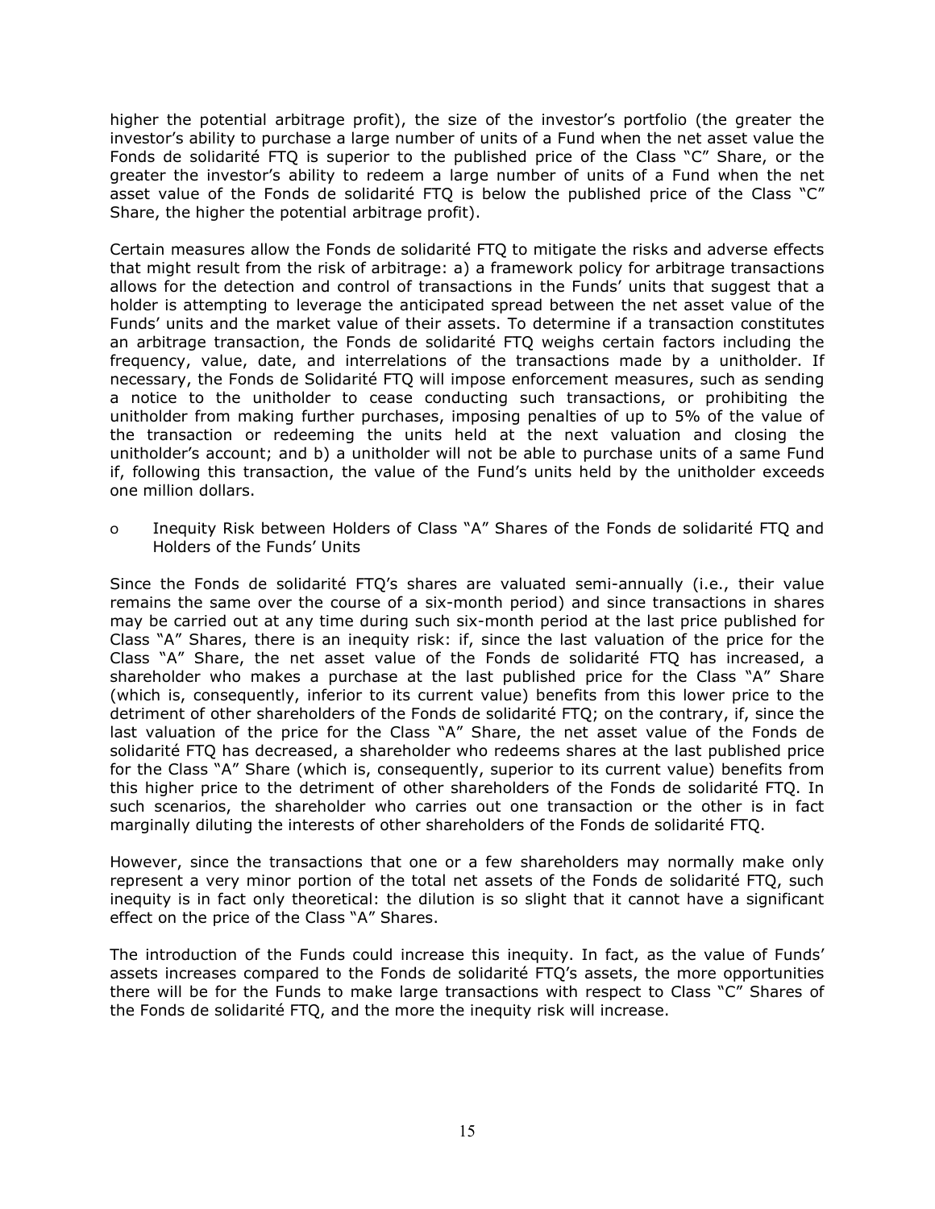higher the potential arbitrage profit), the size of the investor's portfolio (the greater the investor's ability to purchase a large number of units of a Fund when the net asset value the Fonds de solidarité FTQ is superior to the published price of the Class "C" Share, or the greater the investor's ability to redeem a large number of units of a Fund when the net asset value of the Fonds de solidarité FTQ is below the published price of the Class "C" Share, the higher the potential arbitrage profit).

Certain measures allow the Fonds de solidarité FTQ to mitigate the risks and adverse effects that might result from the risk of arbitrage: a) a framework policy for arbitrage transactions allows for the detection and control of transactions in the Funds' units that suggest that a holder is attempting to leverage the anticipated spread between the net asset value of the Funds' units and the market value of their assets. To determine if a transaction constitutes an arbitrage transaction, the Fonds de solidarité FTQ weighs certain factors including the frequency, value, date, and interrelations of the transactions made by a unitholder. If necessary, the Fonds de Solidarité FTQ will impose enforcement measures, such as sending a notice to the unitholder to cease conducting such transactions, or prohibiting the unitholder from making further purchases, imposing penalties of up to 5% of the value of the transaction or redeeming the units held at the next valuation and closing the unitholder's account; and b) a unitholder will not be able to purchase units of a same Fund if, following this transaction, the value of the Fund's units held by the unitholder exceeds one million dollars.

- Inequity Risk between Holders of Class "A" Shares of the Fonds de solidarité FTQ and Holders of the Funds' Units

Since the Fonds de solidarité FTQ's shares are valuated semi-annually (i.e., their value remains the same over the course of a six-month period) and since transactions in shares may be carried out at any time during such six-month period at the last price published for Class "A" Shares, there is an inequity risk: if, since the last valuation of the price for the Class "A" Share, the net asset value of the Fonds de solidarité FTQ has increased, a shareholder who makes a purchase at the last published price for the Class "A" Share (which is, consequently, inferior to its current value) benefits from this lower price to the detriment of other shareholders of the Fonds de solidarité FTQ; on the contrary, if, since the last valuation of the price for the Class "A" Share, the net asset value of the Fonds de solidarité FTQ has decreased, a shareholder who redeems shares at the last published price for the Class "A" Share (which is, consequently, superior to its current value) benefits from this higher price to the detriment of other shareholders of the Fonds de solidarité FTQ. In such scenarios, the shareholder who carries out one transaction or the other is in fact marginally diluting the interests of other shareholders of the Fonds de solidarité FTQ.

However, since the transactions that one or a few shareholders may normally make only represent a very minor portion of the total net assets of the Fonds de solidarité FTQ, such inequity is in fact only theoretical: the dilution is so slight that it cannot have a significant effect on the price of the Class "A" Shares.

The introduction of the Funds could increase this inequity. In fact, as the value of Funds' assets increases compared to the Fonds de solidarité FTQ's assets, the more opportunities there will be for the Funds to make large transactions with respect to Class "C" Shares of the Fonds de solidarité FTQ, and the more the inequity risk will increase.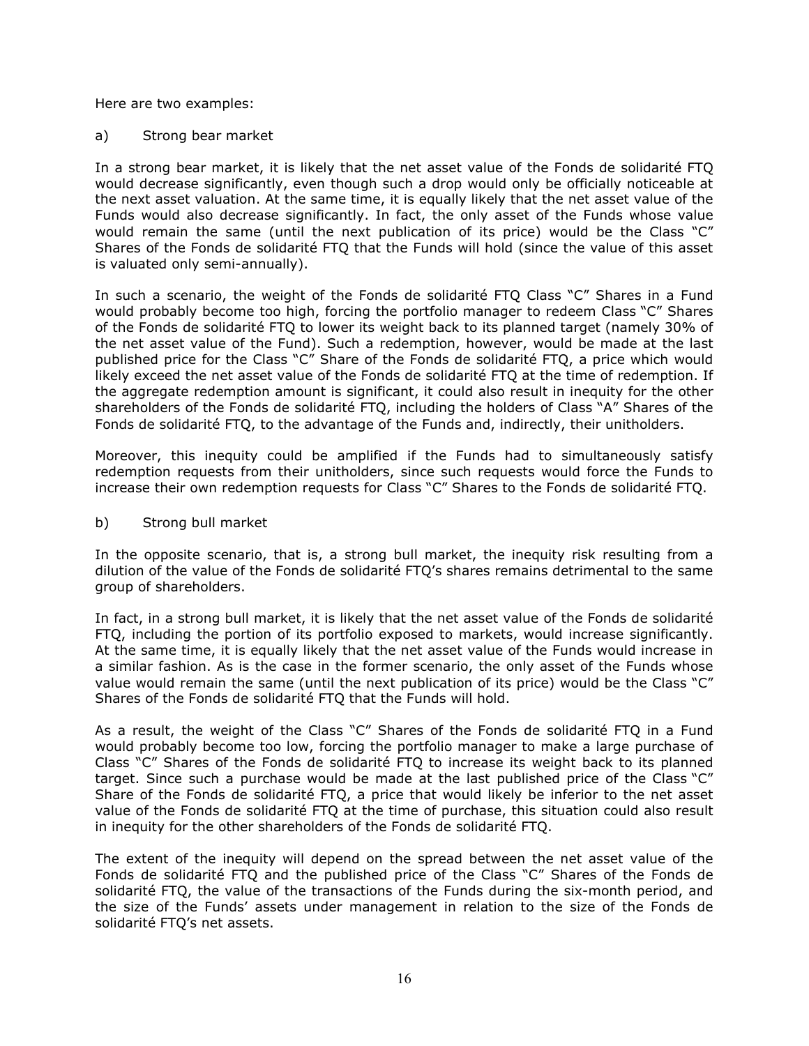Here are two examples:

a) Strong bear market

In a strong bear market, it is likely that the net asset value of the Fonds de solidarité FTQ would decrease significantly, even though such a drop would only be officially noticeable at the next asset valuation. At the same time, it is equally likely that the net asset value of the Funds would also decrease significantly. In fact, the only asset of the Funds whose value would remain the same (until the next publication of its price) would be the Class "C" Shares of the Fonds de solidarité FTQ that the Funds will hold (since the value of this asset is valuated only semi-annually).

In such a scenario, the weight of the Fonds de solidarité FTQ Class "C" Shares in a Fund would probably become too high, forcing the portfolio manager to redeem Class "C" Shares of the Fonds de solidarité FTQ to lower its weight back to its planned target (namely 30% of the net asset value of the Fund). Such a redemption, however, would be made at the last published price for the Class "C" Share of the Fonds de solidarité FTQ, a price which would likely exceed the net asset value of the Fonds de solidarité FTQ at the time of redemption. If the aggregate redemption amount is significant, it could also result in inequity for the other shareholders of the Fonds de solidarité FTQ, including the holders of Class "A" Shares of the Fonds de solidarité FTQ, to the advantage of the Funds and, indirectly, their unitholders.

Moreover, this inequity could be amplified if the Funds had to simultaneously satisfy redemption requests from their unitholders, since such requests would force the Funds to increase their own redemption requests for Class "C" Shares to the Fonds de solidarité FTQ.

b) Strong bull market

In the opposite scenario, that is, a strong bull market, the inequity risk resulting from a dilution of the value of the Fonds de solidarité FTQ's shares remains detrimental to the same group of shareholders.

In fact, in a strong bull market, it is likely that the net asset value of the Fonds de solidarité FTQ, including the portion of its portfolio exposed to markets, would increase significantly. At the same time, it is equally likely that the net asset value of the Funds would increase in a similar fashion. As is the case in the former scenario, the only asset of the Funds whose value would remain the same (until the next publication of its price) would be the Class "C" Shares of the Fonds de solidarité FTQ that the Funds will hold.

As a result, the weight of the Class "C" Shares of the Fonds de solidarité FTQ in a Fund would probably become too low, forcing the portfolio manager to make a large purchase of Class "C" Shares of the Fonds de solidarité FTQ to increase its weight back to its planned target. Since such a purchase would be made at the last published price of the Class "C" Share of the Fonds de solidarité FTQ, a price that would likely be inferior to the net asset value of the Fonds de solidarité FTQ at the time of purchase, this situation could also result in inequity for the other shareholders of the Fonds de solidarité FTQ.

The extent of the inequity will depend on the spread between the net asset value of the Fonds de solidarité FTQ and the published price of the Class "C" Shares of the Fonds de solidarité FTQ, the value of the transactions of the Funds during the six-month period, and the size of the Funds' assets under management in relation to the size of the Fonds de solidarité FTQ's net assets.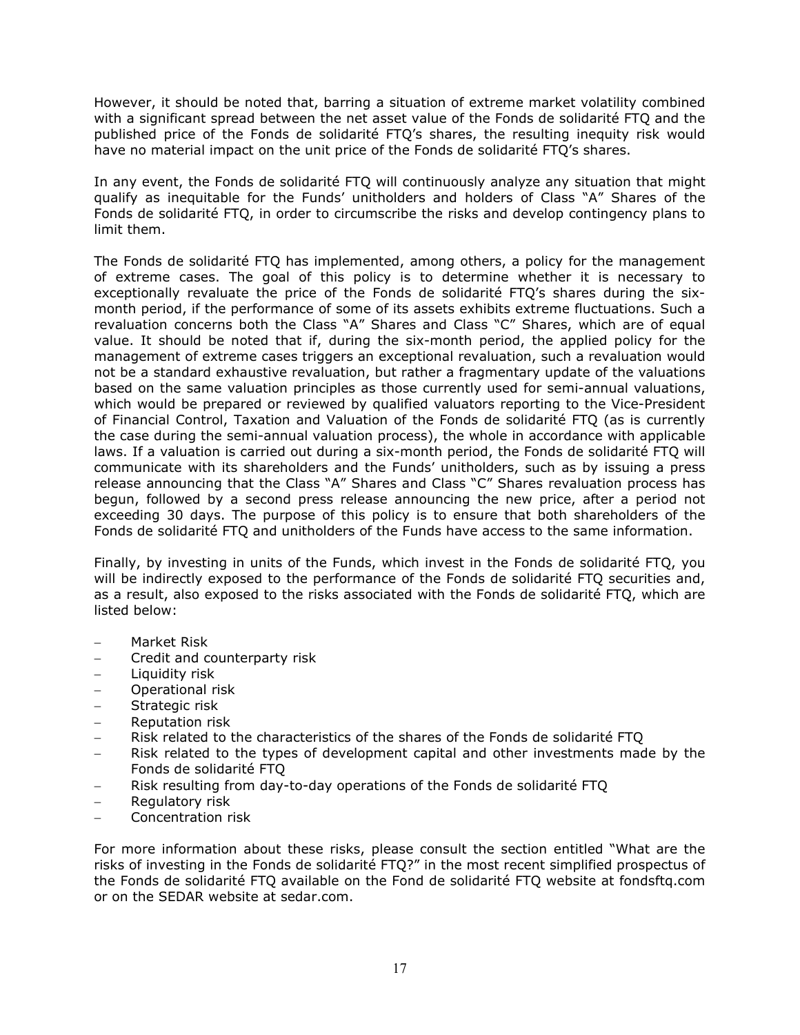However, it should be noted that, barring a situation of extreme market volatility combined with a significant spread between the net asset value of the Fonds de solidarité FTQ and the published price of the Fonds de solidarité FTQ's shares, the resulting inequity risk would have no material impact on the unit price of the Fonds de solidarité FTQ's shares.

In any event, the Fonds de solidarité FTQ will continuously analyze any situation that might qualify as inequitable for the Funds' unitholders and holders of Class "A" Shares of the Fonds de solidarité FTQ, in order to circumscribe the risks and develop contingency plans to limit them.

The Fonds de solidarité FTQ has implemented, among others, a policy for the management of extreme cases. The goal of this policy is to determine whether it is necessary to exceptionally revaluate the price of the Fonds de solidarité FTQ's shares during the six-month period, if the performance of some of its assets exhibits extreme fluctuations. Such a revaluation concerns both the Class "A" Shares and Class "C" Shares, which are of equal value. It should be noted that if, during the six-month period, the applied policy for the management of extreme cases triggers an exceptional revaluation, such a revaluation would not be a standard exhaustive revaluation, but rather a fragmentary update of the valuations based on the same valuation principles as those currently used for semi-annual valuations, which would be prepared or reviewed by qualified valuators reporting to the Vice-President of Financial Control, Taxation and Valuation of the Fonds de solidarité FTQ (as is currently the case during the semi-annual valuation process), the whole in accordance with applicable laws. If a valuation is carried out during a six-month period, the Fonds de solidarité FTQ will communicate with its shareholders and the Funds' unitholders, such as by issuing a press release announcing that the Class "A" Shares and Class "C" Shares revaluation process has begun, followed by a second press release announcing the new price, after a period not exceeding 30 days. The purpose of this policy is to ensure that both shareholders of the Fonds de solidarité FTQ and unitholders of the Funds have access to the same information.

Finally, by investing in units of the Funds, which invest in the Fonds de solidarité FTQ, you will be indirectly exposed to the performance of the Fonds de solidarité FTQ securities and, as a result, also exposed to the risks associated with the Fonds de solidarité FTQ, which are listed below:

- Market Risk
- Credit and counterparty risk
- Liquidity risk
- Operational risk
- Strategic risk
- Reputation risk
- Risk related to the characteristics of the shares of the Fonds de solidarité FTQ
- Risk related to the types of development capital and other investments made by the Fonds de solidarité FTQ
- Risk resulting from day-to-day operations of the Fonds de solidarité FTQ
- Regulatory risk
- Concentration risk

For more information about these risks, please consult the section entitled "What are the risks of investing in the Fonds de solidarité FTQ?" in the most recent simplified prospectus of the Fonds de solidarité FTQ available on the Fond de solidarité FTQ website at fondsftq.com or on the SEDAR website at sedar.com.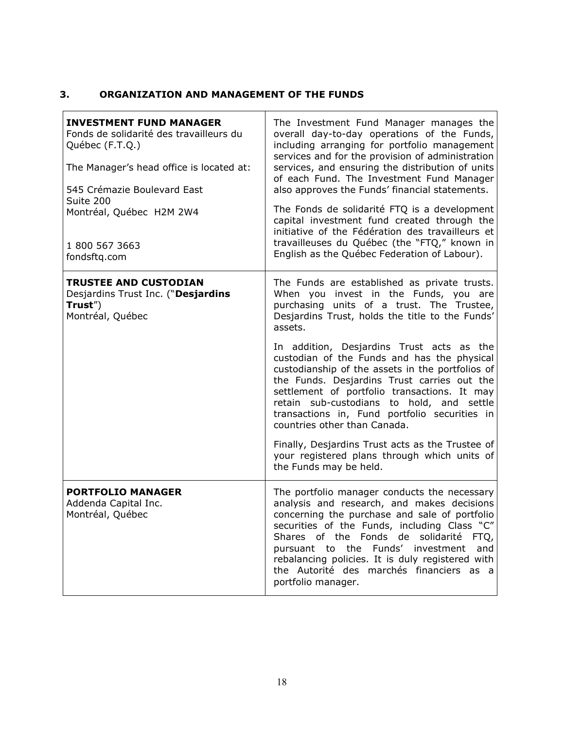## 3. ORGANIZATION AND MANAGEMENT OF THE FUNDS

| | |
|---|---|
| **INVESTMENT FUND MANAGER**<br>Fonds de solidarité des travailleurs du Québec (F.T.Q.)<br><br>The Manager's head office is located at:<br><br>545 Crémazie Boulevard East<br>Suite 200<br>Montréal, Québec H2M 2W4<br><br>1 800 567 3663<br>fondsftq.com | The Investment Fund Manager manages the overall day-to-day operations of the Funds, including arranging for portfolio management services and for the provision of administration services, and ensuring the distribution of units of each Fund. The Investment Fund Manager also approves the Funds' financial statements.<br><br>The Fonds de solidarité FTQ is a development capital investment fund created through the initiative of the Fédération des travailleurs et travailleuses du Québec (the "FTQ," known in English as the Québec Federation of Labour). |
| **TRUSTEE AND CUSTODIAN**<br>Desjardins Trust Inc. ("**Desjardins Trust**")<br>Montréal, Québec | The Funds are established as private trusts. When you invest in the Funds, you are purchasing units of a trust. The Trustee, Desjardins Trust, holds the title to the Funds' assets.<br><br>In addition, Desjardins Trust acts as the custodian of the Funds and has the physical custodianship of the assets in the portfolios of the Funds. Desjardins Trust carries out the settlement of portfolio transactions. It may retain sub-custodians to hold, and settle transactions in, Fund portfolio securities in countries other than Canada.<br><br>Finally, Desjardins Trust acts as the Trustee of your registered plans through which units of the Funds may be held. |
| **PORTFOLIO MANAGER**<br>Addenda Capital Inc.<br>Montréal, Québec | The portfolio manager conducts the necessary analysis and research, and makes decisions concerning the purchase and sale of portfolio securities of the Funds, including Class "C" Shares of the Fonds de solidarité FTQ, pursuant to the Funds' investment and rebalancing policies. It is duly registered with the Autorité des marchés financiers as a portfolio manager. |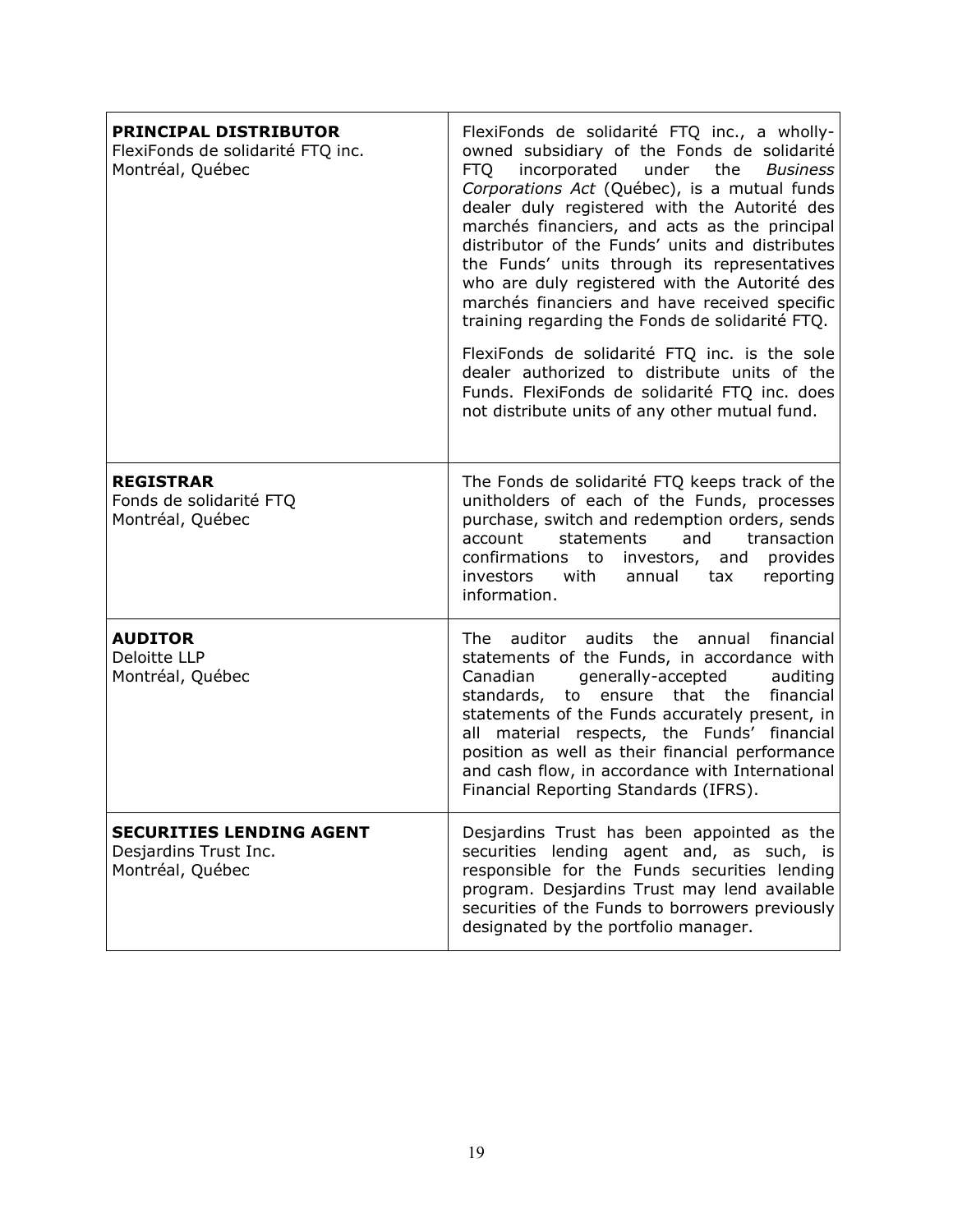| | |
|---|---|
| **PRINCIPAL DISTRIBUTOR**<br>FlexiFonds de solidarité FTQ inc.<br>Montréal, Québec | FlexiFonds de solidarité FTQ inc., a wholly-owned subsidiary of the Fonds de solidarité FTQ incorporated under the *Business Corporations Act* (Québec), is a mutual funds dealer duly registered with the Autorité des marchés financiers, and acts as the principal distributor of the Funds' units and distributes the Funds' units through its representatives who are duly registered with the Autorité des marchés financiers and have received specific training regarding the Fonds de solidarité FTQ.<br><br>FlexiFonds de solidarité FTQ inc. is the sole dealer authorized to distribute units of the Funds. FlexiFonds de solidarité FTQ inc. does not distribute units of any other mutual fund. |
| **REGISTRAR**<br>Fonds de solidarité FTQ<br>Montréal, Québec | The Fonds de solidarité FTQ keeps track of the unitholders of each of the Funds, processes purchase, switch and redemption orders, sends account statements and transaction confirmations to investors, and provides investors with annual tax reporting information. |
| **AUDITOR**<br>Deloitte LLP<br>Montréal, Québec | The auditor audits the annual financial statements of the Funds, in accordance with Canadian generally-accepted auditing standards, to ensure that the financial statements of the Funds accurately present, in all material respects, the Funds' financial position as well as their financial performance and cash flow, in accordance with International Financial Reporting Standards (IFRS). |
| **SECURITIES LENDING AGENT**<br>Desjardins Trust Inc.<br>Montréal, Québec | Desjardins Trust has been appointed as the securities lending agent and, as such, is responsible for the Funds securities lending program. Desjardins Trust may lend available securities of the Funds to borrowers previously designated by the portfolio manager. |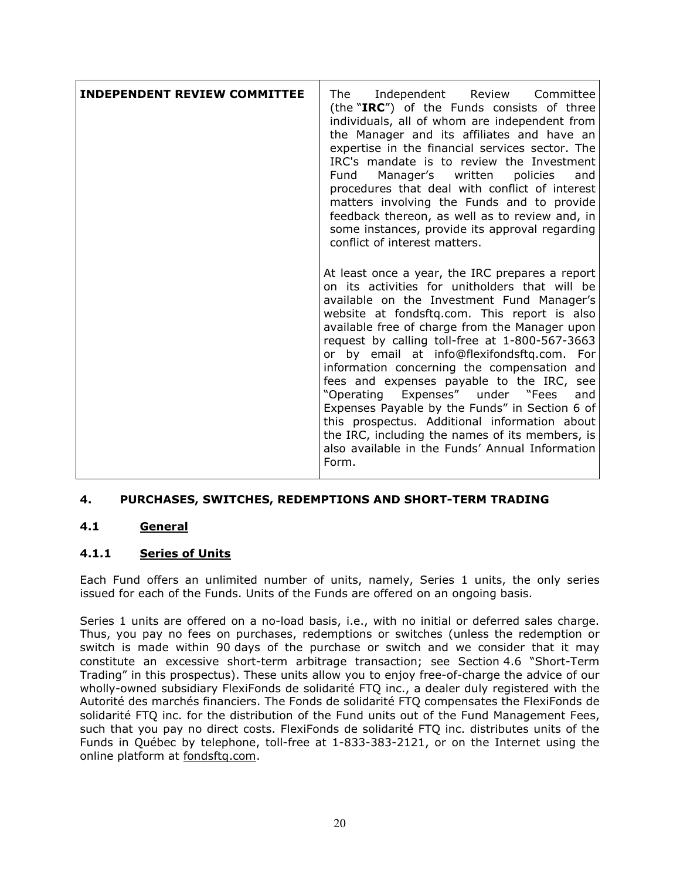| INDEPENDENT REVIEW COMMITTEE | The Independent Review Committee (the "**IRC**") of the Funds consists of three individuals, all of whom are independent from the Manager and its affiliates and have an expertise in the financial services sector. The IRC's mandate is to review the Investment Fund Manager's written policies and procedures that deal with conflict of interest matters involving the Funds and to provide feedback thereon, as well as to review and, in some instances, provide its approval regarding conflict of interest matters.<br><br>At least once a year, the IRC prepares a report on its activities for unitholders that will be available on the Investment Fund Manager's website at fondsftq.com. This report is also available free of charge from the Manager upon request by calling toll-free at 1-800-567-3663 or by email at info@flexifondsftq.com. For information concerning the compensation and fees and expenses payable to the IRC, see "Operating Expenses" under "Fees and Expenses Payable by the Funds" in Section 6 of this prospectus. Additional information about the IRC, including the names of its members, is also available in the Funds' Annual Information Form. |
|---|---|

## 4. PURCHASES, SWITCHES, REDEMPTIONS AND SHORT-TERM TRADING

### 4.1 General

#### 4.1.1 Series of Units

Each Fund offers an unlimited number of units, namely, Series 1 units, the only series issued for each of the Funds. Units of the Funds are offered on an ongoing basis.

Series 1 units are offered on a no-load basis, i.e., with no initial or deferred sales charge. Thus, you pay no fees on purchases, redemptions or switches (unless the redemption or switch is made within 90 days of the purchase or switch and we consider that it may constitute an excessive short-term arbitrage transaction; see Section 4.6 "Short-Term Trading" in this prospectus). These units allow you to enjoy free-of-charge the advice of our wholly-owned subsidiary FlexiFonds de solidarité FTQ inc., a dealer duly registered with the Autorité des marchés financiers. The Fonds de solidarité FTQ compensates the FlexiFonds de solidarité FTQ inc. for the distribution of the Fund units out of the Fund Management Fees, such that you pay no direct costs. FlexiFonds de solidarité FTQ inc. distributes units of the Funds in Québec by telephone, toll-free at 1-833-383-2121, or on the Internet using the online platform at fondsftq.com.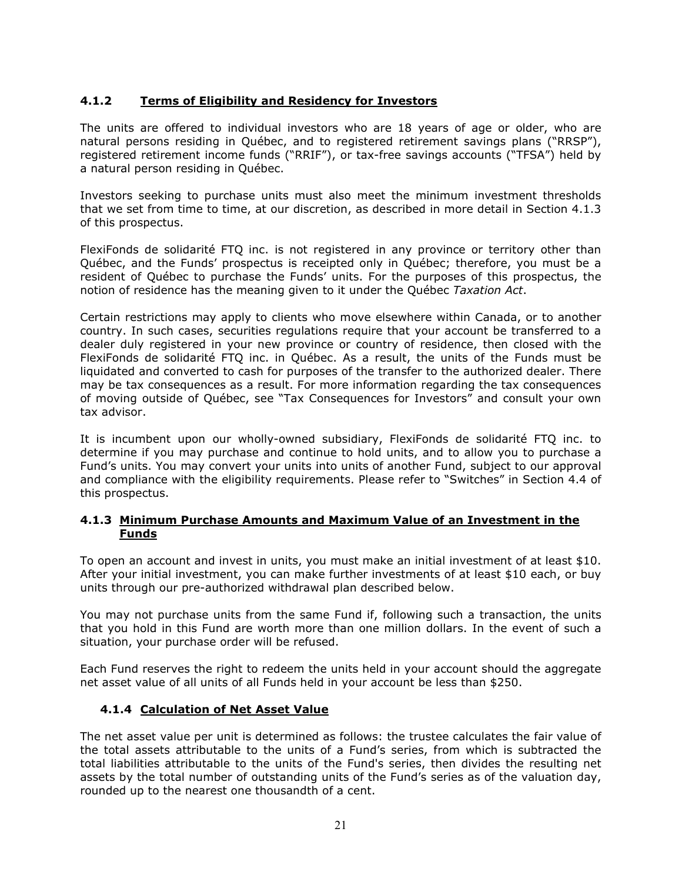### 4.1.2 Terms of Eligibility and Residency for Investors

The units are offered to individual investors who are 18 years of age or older, who are natural persons residing in Québec, and to registered retirement savings plans ("RRSP"), registered retirement income funds ("RRIF"), or tax-free savings accounts ("TFSA") held by a natural person residing in Québec.

Investors seeking to purchase units must also meet the minimum investment thresholds that we set from time to time, at our discretion, as described in more detail in Section 4.1.3 of this prospectus.

FlexiFonds de solidarité FTQ inc. is not registered in any province or territory other than Québec, and the Funds' prospectus is receipted only in Québec; therefore, you must be a resident of Québec to purchase the Funds' units. For the purposes of this prospectus, the notion of residence has the meaning given to it under the Québec *Taxation Act*.

Certain restrictions may apply to clients who move elsewhere within Canada, or to another country. In such cases, securities regulations require that your account be transferred to a dealer duly registered in your new province or country of residence, then closed with the FlexiFonds de solidarité FTQ inc. in Québec. As a result, the units of the Funds must be liquidated and converted to cash for purposes of the transfer to the authorized dealer. There may be tax consequences as a result. For more information regarding the tax consequences of moving outside of Québec, see "Tax Consequences for Investors" and consult your own tax advisor.

It is incumbent upon our wholly-owned subsidiary, FlexiFonds de solidarité FTQ inc. to determine if you may purchase and continue to hold units, and to allow you to purchase a Fund's units. You may convert your units into units of another Fund, subject to our approval and compliance with the eligibility requirements. Please refer to "Switches" in Section 4.4 of this prospectus.

### 4.1.3 Minimum Purchase Amounts and Maximum Value of an Investment in the Funds

To open an account and invest in units, you must make an initial investment of at least $10. After your initial investment, you can make further investments of at least $10 each, or buy units through our pre-authorized withdrawal plan described below.

You may not purchase units from the same Fund if, following such a transaction, the units that you hold in this Fund are worth more than one million dollars. In the event of such a situation, your purchase order will be refused.

Each Fund reserves the right to redeem the units held in your account should the aggregate net asset value of all units of all Funds held in your account be less than $250.

### 4.1.4 Calculation of Net Asset Value

The net asset value per unit is determined as follows: the trustee calculates the fair value of the total assets attributable to the units of a Fund's series, from which is subtracted the total liabilities attributable to the units of the Fund's series, then divides the resulting net assets by the total number of outstanding units of the Fund's series as of the valuation day, rounded up to the nearest one thousandth of a cent.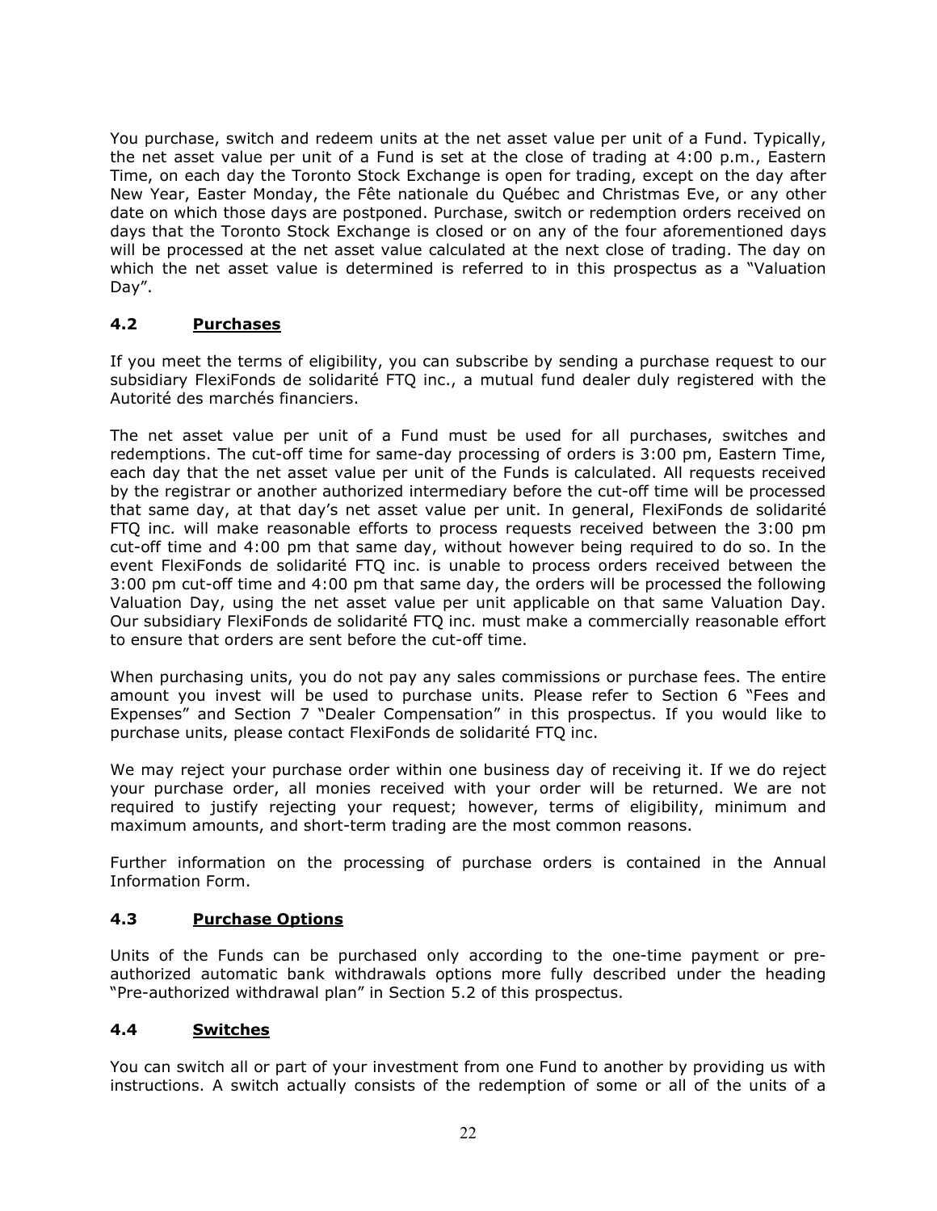You purchase, switch and redeem units at the net asset value per unit of a Fund. Typically, the net asset value per unit of a Fund is set at the close of trading at 4:00 p.m., Eastern Time, on each day the Toronto Stock Exchange is open for trading, except on the day after New Year, Easter Monday, the Fête nationale du Québec and Christmas Eve, or any other date on which those days are postponed. Purchase, switch or redemption orders received on days that the Toronto Stock Exchange is closed or on any of the four aforementioned days will be processed at the net asset value calculated at the next close of trading. The day on which the net asset value is determined is referred to in this prospectus as a "Valuation Day".

### 4.2 Purchases

If you meet the terms of eligibility, you can subscribe by sending a purchase request to our subsidiary FlexiFonds de solidarité FTQ inc., a mutual fund dealer duly registered with the Autorité des marchés financiers.

The net asset value per unit of a Fund must be used for all purchases, switches and redemptions. The cut-off time for same-day processing of orders is 3:00 pm, Eastern Time, each day that the net asset value per unit of the Funds is calculated. All requests received by the registrar or another authorized intermediary before the cut-off time will be processed that same day, at that day's net asset value per unit. In general, FlexiFonds de solidarité FTQ inc. will make reasonable efforts to process requests received between the 3:00 pm cut-off time and 4:00 pm that same day, without however being required to do so. In the event FlexiFonds de solidarité FTQ inc. is unable to process orders received between the 3:00 pm cut-off time and 4:00 pm that same day, the orders will be processed the following Valuation Day, using the net asset value per unit applicable on that same Valuation Day. Our subsidiary FlexiFonds de solidarité FTQ inc. must make a commercially reasonable effort to ensure that orders are sent before the cut-off time.

When purchasing units, you do not pay any sales commissions or purchase fees. The entire amount you invest will be used to purchase units. Please refer to Section 6 "Fees and Expenses" and Section 7 "Dealer Compensation" in this prospectus. If you would like to purchase units, please contact FlexiFonds de solidarité FTQ inc.

We may reject your purchase order within one business day of receiving it. If we do reject your purchase order, all monies received with your order will be returned. We are not required to justify rejecting your request; however, terms of eligibility, minimum and maximum amounts, and short-term trading are the most common reasons.

Further information on the processing of purchase orders is contained in the Annual Information Form.

### 4.3 Purchase Options

Units of the Funds can be purchased only according to the one-time payment or pre-authorized automatic bank withdrawals options more fully described under the heading "Pre-authorized withdrawal plan" in Section 5.2 of this prospectus.

### 4.4 Switches

You can switch all or part of your investment from one Fund to another by providing us with instructions. A switch actually consists of the redemption of some or all of the units of a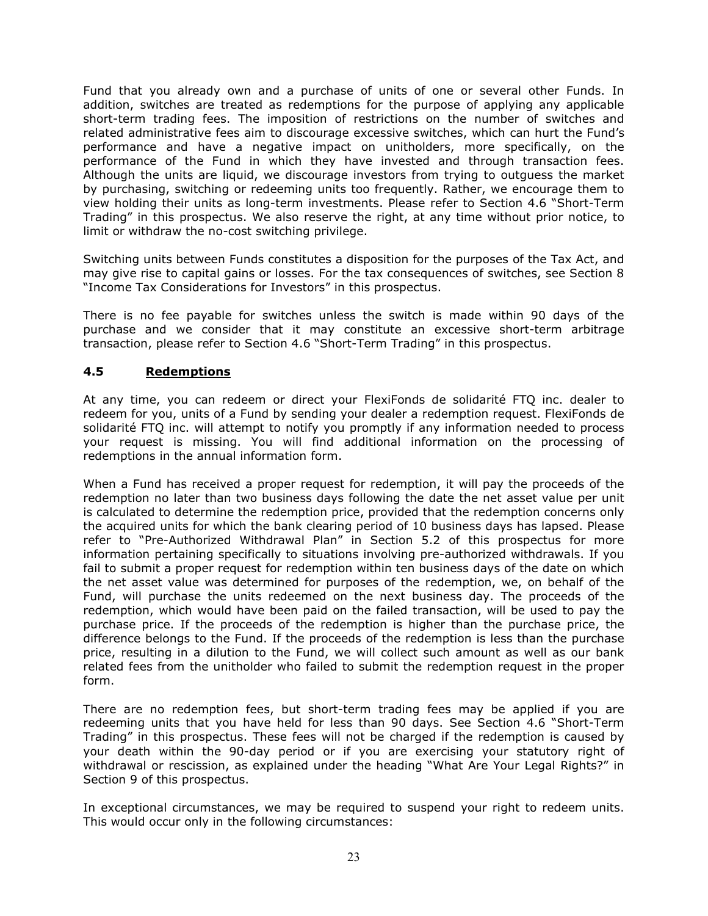Fund that you already own and a purchase of units of one or several other Funds. In addition, switches are treated as redemptions for the purpose of applying any applicable short-term trading fees. The imposition of restrictions on the number of switches and related administrative fees aim to discourage excessive switches, which can hurt the Fund's performance and have a negative impact on unitholders, more specifically, on the performance of the Fund in which they have invested and through transaction fees. Although the units are liquid, we discourage investors from trying to outguess the market by purchasing, switching or redeeming units too frequently. Rather, we encourage them to view holding their units as long-term investments. Please refer to Section 4.6 "Short-Term Trading" in this prospectus. We also reserve the right, at any time without prior notice, to limit or withdraw the no-cost switching privilege.

Switching units between Funds constitutes a disposition for the purposes of the Tax Act, and may give rise to capital gains or losses. For the tax consequences of switches, see Section 8 "Income Tax Considerations for Investors" in this prospectus.

There is no fee payable for switches unless the switch is made within 90 days of the purchase and we consider that it may constitute an excessive short-term arbitrage transaction, please refer to Section 4.6 "Short-Term Trading" in this prospectus.

## 4.5 Redemptions

At any time, you can redeem or direct your FlexiFonds de solidarité FTQ inc. dealer to redeem for you, units of a Fund by sending your dealer a redemption request. FlexiFonds de solidarité FTQ inc. will attempt to notify you promptly if any information needed to process your request is missing. You will find additional information on the processing of redemptions in the annual information form.

When a Fund has received a proper request for redemption, it will pay the proceeds of the redemption no later than two business days following the date the net asset value per unit is calculated to determine the redemption price, provided that the redemption concerns only the acquired units for which the bank clearing period of 10 business days has lapsed. Please refer to "Pre-Authorized Withdrawal Plan" in Section 5.2 of this prospectus for more information pertaining specifically to situations involving pre-authorized withdrawals. If you fail to submit a proper request for redemption within ten business days of the date on which the net asset value was determined for purposes of the redemption, we, on behalf of the Fund, will purchase the units redeemed on the next business day. The proceeds of the redemption, which would have been paid on the failed transaction, will be used to pay the purchase price. If the proceeds of the redemption is higher than the purchase price, the difference belongs to the Fund. If the proceeds of the redemption is less than the purchase price, resulting in a dilution to the Fund, we will collect such amount as well as our bank related fees from the unitholder who failed to submit the redemption request in the proper form.

There are no redemption fees, but short-term trading fees may be applied if you are redeeming units that you have held for less than 90 days. See Section 4.6 "Short-Term Trading" in this prospectus. These fees will not be charged if the redemption is caused by your death within the 90-day period or if you are exercising your statutory right of withdrawal or rescission, as explained under the heading "What Are Your Legal Rights?" in Section 9 of this prospectus.

In exceptional circumstances, we may be required to suspend your right to redeem units. This would occur only in the following circumstances: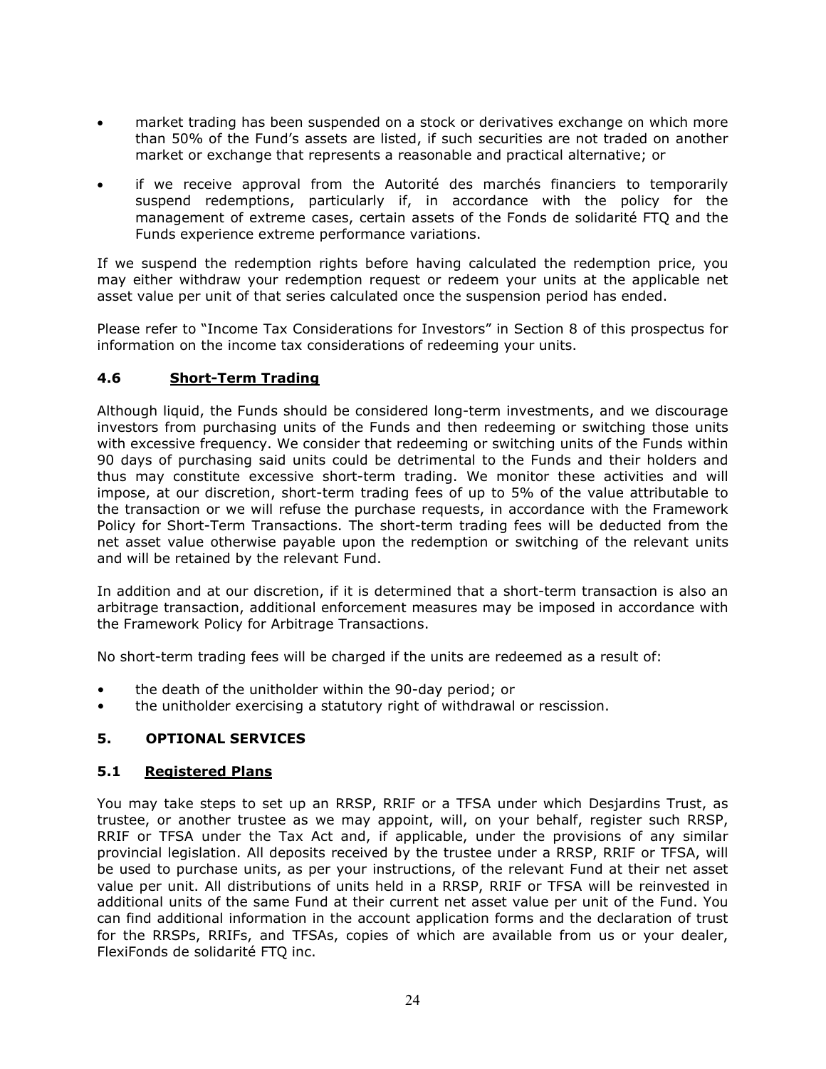- market trading has been suspended on a stock or derivatives exchange on which more than 50% of the Fund's assets are listed, if such securities are not traded on another market or exchange that represents a reasonable and practical alternative; or
- if we receive approval from the Autorité des marchés financiers to temporarily suspend redemptions, particularly if, in accordance with the policy for the management of extreme cases, certain assets of the Fonds de solidarité FTQ and the Funds experience extreme performance variations.

If we suspend the redemption rights before having calculated the redemption price, you may either withdraw your redemption request or redeem your units at the applicable net asset value per unit of that series calculated once the suspension period has ended.

Please refer to "Income Tax Considerations for Investors" in Section 8 of this prospectus for information on the income tax considerations of redeeming your units.

### 4.6 Short-Term Trading

Although liquid, the Funds should be considered long-term investments, and we discourage investors from purchasing units of the Funds and then redeeming or switching those units with excessive frequency. We consider that redeeming or switching units of the Funds within 90 days of purchasing said units could be detrimental to the Funds and their holders and thus may constitute excessive short-term trading. We monitor these activities and will impose, at our discretion, short-term trading fees of up to 5% of the value attributable to the transaction or we will refuse the purchase requests, in accordance with the Framework Policy for Short-Term Transactions. The short-term trading fees will be deducted from the net asset value otherwise payable upon the redemption or switching of the relevant units and will be retained by the relevant Fund.

In addition and at our discretion, if it is determined that a short-term transaction is also an arbitrage transaction, additional enforcement measures may be imposed in accordance with the Framework Policy for Arbitrage Transactions.

No short-term trading fees will be charged if the units are redeemed as a result of:

- the death of the unitholder within the 90-day period; or
- the unitholder exercising a statutory right of withdrawal or rescission.

## 5. OPTIONAL SERVICES

### 5.1 Registered Plans

You may take steps to set up an RRSP, RRIF or a TFSA under which Desjardins Trust, as trustee, or another trustee as we may appoint, will, on your behalf, register such RRSP, RRIF or TFSA under the Tax Act and, if applicable, under the provisions of any similar provincial legislation. All deposits received by the trustee under a RRSP, RRIF or TFSA, will be used to purchase units, as per your instructions, of the relevant Fund at their net asset value per unit. All distributions of units held in a RRSP, RRIF or TFSA will be reinvested in additional units of the same Fund at their current net asset value per unit of the Fund. You can find additional information in the account application forms and the declaration of trust for the RRSPs, RRIFs, and TFSAs, copies of which are available from us or your dealer, FlexiFonds de solidarité FTQ inc.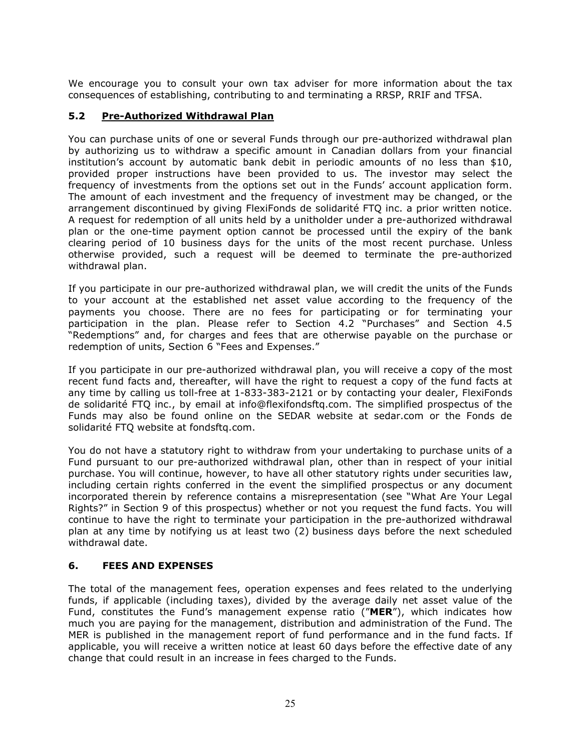We encourage you to consult your own tax adviser for more information about the tax consequences of establishing, contributing to and terminating a RRSP, RRIF and TFSA.

### 5.2 Pre-Authorized Withdrawal Plan

You can purchase units of one or several Funds through our pre-authorized withdrawal plan by authorizing us to withdraw a specific amount in Canadian dollars from your financial institution's account by automatic bank debit in periodic amounts of no less than $10, provided proper instructions have been provided to us. The investor may select the frequency of investments from the options set out in the Funds' account application form. The amount of each investment and the frequency of investment may be changed, or the arrangement discontinued by giving FlexiFonds de solidarité FTQ inc. a prior written notice. A request for redemption of all units held by a unitholder under a pre-authorized withdrawal plan or the one-time payment option cannot be processed until the expiry of the bank clearing period of 10 business days for the units of the most recent purchase. Unless otherwise provided, such a request will be deemed to terminate the pre-authorized withdrawal plan.

If you participate in our pre-authorized withdrawal plan, we will credit the units of the Funds to your account at the established net asset value according to the frequency of the payments you choose. There are no fees for participating or for terminating your participation in the plan. Please refer to Section 4.2 "Purchases" and Section 4.5 "Redemptions" and, for charges and fees that are otherwise payable on the purchase or redemption of units, Section 6 "Fees and Expenses."

If you participate in our pre-authorized withdrawal plan, you will receive a copy of the most recent fund facts and, thereafter, will have the right to request a copy of the fund facts at any time by calling us toll-free at 1-833-383-2121 or by contacting your dealer, FlexiFonds de solidarité FTQ inc., by email at info@flexifondsftq.com. The simplified prospectus of the Funds may also be found online on the SEDAR website at sedar.com or the Fonds de solidarité FTQ website at fondsftq.com.

You do not have a statutory right to withdraw from your undertaking to purchase units of a Fund pursuant to our pre-authorized withdrawal plan, other than in respect of your initial purchase. You will continue, however, to have all other statutory rights under securities law, including certain rights conferred in the event the simplified prospectus or any document incorporated therein by reference contains a misrepresentation (see "What Are Your Legal Rights?" in Section 9 of this prospectus) whether or not you request the fund facts. You will continue to have the right to terminate your participation in the pre-authorized withdrawal plan at any time by notifying us at least two (2) business days before the next scheduled withdrawal date.

## 6. FEES AND EXPENSES

The total of the management fees, operation expenses and fees related to the underlying funds, if applicable (including taxes), divided by the average daily net asset value of the Fund, constitutes the Fund's management expense ratio ("**MER**"), which indicates how much you are paying for the management, distribution and administration of the Fund. The MER is published in the management report of fund performance and in the fund facts. If applicable, you will receive a written notice at least 60 days before the effective date of any change that could result in an increase in fees charged to the Funds.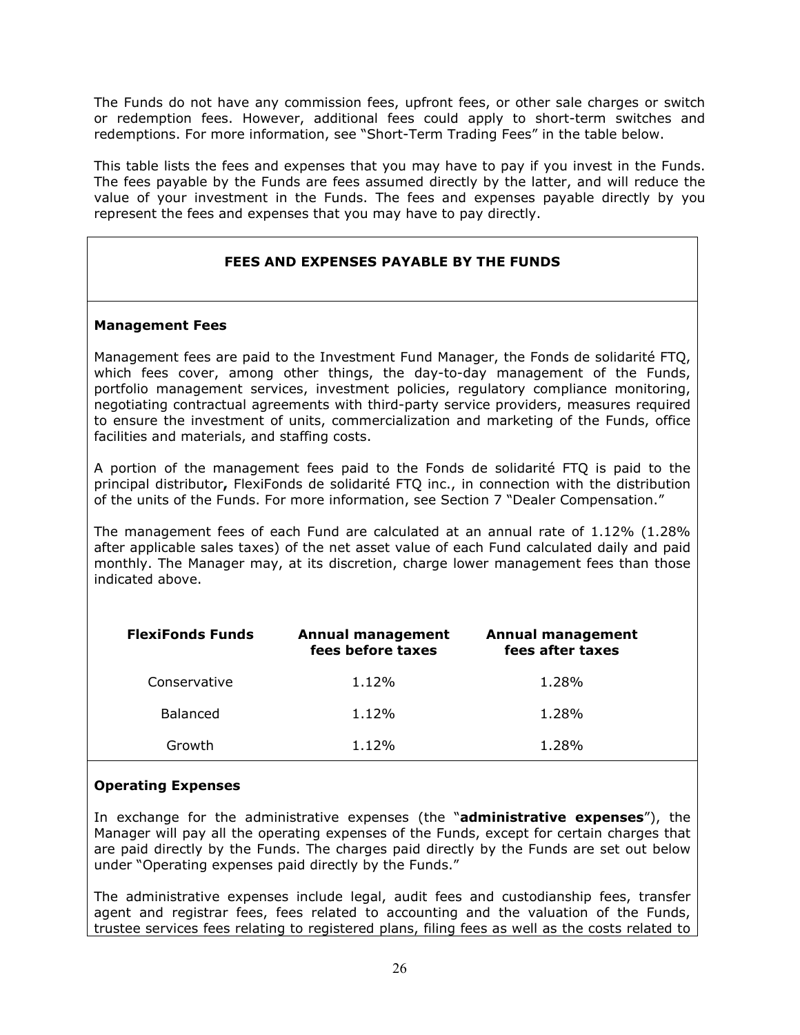The Funds do not have any commission fees, upfront fees, or other sale charges or switch or redemption fees. However, additional fees could apply to short-term switches and redemptions. For more information, see "Short-Term Trading Fees" in the table below.

This table lists the fees and expenses that you may have to pay if you invest in the Funds. The fees payable by the Funds are fees assumed directly by the latter, and will reduce the value of your investment in the Funds. The fees and expenses payable directly by you represent the fees and expenses that you may have to pay directly.

## FEES AND EXPENSES PAYABLE BY THE FUNDS

### Management Fees

Management fees are paid to the Investment Fund Manager, the Fonds de solidarité FTQ, which fees cover, among other things, the day-to-day management of the Funds, portfolio management services, investment policies, regulatory compliance monitoring, negotiating contractual agreements with third-party service providers, measures required to ensure the investment of units, commercialization and marketing of the Funds, office facilities and materials, and staffing costs.

A portion of the management fees paid to the Fonds de solidarité FTQ is paid to the principal distributor**,** FlexiFonds de solidarité FTQ inc., in connection with the distribution of the units of the Funds. For more information, see Section 7 "Dealer Compensation."

The management fees of each Fund are calculated at an annual rate of 1.12% (1.28% after applicable sales taxes) of the net asset value of each Fund calculated daily and paid monthly. The Manager may, at its discretion, charge lower management fees than those indicated above.

| FlexiFonds Funds | Annual management fees before taxes | Annual management fees after taxes |
|---|---|---|
| Conservative | 1.12% | 1.28% |
| Balanced | 1.12% | 1.28% |
| Growth | 1.12% | 1.28% |

### Operating Expenses

In exchange for the administrative expenses (the "**administrative expenses**"), the Manager will pay all the operating expenses of the Funds, except for certain charges that are paid directly by the Funds. The charges paid directly by the Funds are set out below under "Operating expenses paid directly by the Funds."

The administrative expenses include legal, audit fees and custodianship fees, transfer agent and registrar fees, fees related to accounting and the valuation of the Funds, trustee services fees relating to registered plans, filing fees as well as the costs related to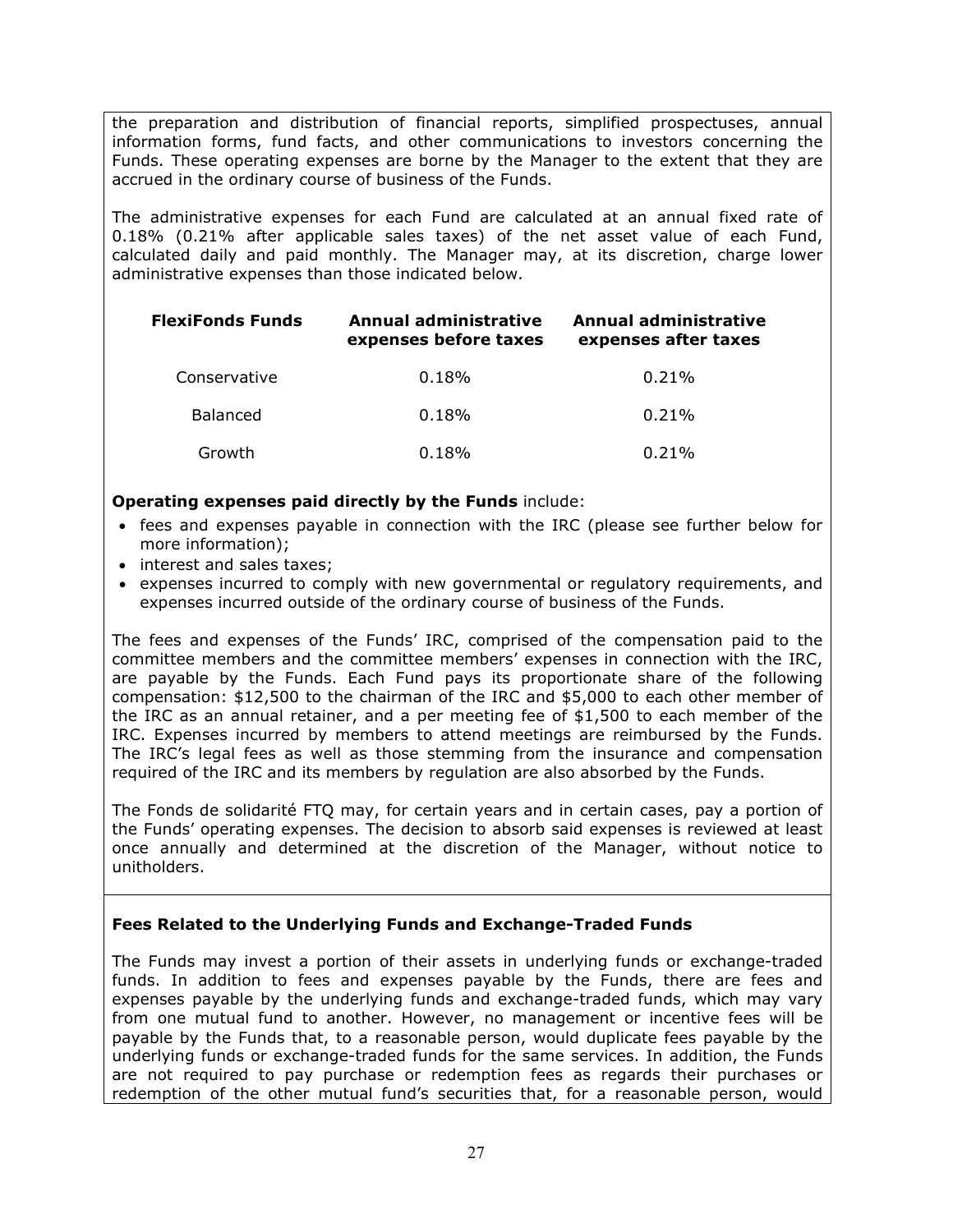the preparation and distribution of financial reports, simplified prospectuses, annual information forms, fund facts, and other communications to investors concerning the Funds. These operating expenses are borne by the Manager to the extent that they are accrued in the ordinary course of business of the Funds.

The administrative expenses for each Fund are calculated at an annual fixed rate of 0.18% (0.21% after applicable sales taxes) of the net asset value of each Fund, calculated daily and paid monthly. The Manager may, at its discretion, charge lower administrative expenses than those indicated below.

| FlexiFonds Funds | Annual administrative expenses before taxes | Annual administrative expenses after taxes |
|---|---|---|
| Conservative | 0.18% | 0.21% |
| Balanced | 0.18% | 0.21% |
| Growth | 0.18% | 0.21% |

**Operating expenses paid directly by the Funds** include:

- fees and expenses payable in connection with the IRC (please see further below for more information);
- interest and sales taxes;
- expenses incurred to comply with new governmental or regulatory requirements, and expenses incurred outside of the ordinary course of business of the Funds.

The fees and expenses of the Funds' IRC, comprised of the compensation paid to the committee members and the committee members' expenses in connection with the IRC, are payable by the Funds. Each Fund pays its proportionate share of the following compensation: $12,500 to the chairman of the IRC and $5,000 to each other member of the IRC as an annual retainer, and a per meeting fee of $1,500 to each member of the IRC. Expenses incurred by members to attend meetings are reimbursed by the Funds. The IRC's legal fees as well as those stemming from the insurance and compensation required of the IRC and its members by regulation are also absorbed by the Funds.

The Fonds de solidarité FTQ may, for certain years and in certain cases, pay a portion of the Funds' operating expenses. The decision to absorb said expenses is reviewed at least once annually and determined at the discretion of the Manager, without notice to unitholders.

**Fees Related to the Underlying Funds and Exchange-Traded Funds**

The Funds may invest a portion of their assets in underlying funds or exchange-traded funds. In addition to fees and expenses payable by the Funds, there are fees and expenses payable by the underlying funds and exchange-traded funds, which may vary from one mutual fund to another. However, no management or incentive fees will be payable by the Funds that, to a reasonable person, would duplicate fees payable by the underlying funds or exchange-traded funds for the same services. In addition, the Funds are not required to pay purchase or redemption fees as regards their purchases or redemption of the other mutual fund's securities that, for a reasonable person, would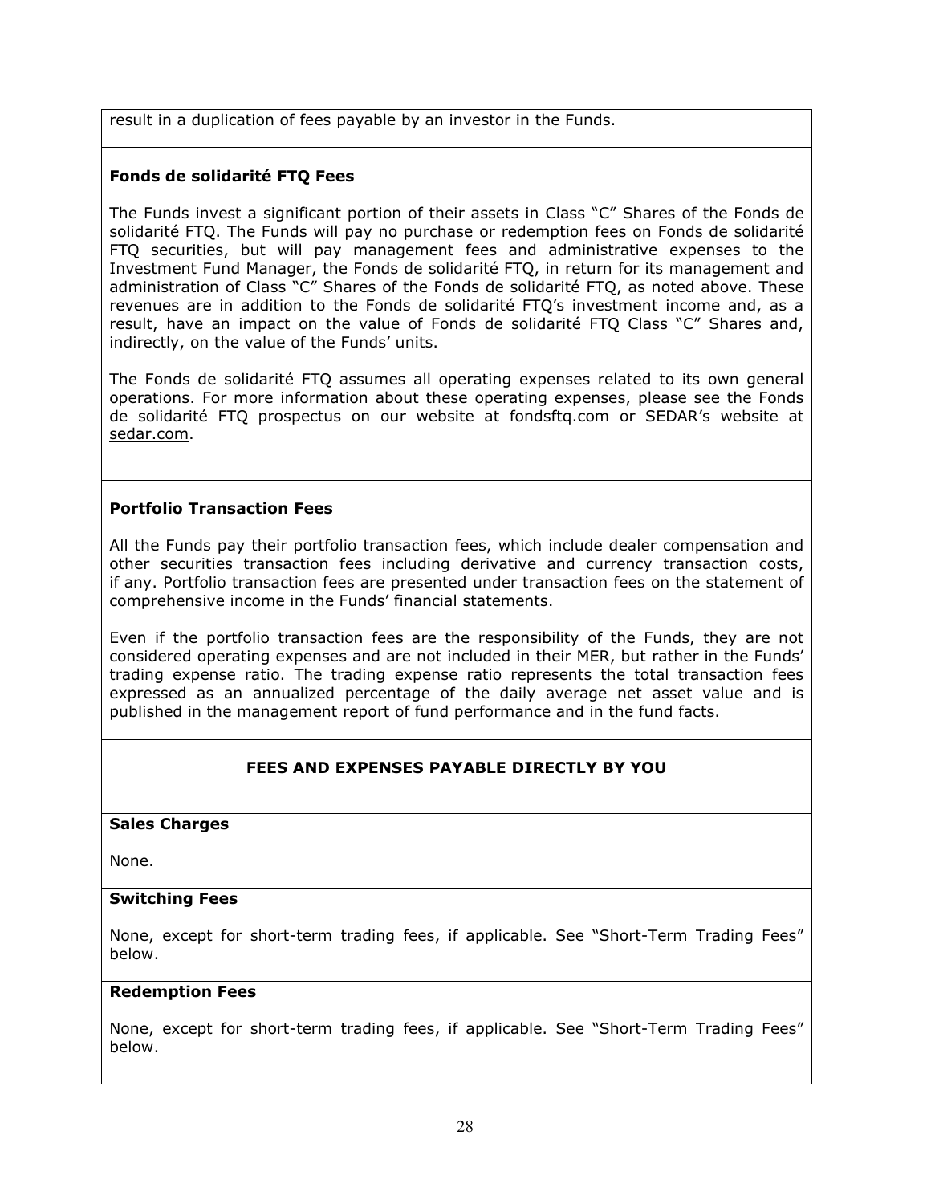result in a duplication of fees payable by an investor in the Funds.

**Fonds de solidarité FTQ Fees**

The Funds invest a significant portion of their assets in Class "C" Shares of the Fonds de solidarité FTQ. The Funds will pay no purchase or redemption fees on Fonds de solidarité FTQ securities, but will pay management fees and administrative expenses to the Investment Fund Manager, the Fonds de solidarité FTQ, in return for its management and administration of Class "C" Shares of the Fonds de solidarité FTQ, as noted above. These revenues are in addition to the Fonds de solidarité FTQ's investment income and, as a result, have an impact on the value of Fonds de solidarité FTQ Class "C" Shares and, indirectly, on the value of the Funds' units.

The Fonds de solidarité FTQ assumes all operating expenses related to its own general operations. For more information about these operating expenses, please see the Fonds de solidarité FTQ prospectus on our website at fondsftq.com or SEDAR's website at sedar.com.

**Portfolio Transaction Fees**

All the Funds pay their portfolio transaction fees, which include dealer compensation and other securities transaction fees including derivative and currency transaction costs, if any. Portfolio transaction fees are presented under transaction fees on the statement of comprehensive income in the Funds' financial statements.

Even if the portfolio transaction fees are the responsibility of the Funds, they are not considered operating expenses and are not included in their MER, but rather in the Funds' trading expense ratio. The trading expense ratio represents the total transaction fees expressed as an annualized percentage of the daily average net asset value and is published in the management report of fund performance and in the fund facts.

## FEES AND EXPENSES PAYABLE DIRECTLY BY YOU

**Sales Charges**

None.

**Switching Fees**

None, except for short-term trading fees, if applicable. See "Short-Term Trading Fees" below.

**Redemption Fees**

None, except for short-term trading fees, if applicable. See "Short-Term Trading Fees" below.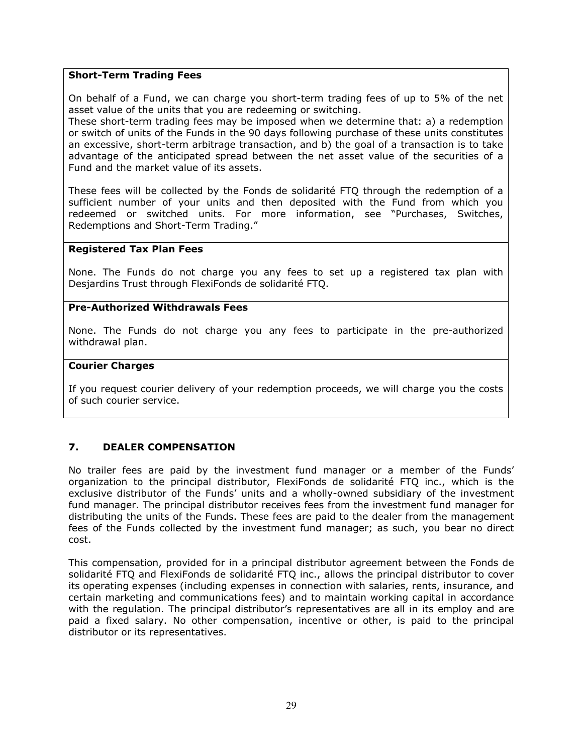**Short-Term Trading Fees**

On behalf of a Fund, we can charge you short-term trading fees of up to 5% of the net asset value of the units that you are redeeming or switching.
These short-term trading fees may be imposed when we determine that: a) a redemption or switch of units of the Funds in the 90 days following purchase of these units constitutes an excessive, short-term arbitrage transaction, and b) the goal of a transaction is to take advantage of the anticipated spread between the net asset value of the securities of a Fund and the market value of its assets.

These fees will be collected by the Fonds de solidarité FTQ through the redemption of a sufficient number of your units and then deposited with the Fund from which you redeemed or switched units. For more information, see "Purchases, Switches, Redemptions and Short-Term Trading."

**Registered Tax Plan Fees**

None. The Funds do not charge you any fees to set up a registered tax plan with Desjardins Trust through FlexiFonds de solidarité FTQ.

**Pre-Authorized Withdrawals Fees**

None. The Funds do not charge you any fees to participate in the pre-authorized withdrawal plan.

**Courier Charges**

If you request courier delivery of your redemption proceeds, we will charge you the costs of such courier service.

## 7. DEALER COMPENSATION

No trailer fees are paid by the investment fund manager or a member of the Funds' organization to the principal distributor, FlexiFonds de solidarité FTQ inc., which is the exclusive distributor of the Funds' units and a wholly-owned subsidiary of the investment fund manager. The principal distributor receives fees from the investment fund manager for distributing the units of the Funds. These fees are paid to the dealer from the management fees of the Funds collected by the investment fund manager; as such, you bear no direct cost.

This compensation, provided for in a principal distributor agreement between the Fonds de solidarité FTQ and FlexiFonds de solidarité FTQ inc., allows the principal distributor to cover its operating expenses (including expenses in connection with salaries, rents, insurance, and certain marketing and communications fees) and to maintain working capital in accordance with the regulation. The principal distributor's representatives are all in its employ and are paid a fixed salary. No other compensation, incentive or other, is paid to the principal distributor or its representatives.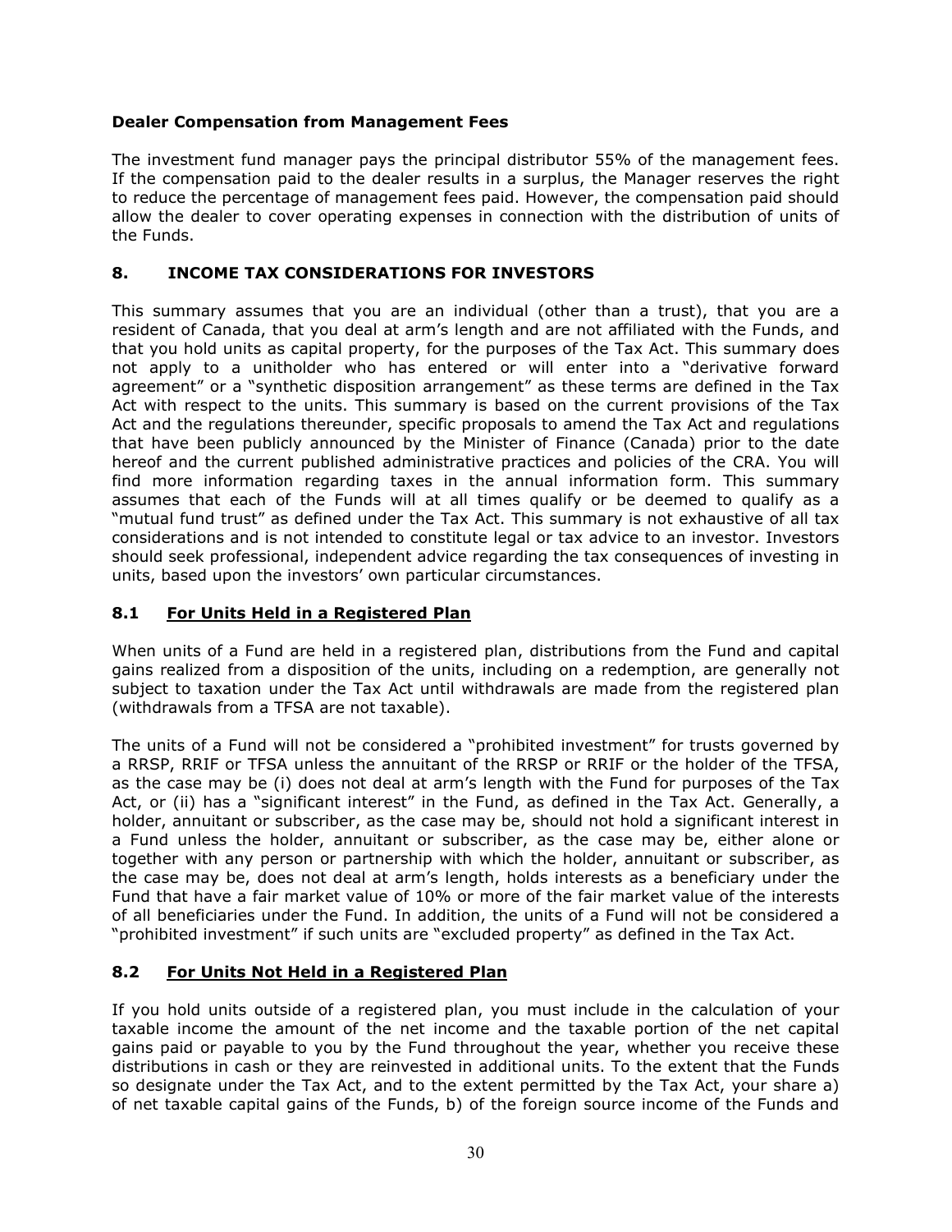**Dealer Compensation from Management Fees**

The investment fund manager pays the principal distributor 55% of the management fees. If the compensation paid to the dealer results in a surplus, the Manager reserves the right to reduce the percentage of management fees paid. However, the compensation paid should allow the dealer to cover operating expenses in connection with the distribution of units of the Funds.

## 8. INCOME TAX CONSIDERATIONS FOR INVESTORS

This summary assumes that you are an individual (other than a trust), that you are a resident of Canada, that you deal at arm's length and are not affiliated with the Funds, and that you hold units as capital property, for the purposes of the Tax Act. This summary does not apply to a unitholder who has entered or will enter into a "derivative forward agreement" or a "synthetic disposition arrangement" as these terms are defined in the Tax Act with respect to the units. This summary is based on the current provisions of the Tax Act and the regulations thereunder, specific proposals to amend the Tax Act and regulations that have been publicly announced by the Minister of Finance (Canada) prior to the date hereof and the current published administrative practices and policies of the CRA. You will find more information regarding taxes in the annual information form. This summary assumes that each of the Funds will at all times qualify or be deemed to qualify as a "mutual fund trust" as defined under the Tax Act. This summary is not exhaustive of all tax considerations and is not intended to constitute legal or tax advice to an investor. Investors should seek professional, independent advice regarding the tax consequences of investing in units, based upon the investors' own particular circumstances.

### 8.1 <u>For Units Held in a Registered Plan</u>

When units of a Fund are held in a registered plan, distributions from the Fund and capital gains realized from a disposition of the units, including on a redemption, are generally not subject to taxation under the Tax Act until withdrawals are made from the registered plan (withdrawals from a TFSA are not taxable).

The units of a Fund will not be considered a "prohibited investment" for trusts governed by a RRSP, RRIF or TFSA unless the annuitant of the RRSP or RRIF or the holder of the TFSA, as the case may be (i) does not deal at arm's length with the Fund for purposes of the Tax Act, or (ii) has a "significant interest" in the Fund, as defined in the Tax Act. Generally, a holder, annuitant or subscriber, as the case may be, should not hold a significant interest in a Fund unless the holder, annuitant or subscriber, as the case may be, either alone or together with any person or partnership with which the holder, annuitant or subscriber, as the case may be, does not deal at arm's length, holds interests as a beneficiary under the Fund that have a fair market value of 10% or more of the fair market value of the interests of all beneficiaries under the Fund. In addition, the units of a Fund will not be considered a "prohibited investment" if such units are "excluded property" as defined in the Tax Act.

### 8.2 <u>For Units Not Held in a Registered Plan</u>

If you hold units outside of a registered plan, you must include in the calculation of your taxable income the amount of the net income and the taxable portion of the net capital gains paid or payable to you by the Fund throughout the year, whether you receive these distributions in cash or they are reinvested in additional units. To the extent that the Funds so designate under the Tax Act, and to the extent permitted by the Tax Act, your share a) of net taxable capital gains of the Funds, b) of the foreign source income of the Funds and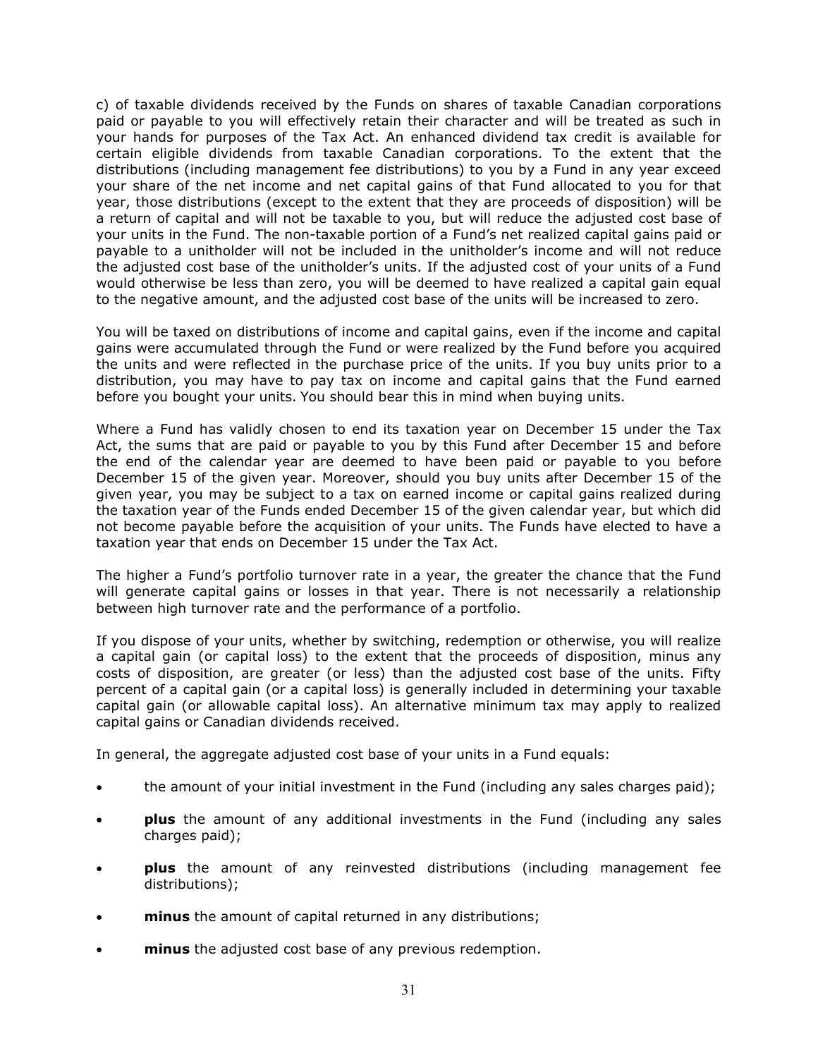c) of taxable dividends received by the Funds on shares of taxable Canadian corporations paid or payable to you will effectively retain their character and will be treated as such in your hands for purposes of the Tax Act. An enhanced dividend tax credit is available for certain eligible dividends from taxable Canadian corporations. To the extent that the distributions (including management fee distributions) to you by a Fund in any year exceed your share of the net income and net capital gains of that Fund allocated to you for that year, those distributions (except to the extent that they are proceeds of disposition) will be a return of capital and will not be taxable to you, but will reduce the adjusted cost base of your units in the Fund. The non-taxable portion of a Fund's net realized capital gains paid or payable to a unitholder will not be included in the unitholder's income and will not reduce the adjusted cost base of the unitholder's units. If the adjusted cost of your units of a Fund would otherwise be less than zero, you will be deemed to have realized a capital gain equal to the negative amount, and the adjusted cost base of the units will be increased to zero.

You will be taxed on distributions of income and capital gains, even if the income and capital gains were accumulated through the Fund or were realized by the Fund before you acquired the units and were reflected in the purchase price of the units. If you buy units prior to a distribution, you may have to pay tax on income and capital gains that the Fund earned before you bought your units. You should bear this in mind when buying units.

Where a Fund has validly chosen to end its taxation year on December 15 under the Tax Act, the sums that are paid or payable to you by this Fund after December 15 and before the end of the calendar year are deemed to have been paid or payable to you before December 15 of the given year. Moreover, should you buy units after December 15 of the given year, you may be subject to a tax on earned income or capital gains realized during the taxation year of the Funds ended December 15 of the given calendar year, but which did not become payable before the acquisition of your units. The Funds have elected to have a taxation year that ends on December 15 under the Tax Act.

The higher a Fund's portfolio turnover rate in a year, the greater the chance that the Fund will generate capital gains or losses in that year. There is not necessarily a relationship between high turnover rate and the performance of a portfolio.

If you dispose of your units, whether by switching, redemption or otherwise, you will realize a capital gain (or capital loss) to the extent that the proceeds of disposition, minus any costs of disposition, are greater (or less) than the adjusted cost base of the units. Fifty percent of a capital gain (or a capital loss) is generally included in determining your taxable capital gain (or allowable capital loss). An alternative minimum tax may apply to realized capital gains or Canadian dividends received.

In general, the aggregate adjusted cost base of your units in a Fund equals:

- the amount of your initial investment in the Fund (including any sales charges paid);
- **plus** the amount of any additional investments in the Fund (including any sales charges paid);
- **plus** the amount of any reinvested distributions (including management fee distributions);
- **minus** the amount of capital returned in any distributions;
- **minus** the adjusted cost base of any previous redemption.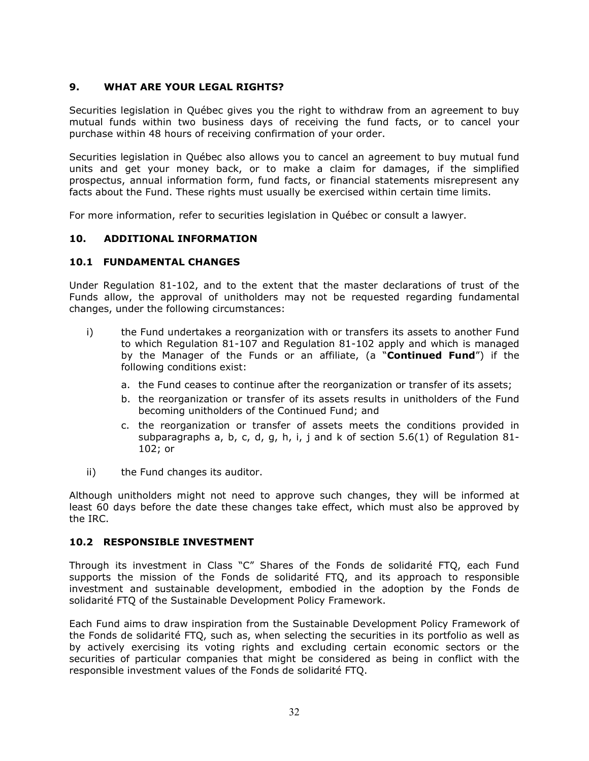## 9. WHAT ARE YOUR LEGAL RIGHTS?

Securities legislation in Québec gives you the right to withdraw from an agreement to buy mutual funds within two business days of receiving the fund facts, or to cancel your purchase within 48 hours of receiving confirmation of your order.

Securities legislation in Québec also allows you to cancel an agreement to buy mutual fund units and get your money back, or to make a claim for damages, if the simplified prospectus, annual information form, fund facts, or financial statements misrepresent any facts about the Fund. These rights must usually be exercised within certain time limits.

For more information, refer to securities legislation in Québec or consult a lawyer.

## 10. ADDITIONAL INFORMATION

### 10.1 FUNDAMENTAL CHANGES

Under Regulation 81-102, and to the extent that the master declarations of trust of the Funds allow, the approval of unitholders may not be requested regarding fundamental changes, under the following circumstances:

i) the Fund undertakes a reorganization with or transfers its assets to another Fund to which Regulation 81-107 and Regulation 81-102 apply and which is managed by the Manager of the Funds or an affiliate, (a "**Continued Fund**") if the following conditions exist:

   a. the Fund ceases to continue after the reorganization or transfer of its assets;
   b. the reorganization or transfer of its assets results in unitholders of the Fund becoming unitholders of the Continued Fund; and
   c. the reorganization or transfer of assets meets the conditions provided in subparagraphs a, b, c, d, g, h, i, j and k of section 5.6(1) of Regulation 81-102; or

ii) the Fund changes its auditor.

Although unitholders might not need to approve such changes, they will be informed at least 60 days before the date these changes take effect, which must also be approved by the IRC.

### 10.2 RESPONSIBLE INVESTMENT

Through its investment in Class "C" Shares of the Fonds de solidarité FTQ, each Fund supports the mission of the Fonds de solidarité FTQ, and its approach to responsible investment and sustainable development, embodied in the adoption by the Fonds de solidarité FTQ of the Sustainable Development Policy Framework.

Each Fund aims to draw inspiration from the Sustainable Development Policy Framework of the Fonds de solidarité FTQ, such as, when selecting the securities in its portfolio as well as by actively exercising its voting rights and excluding certain economic sectors or the securities of particular companies that might be considered as being in conflict with the responsible investment values of the Fonds de solidarité FTQ.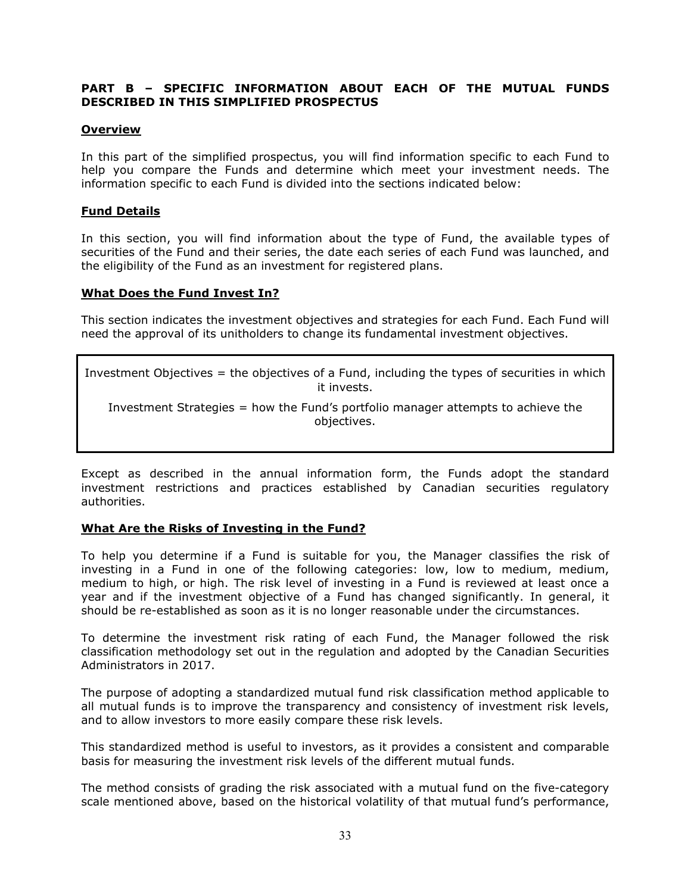## PART B – SPECIFIC INFORMATION ABOUT EACH OF THE MUTUAL FUNDS DESCRIBED IN THIS SIMPLIFIED PROSPECTUS

### Overview

In this part of the simplified prospectus, you will find information specific to each Fund to help you compare the Funds and determine which meet your investment needs. The information specific to each Fund is divided into the sections indicated below:

### Fund Details

In this section, you will find information about the type of Fund, the available types of securities of the Fund and their series, the date each series of each Fund was launched, and the eligibility of the Fund as an investment for registered plans.

### What Does the Fund Invest In?

This section indicates the investment objectives and strategies for each Fund. Each Fund will need the approval of its unitholders to change its fundamental investment objectives.

> Investment Objectives = the objectives of a Fund, including the types of securities in which it invests.
>
> Investment Strategies = how the Fund's portfolio manager attempts to achieve the objectives.

Except as described in the annual information form, the Funds adopt the standard investment restrictions and practices established by Canadian securities regulatory authorities.

### What Are the Risks of Investing in the Fund?

To help you determine if a Fund is suitable for you, the Manager classifies the risk of investing in a Fund in one of the following categories: low, low to medium, medium, medium to high, or high. The risk level of investing in a Fund is reviewed at least once a year and if the investment objective of a Fund has changed significantly. In general, it should be re-established as soon as it is no longer reasonable under the circumstances.

To determine the investment risk rating of each Fund, the Manager followed the risk classification methodology set out in the regulation and adopted by the Canadian Securities Administrators in 2017.

The purpose of adopting a standardized mutual fund risk classification method applicable to all mutual funds is to improve the transparency and consistency of investment risk levels, and to allow investors to more easily compare these risk levels.

This standardized method is useful to investors, as it provides a consistent and comparable basis for measuring the investment risk levels of the different mutual funds.

The method consists of grading the risk associated with a mutual fund on the five-category scale mentioned above, based on the historical volatility of that mutual fund's performance,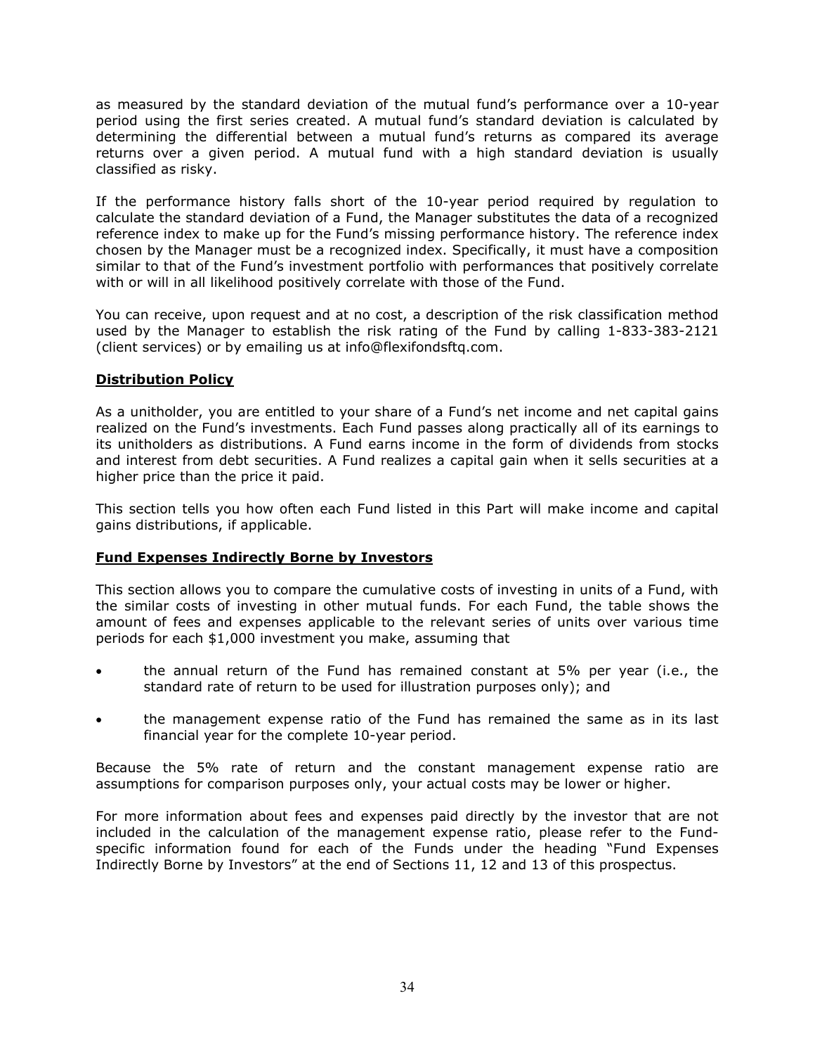as measured by the standard deviation of the mutual fund's performance over a 10-year period using the first series created. A mutual fund's standard deviation is calculated by determining the differential between a mutual fund's returns as compared its average returns over a given period. A mutual fund with a high standard deviation is usually classified as risky.

If the performance history falls short of the 10-year period required by regulation to calculate the standard deviation of a Fund, the Manager substitutes the data of a recognized reference index to make up for the Fund's missing performance history. The reference index chosen by the Manager must be a recognized index. Specifically, it must have a composition similar to that of the Fund's investment portfolio with performances that positively correlate with or will in all likelihood positively correlate with those of the Fund.

You can receive, upon request and at no cost, a description of the risk classification method used by the Manager to establish the risk rating of the Fund by calling 1-833-383-2121 (client services) or by emailing us at info@flexifondsftq.com.

## Distribution Policy

As a unitholder, you are entitled to your share of a Fund's net income and net capital gains realized on the Fund's investments. Each Fund passes along practically all of its earnings to its unitholders as distributions. A Fund earns income in the form of dividends from stocks and interest from debt securities. A Fund realizes a capital gain when it sells securities at a higher price than the price it paid.

This section tells you how often each Fund listed in this Part will make income and capital gains distributions, if applicable.

## Fund Expenses Indirectly Borne by Investors

This section allows you to compare the cumulative costs of investing in units of a Fund, with the similar costs of investing in other mutual funds. For each Fund, the table shows the amount of fees and expenses applicable to the relevant series of units over various time periods for each $1,000 investment you make, assuming that

- the annual return of the Fund has remained constant at 5% per year (i.e., the standard rate of return to be used for illustration purposes only); and
- the management expense ratio of the Fund has remained the same as in its last financial year for the complete 10-year period.

Because the 5% rate of return and the constant management expense ratio are assumptions for comparison purposes only, your actual costs may be lower or higher.

For more information about fees and expenses paid directly by the investor that are not included in the calculation of the management expense ratio, please refer to the Fund-specific information found for each of the Funds under the heading "Fund Expenses Indirectly Borne by Investors" at the end of Sections 11, 12 and 13 of this prospectus.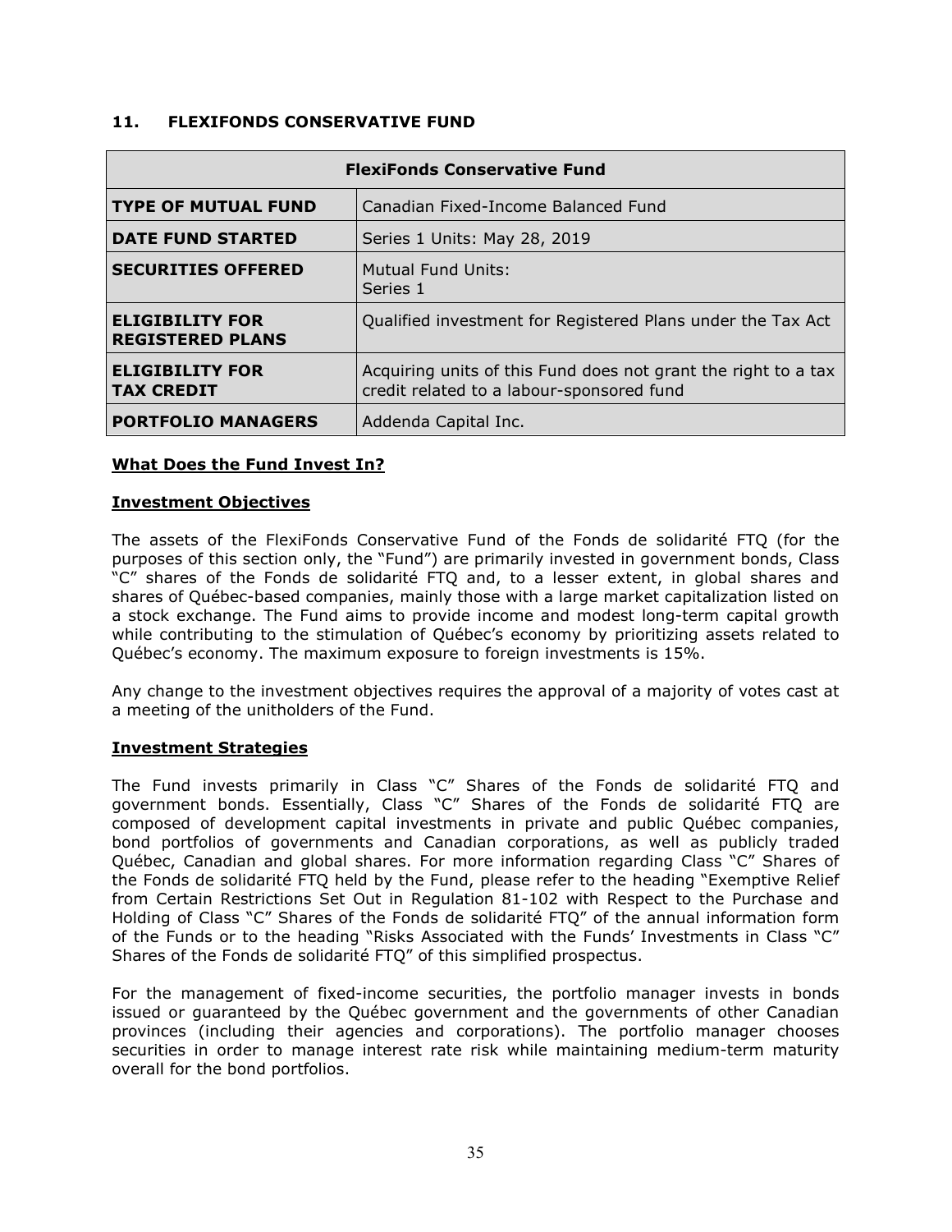## 11. FLEXIFONDS CONSERVATIVE FUND

| FlexiFonds Conservative Fund | |
|---|---|
| **TYPE OF MUTUAL FUND** | Canadian Fixed-Income Balanced Fund |
| **DATE FUND STARTED** | Series 1 Units: May 28, 2019 |
| **SECURITIES OFFERED** | Mutual Fund Units:<br>Series 1 |
| **ELIGIBILITY FOR REGISTERED PLANS** | Qualified investment for Registered Plans under the Tax Act |
| **ELIGIBILITY FOR TAX CREDIT** | Acquiring units of this Fund does not grant the right to a tax credit related to a labour-sponsored fund |
| **PORTFOLIO MANAGERS** | Addenda Capital Inc. |

**What Does the Fund Invest In?**

**Investment Objectives**

The assets of the FlexiFonds Conservative Fund of the Fonds de solidarité FTQ (for the purposes of this section only, the "Fund") are primarily invested in government bonds, Class "C" shares of the Fonds de solidarité FTQ and, to a lesser extent, in global shares and shares of Québec-based companies, mainly those with a large market capitalization listed on a stock exchange. The Fund aims to provide income and modest long-term capital growth while contributing to the stimulation of Québec's economy by prioritizing assets related to Québec's economy. The maximum exposure to foreign investments is 15%.

Any change to the investment objectives requires the approval of a majority of votes cast at a meeting of the unitholders of the Fund.

**Investment Strategies**

The Fund invests primarily in Class "C" Shares of the Fonds de solidarité FTQ and government bonds. Essentially, Class "C" Shares of the Fonds de solidarité FTQ are composed of development capital investments in private and public Québec companies, bond portfolios of governments and Canadian corporations, as well as publicly traded Québec, Canadian and global shares. For more information regarding Class "C" Shares of the Fonds de solidarité FTQ held by the Fund, please refer to the heading "Exemptive Relief from Certain Restrictions Set Out in Regulation 81-102 with Respect to the Purchase and Holding of Class "C" Shares of the Fonds de solidarité FTQ" of the annual information form of the Funds or to the heading "Risks Associated with the Funds' Investments in Class "C" Shares of the Fonds de solidarité FTQ" of this simplified prospectus.

For the management of fixed-income securities, the portfolio manager invests in bonds issued or guaranteed by the Québec government and the governments of other Canadian provinces (including their agencies and corporations). The portfolio manager chooses securities in order to manage interest rate risk while maintaining medium-term maturity overall for the bond portfolios.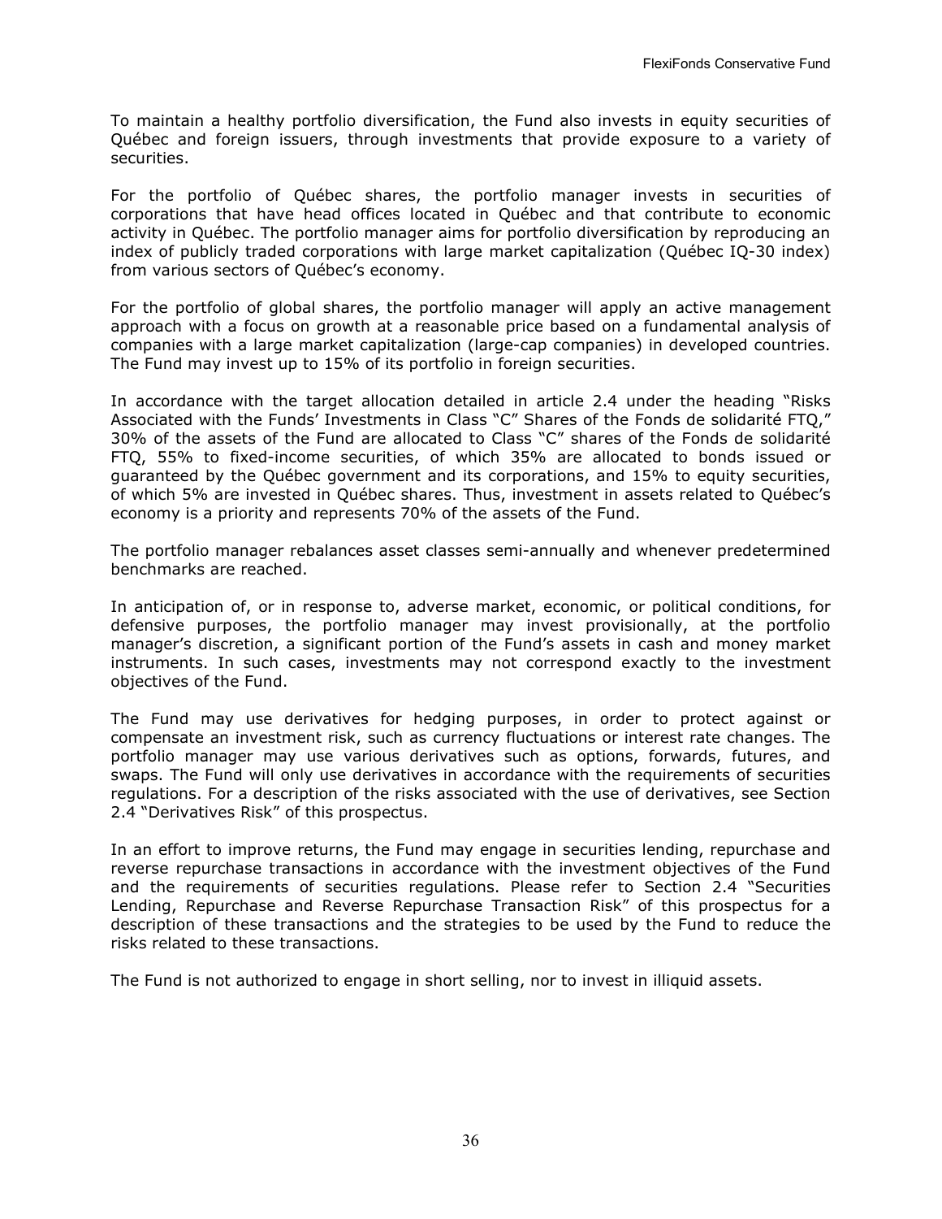To maintain a healthy portfolio diversification, the Fund also invests in equity securities of Québec and foreign issuers, through investments that provide exposure to a variety of securities.

For the portfolio of Québec shares, the portfolio manager invests in securities of corporations that have head offices located in Québec and that contribute to economic activity in Québec. The portfolio manager aims for portfolio diversification by reproducing an index of publicly traded corporations with large market capitalization (Québec IQ-30 index) from various sectors of Québec's economy.

For the portfolio of global shares, the portfolio manager will apply an active management approach with a focus on growth at a reasonable price based on a fundamental analysis of companies with a large market capitalization (large-cap companies) in developed countries. The Fund may invest up to 15% of its portfolio in foreign securities.

In accordance with the target allocation detailed in article 2.4 under the heading "Risks Associated with the Funds' Investments in Class "C" Shares of the Fonds de solidarité FTQ," 30% of the assets of the Fund are allocated to Class "C" shares of the Fonds de solidarité FTQ, 55% to fixed-income securities, of which 35% are allocated to bonds issued or guaranteed by the Québec government and its corporations, and 15% to equity securities, of which 5% are invested in Québec shares. Thus, investment in assets related to Québec's economy is a priority and represents 70% of the assets of the Fund.

The portfolio manager rebalances asset classes semi-annually and whenever predetermined benchmarks are reached.

In anticipation of, or in response to, adverse market, economic, or political conditions, for defensive purposes, the portfolio manager may invest provisionally, at the portfolio manager's discretion, a significant portion of the Fund's assets in cash and money market instruments. In such cases, investments may not correspond exactly to the investment objectives of the Fund.

The Fund may use derivatives for hedging purposes, in order to protect against or compensate an investment risk, such as currency fluctuations or interest rate changes. The portfolio manager may use various derivatives such as options, forwards, futures, and swaps. The Fund will only use derivatives in accordance with the requirements of securities regulations. For a description of the risks associated with the use of derivatives, see Section 2.4 "Derivatives Risk" of this prospectus.

In an effort to improve returns, the Fund may engage in securities lending, repurchase and reverse repurchase transactions in accordance with the investment objectives of the Fund and the requirements of securities regulations. Please refer to Section 2.4 "Securities Lending, Repurchase and Reverse Repurchase Transaction Risk" of this prospectus for a description of these transactions and the strategies to be used by the Fund to reduce the risks related to these transactions.

The Fund is not authorized to engage in short selling, nor to invest in illiquid assets.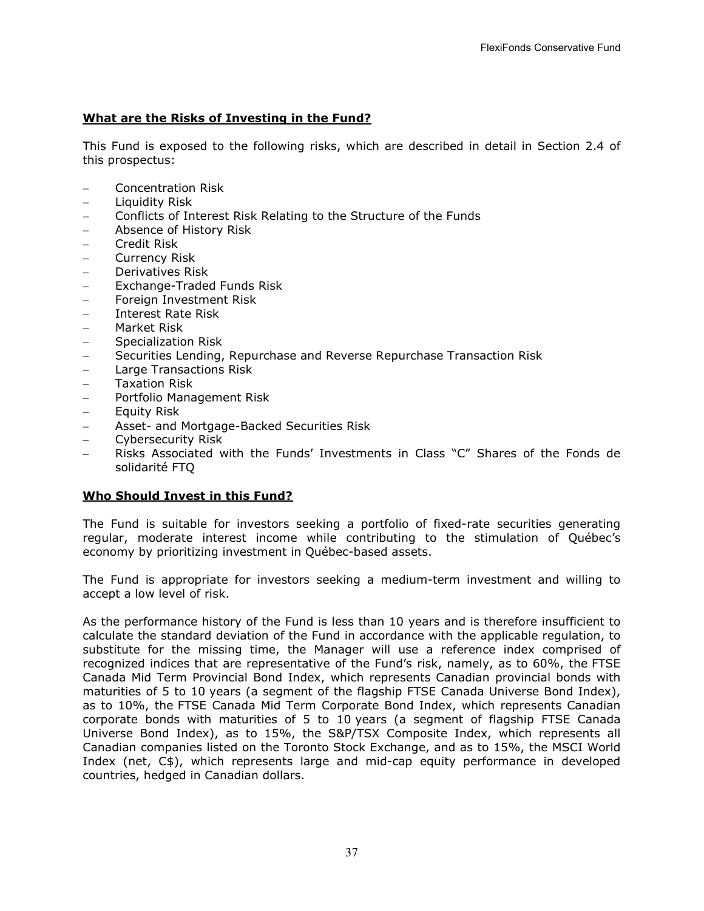## What are the Risks of Investing in the Fund?

This Fund is exposed to the following risks, which are described in detail in Section 2.4 of this prospectus:

- Concentration Risk
- Liquidity Risk
- Conflicts of Interest Risk Relating to the Structure of the Funds
- Absence of History Risk
- Credit Risk
- Currency Risk
- Derivatives Risk
- Exchange-Traded Funds Risk
- Foreign Investment Risk
- Interest Rate Risk
- Market Risk
- Specialization Risk
- Securities Lending, Repurchase and Reverse Repurchase Transaction Risk
- Large Transactions Risk
- Taxation Risk
- Portfolio Management Risk
- Equity Risk
- Asset- and Mortgage-Backed Securities Risk
- Cybersecurity Risk
- Risks Associated with the Funds' Investments in Class "C" Shares of the Fonds de solidarité FTQ

## Who Should Invest in this Fund?

The Fund is suitable for investors seeking a portfolio of fixed-rate securities generating regular, moderate interest income while contributing to the stimulation of Québec's economy by prioritizing investment in Québec-based assets.

The Fund is appropriate for investors seeking a medium-term investment and willing to accept a low level of risk.

As the performance history of the Fund is less than 10 years and is therefore insufficient to calculate the standard deviation of the Fund in accordance with the applicable regulation, to substitute for the missing time, the Manager will use a reference index comprised of recognized indices that are representative of the Fund's risk, namely, as to 60%, the FTSE Canada Mid Term Provincial Bond Index, which represents Canadian provincial bonds with maturities of 5 to 10 years (a segment of the flagship FTSE Canada Universe Bond Index), as to 10%, the FTSE Canada Mid Term Corporate Bond Index, which represents Canadian corporate bonds with maturities of 5 to 10 years (a segment of flagship FTSE Canada Universe Bond Index), as to 15%, the S&P/TSX Composite Index, which represents all Canadian companies listed on the Toronto Stock Exchange, and as to 15%, the MSCI World Index (net, C$), which represents large and mid-cap equity performance in developed countries, hedged in Canadian dollars.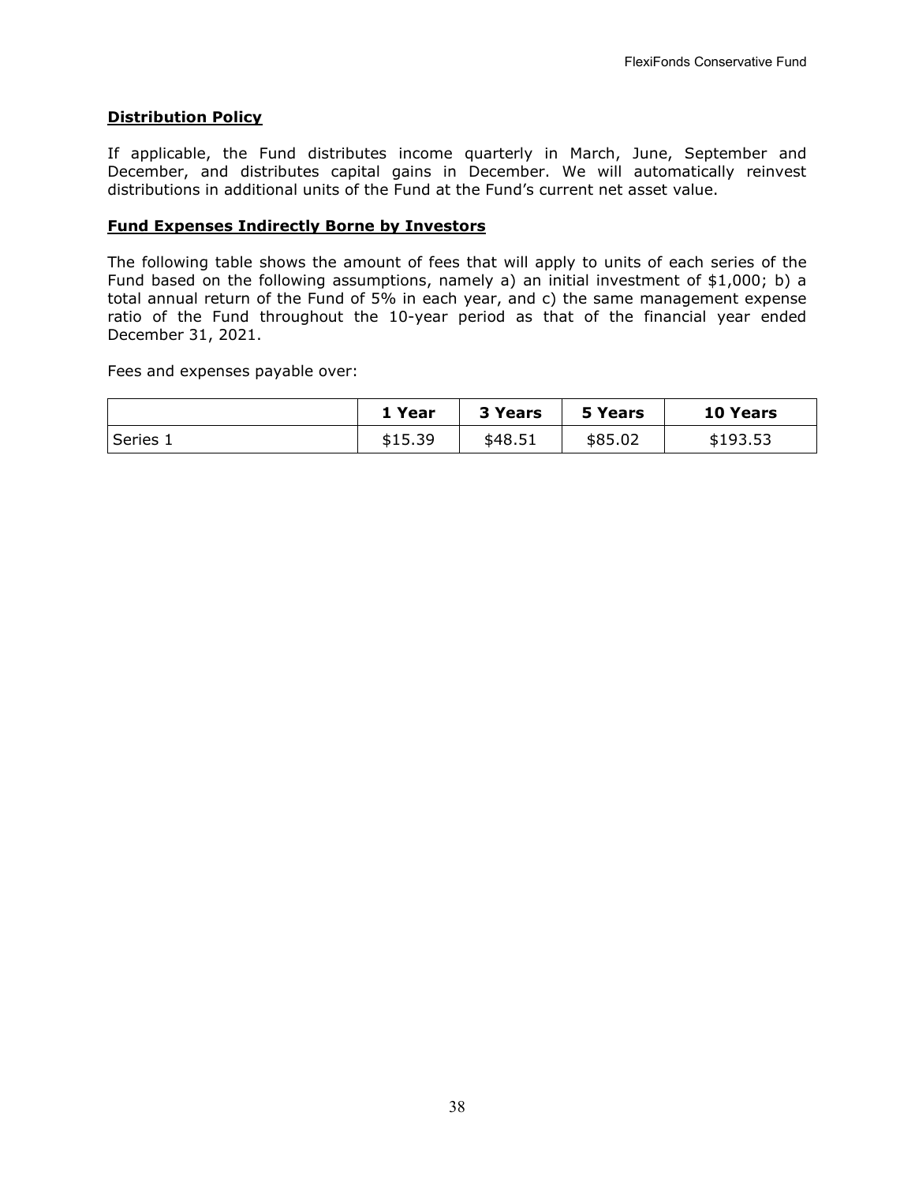## Distribution Policy

If applicable, the Fund distributes income quarterly in March, June, September and December, and distributes capital gains in December. We will automatically reinvest distributions in additional units of the Fund at the Fund's current net asset value.

## Fund Expenses Indirectly Borne by Investors

The following table shows the amount of fees that will apply to units of each series of the Fund based on the following assumptions, namely a) an initial investment of $1,000; b) a total annual return of the Fund of 5% in each year, and c) the same management expense ratio of the Fund throughout the 10-year period as that of the financial year ended December 31, 2021.

Fees and expenses payable over:

| | 1 Year | 3 Years | 5 Years | 10 Years |
|---|---|---|---|---|
| Series 1 | $15.39 | $48.51 | $85.02 | $193.53 |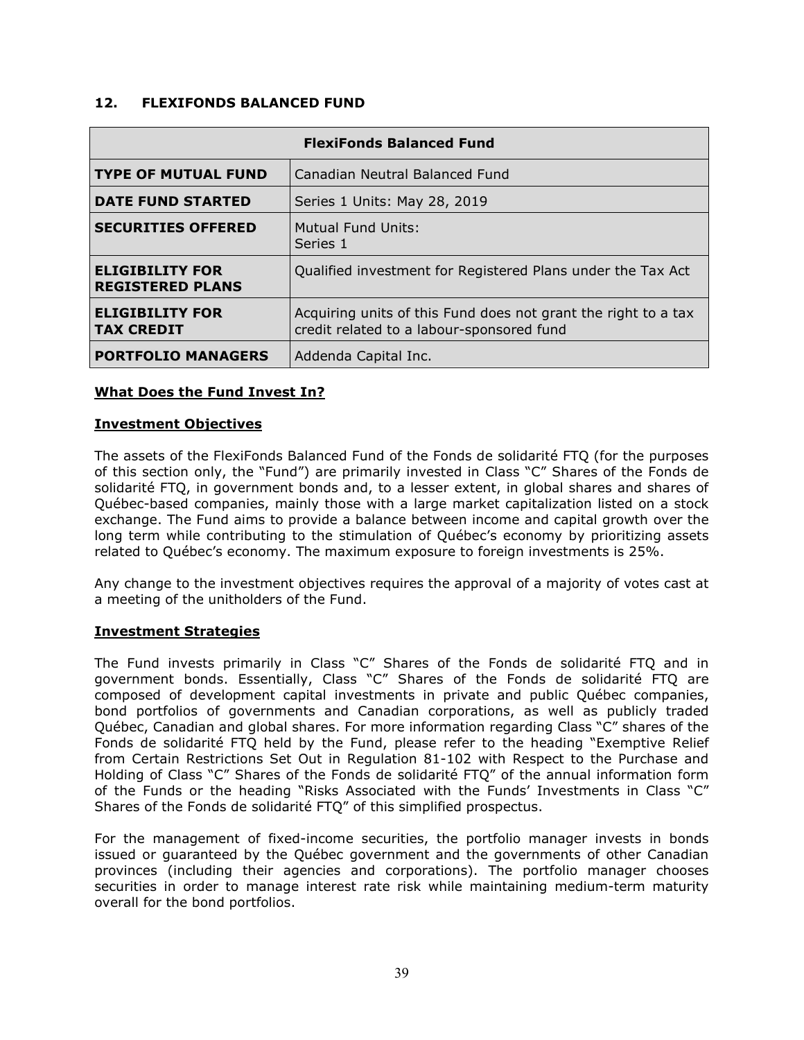## 12. FLEXIFONDS BALANCED FUND

| FlexiFonds Balanced Fund | |
|---|---|
| **TYPE OF MUTUAL FUND** | Canadian Neutral Balanced Fund |
| **DATE FUND STARTED** | Series 1 Units: May 28, 2019 |
| **SECURITIES OFFERED** | Mutual Fund Units:<br>Series 1 |
| **ELIGIBILITY FOR REGISTERED PLANS** | Qualified investment for Registered Plans under the Tax Act |
| **ELIGIBILITY FOR TAX CREDIT** | Acquiring units of this Fund does not grant the right to a tax credit related to a labour-sponsored fund |
| **PORTFOLIO MANAGERS** | Addenda Capital Inc. |

### What Does the Fund Invest In?

### Investment Objectives

The assets of the FlexiFonds Balanced Fund of the Fonds de solidarité FTQ (for the purposes of this section only, the "Fund") are primarily invested in Class "C" Shares of the Fonds de solidarité FTQ, in government bonds and, to a lesser extent, in global shares and shares of Québec-based companies, mainly those with a large market capitalization listed on a stock exchange. The Fund aims to provide a balance between income and capital growth over the long term while contributing to the stimulation of Québec's economy by prioritizing assets related to Québec's economy. The maximum exposure to foreign investments is 25%.

Any change to the investment objectives requires the approval of a majority of votes cast at a meeting of the unitholders of the Fund.

### Investment Strategies

The Fund invests primarily in Class "C" Shares of the Fonds de solidarité FTQ and in government bonds. Essentially, Class "C" Shares of the Fonds de solidarité FTQ are composed of development capital investments in private and public Québec companies, bond portfolios of governments and Canadian corporations, as well as publicly traded Québec, Canadian and global shares. For more information regarding Class "C" shares of the Fonds de solidarité FTQ held by the Fund, please refer to the heading "Exemptive Relief from Certain Restrictions Set Out in Regulation 81-102 with Respect to the Purchase and Holding of Class "C" Shares of the Fonds de solidarité FTQ" of the annual information form of the Funds or the heading "Risks Associated with the Funds' Investments in Class "C" Shares of the Fonds de solidarité FTQ" of this simplified prospectus.

For the management of fixed-income securities, the portfolio manager invests in bonds issued or guaranteed by the Québec government and the governments of other Canadian provinces (including their agencies and corporations). The portfolio manager chooses securities in order to manage interest rate risk while maintaining medium-term maturity overall for the bond portfolios.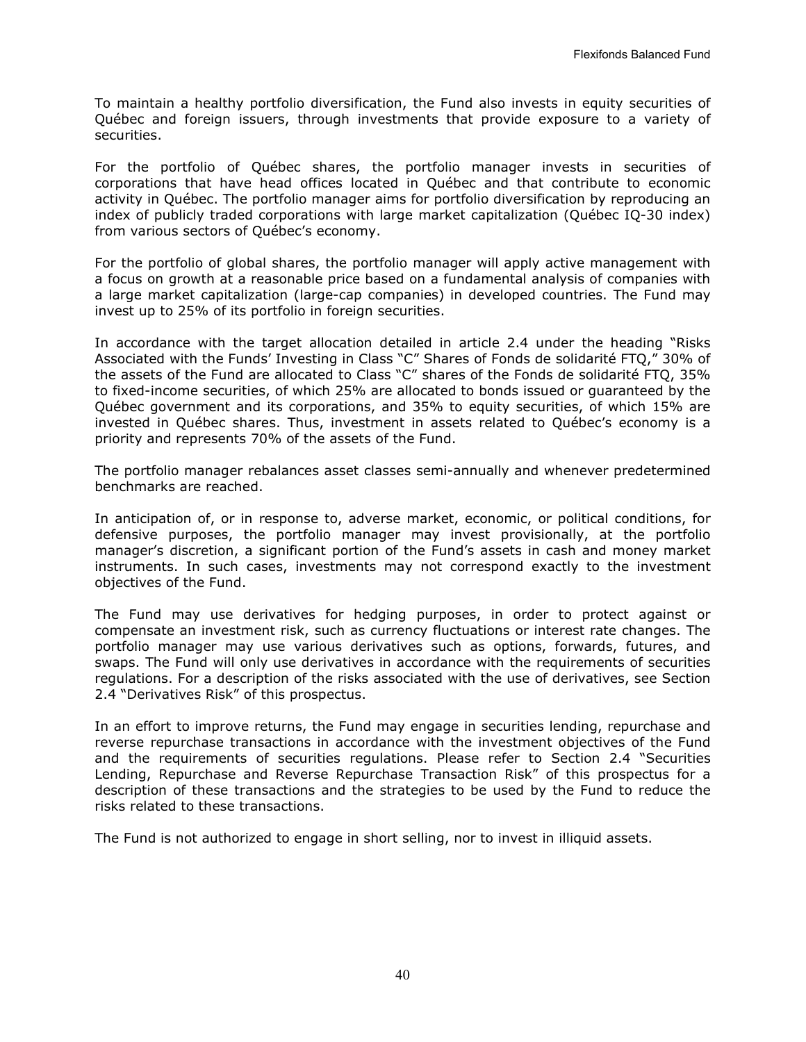To maintain a healthy portfolio diversification, the Fund also invests in equity securities of Québec and foreign issuers, through investments that provide exposure to a variety of securities.

For the portfolio of Québec shares, the portfolio manager invests in securities of corporations that have head offices located in Québec and that contribute to economic activity in Québec. The portfolio manager aims for portfolio diversification by reproducing an index of publicly traded corporations with large market capitalization (Québec IQ-30 index) from various sectors of Québec's economy.

For the portfolio of global shares, the portfolio manager will apply active management with a focus on growth at a reasonable price based on a fundamental analysis of companies with a large market capitalization (large-cap companies) in developed countries. The Fund may invest up to 25% of its portfolio in foreign securities.

In accordance with the target allocation detailed in article 2.4 under the heading "Risks Associated with the Funds' Investing in Class "C" Shares of Fonds de solidarité FTQ," 30% of the assets of the Fund are allocated to Class "C" shares of the Fonds de solidarité FTQ, 35% to fixed-income securities, of which 25% are allocated to bonds issued or guaranteed by the Québec government and its corporations, and 35% to equity securities, of which 15% are invested in Québec shares. Thus, investment in assets related to Québec's economy is a priority and represents 70% of the assets of the Fund.

The portfolio manager rebalances asset classes semi-annually and whenever predetermined benchmarks are reached.

In anticipation of, or in response to, adverse market, economic, or political conditions, for defensive purposes, the portfolio manager may invest provisionally, at the portfolio manager's discretion, a significant portion of the Fund's assets in cash and money market instruments. In such cases, investments may not correspond exactly to the investment objectives of the Fund.

The Fund may use derivatives for hedging purposes, in order to protect against or compensate an investment risk, such as currency fluctuations or interest rate changes. The portfolio manager may use various derivatives such as options, forwards, futures, and swaps. The Fund will only use derivatives in accordance with the requirements of securities regulations. For a description of the risks associated with the use of derivatives, see Section 2.4 "Derivatives Risk" of this prospectus.

In an effort to improve returns, the Fund may engage in securities lending, repurchase and reverse repurchase transactions in accordance with the investment objectives of the Fund and the requirements of securities regulations. Please refer to Section 2.4 "Securities Lending, Repurchase and Reverse Repurchase Transaction Risk" of this prospectus for a description of these transactions and the strategies to be used by the Fund to reduce the risks related to these transactions.

The Fund is not authorized to engage in short selling, nor to invest in illiquid assets.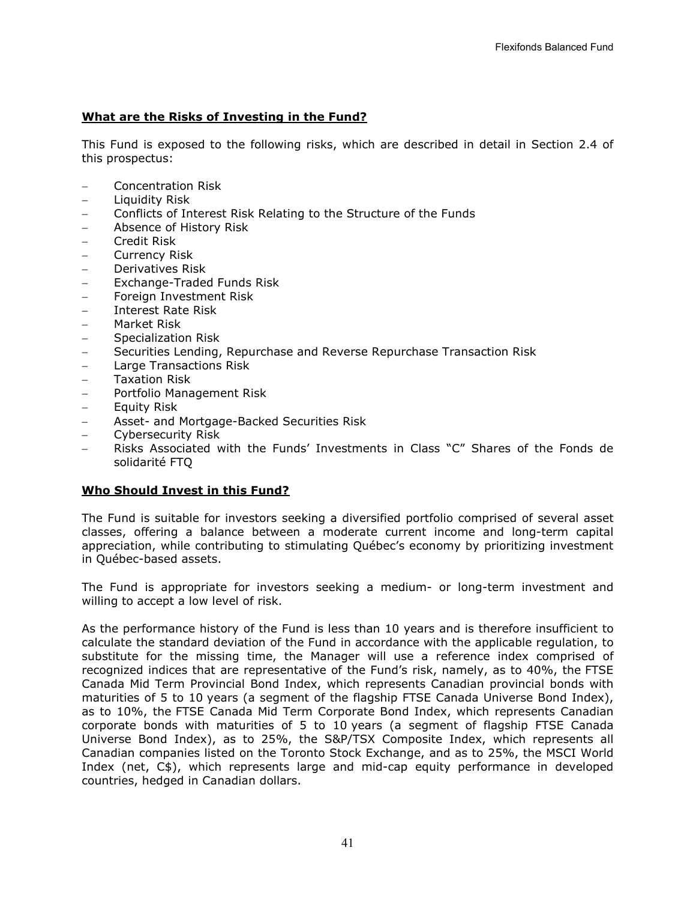### **What are the Risks of Investing in the Fund?**

This Fund is exposed to the following risks, which are described in detail in Section 2.4 of this prospectus:

- Concentration Risk
- Liquidity Risk
- Conflicts of Interest Risk Relating to the Structure of the Funds
- Absence of History Risk
- Credit Risk
- Currency Risk
- Derivatives Risk
- Exchange-Traded Funds Risk
- Foreign Investment Risk
- Interest Rate Risk
- Market Risk
- Specialization Risk
- Securities Lending, Repurchase and Reverse Repurchase Transaction Risk
- Large Transactions Risk
- Taxation Risk
- Portfolio Management Risk
- Equity Risk
- Asset- and Mortgage-Backed Securities Risk
- Cybersecurity Risk
- Risks Associated with the Funds' Investments in Class "C" Shares of the Fonds de solidarité FTQ

### **Who Should Invest in this Fund?**

The Fund is suitable for investors seeking a diversified portfolio comprised of several asset classes, offering a balance between a moderate current income and long-term capital appreciation, while contributing to stimulating Québec's economy by prioritizing investment in Québec-based assets.

The Fund is appropriate for investors seeking a medium- or long-term investment and willing to accept a low level of risk.

As the performance history of the Fund is less than 10 years and is therefore insufficient to calculate the standard deviation of the Fund in accordance with the applicable regulation, to substitute for the missing time, the Manager will use a reference index comprised of recognized indices that are representative of the Fund's risk, namely, as to 40%, the FTSE Canada Mid Term Provincial Bond Index, which represents Canadian provincial bonds with maturities of 5 to 10 years (a segment of the flagship FTSE Canada Universe Bond Index), as to 10%, the FTSE Canada Mid Term Corporate Bond Index, which represents Canadian corporate bonds with maturities of 5 to 10 years (a segment of flagship FTSE Canada Universe Bond Index), as to 25%, the S&P/TSX Composite Index, which represents all Canadian companies listed on the Toronto Stock Exchange, and as to 25%, the MSCI World Index (net, C$), which represents large and mid-cap equity performance in developed countries, hedged in Canadian dollars.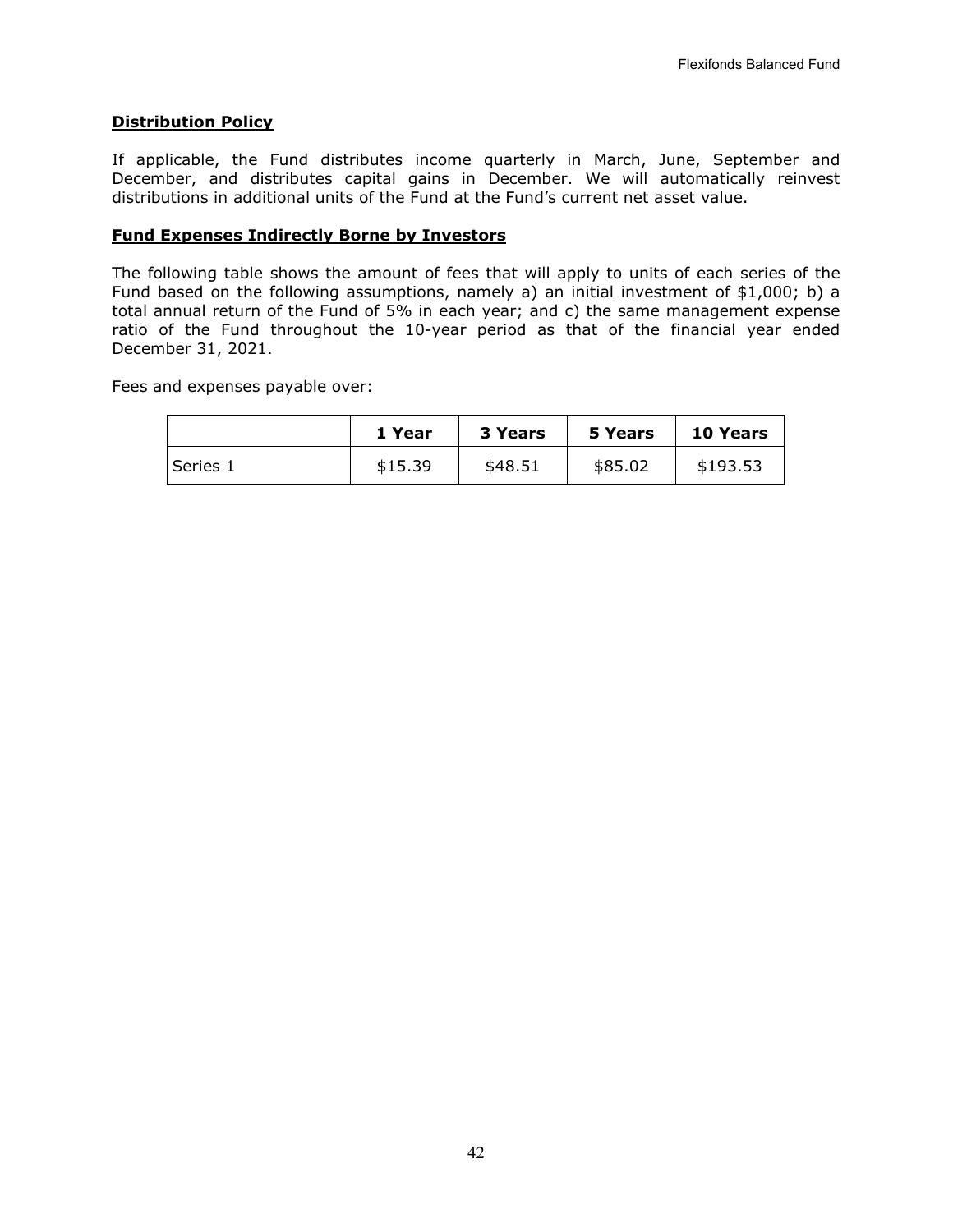## Distribution Policy

If applicable, the Fund distributes income quarterly in March, June, September and December, and distributes capital gains in December. We will automatically reinvest distributions in additional units of the Fund at the Fund's current net asset value.

## Fund Expenses Indirectly Borne by Investors

The following table shows the amount of fees that will apply to units of each series of the Fund based on the following assumptions, namely a) an initial investment of $1,000; b) a total annual return of the Fund of 5% in each year; and c) the same management expense ratio of the Fund throughout the 10-year period as that of the financial year ended December 31, 2021.

Fees and expenses payable over:

| | **1 Year** | **3 Years** | **5 Years** | **10 Years** |
|---|---|---|---|---|
| Series 1 | $15.39 | $48.51 | $85.02 | $193.53 |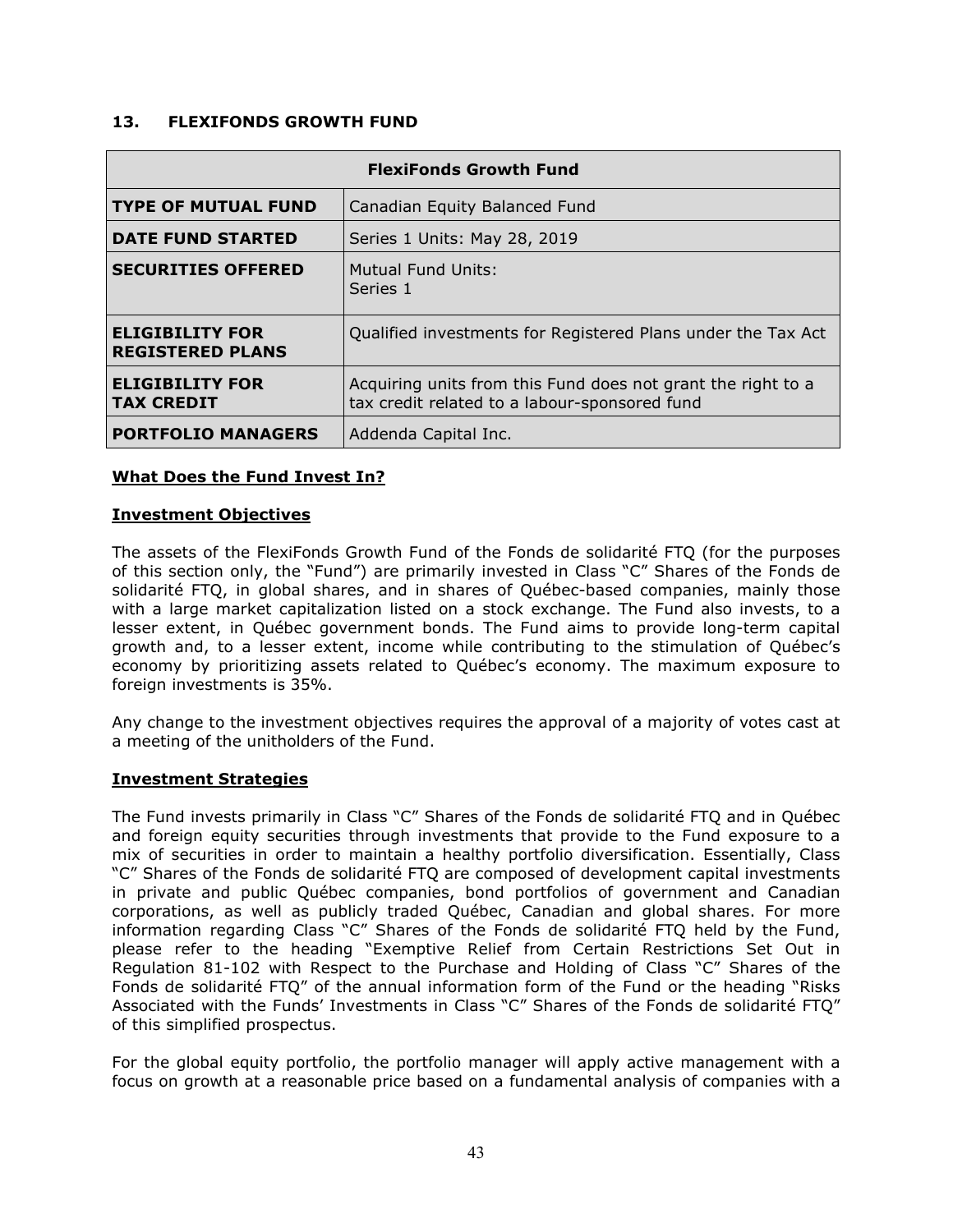## 13. FLEXIFONDS GROWTH FUND

| FlexiFonds Growth Fund | |
|---|---|
| **TYPE OF MUTUAL FUND** | Canadian Equity Balanced Fund |
| **DATE FUND STARTED** | Series 1 Units: May 28, 2019 |
| **SECURITIES OFFERED** | Mutual Fund Units:<br>Series 1 |
| **ELIGIBILITY FOR REGISTERED PLANS** | Qualified investments for Registered Plans under the Tax Act |
| **ELIGIBILITY FOR TAX CREDIT** | Acquiring units from this Fund does not grant the right to a tax credit related to a labour-sponsored fund |
| **PORTFOLIO MANAGERS** | Addenda Capital Inc. |

**<u>What Does the Fund Invest In?</u>**

**<u>Investment Objectives</u>**

The assets of the FlexiFonds Growth Fund of the Fonds de solidarité FTQ (for the purposes of this section only, the "Fund") are primarily invested in Class "C" Shares of the Fonds de solidarité FTQ, in global shares, and in shares of Québec-based companies, mainly those with a large market capitalization listed on a stock exchange. The Fund also invests, to a lesser extent, in Québec government bonds. The Fund aims to provide long-term capital growth and, to a lesser extent, income while contributing to the stimulation of Québec's economy by prioritizing assets related to Québec's economy. The maximum exposure to foreign investments is 35%.

Any change to the investment objectives requires the approval of a majority of votes cast at a meeting of the unitholders of the Fund.

**<u>Investment Strategies</u>**

The Fund invests primarily in Class "C" Shares of the Fonds de solidarité FTQ and in Québec and foreign equity securities through investments that provide to the Fund exposure to a mix of securities in order to maintain a healthy portfolio diversification. Essentially, Class "C" Shares of the Fonds de solidarité FTQ are composed of development capital investments in private and public Québec companies, bond portfolios of government and Canadian corporations, as well as publicly traded Québec, Canadian and global shares. For more information regarding Class "C" Shares of the Fonds de solidarité FTQ held by the Fund, please refer to the heading "Exemptive Relief from Certain Restrictions Set Out in Regulation 81-102 with Respect to the Purchase and Holding of Class "C" Shares of the Fonds de solidarité FTQ" of the annual information form of the Fund or the heading "Risks Associated with the Funds' Investments in Class "C" Shares of the Fonds de solidarité FTQ" of this simplified prospectus.

For the global equity portfolio, the portfolio manager will apply active management with a focus on growth at a reasonable price based on a fundamental analysis of companies with a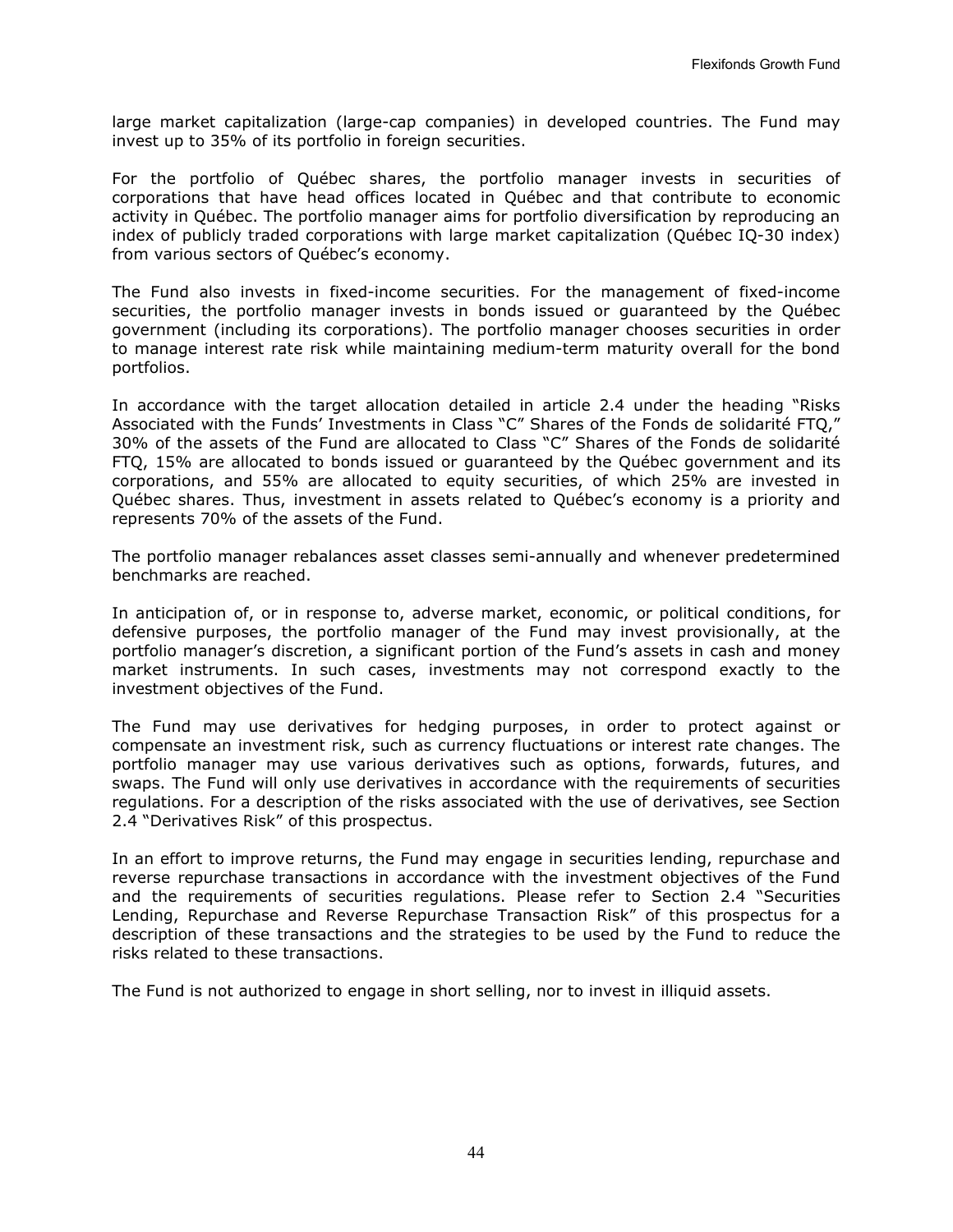large market capitalization (large-cap companies) in developed countries. The Fund may invest up to 35% of its portfolio in foreign securities.

For the portfolio of Québec shares, the portfolio manager invests in securities of corporations that have head offices located in Québec and that contribute to economic activity in Québec. The portfolio manager aims for portfolio diversification by reproducing an index of publicly traded corporations with large market capitalization (Québec IQ-30 index) from various sectors of Québec's economy.

The Fund also invests in fixed-income securities. For the management of fixed-income securities, the portfolio manager invests in bonds issued or guaranteed by the Québec government (including its corporations). The portfolio manager chooses securities in order to manage interest rate risk while maintaining medium-term maturity overall for the bond portfolios.

In accordance with the target allocation detailed in article 2.4 under the heading "Risks Associated with the Funds' Investments in Class "C" Shares of the Fonds de solidarité FTQ," 30% of the assets of the Fund are allocated to Class "C" Shares of the Fonds de solidarité FTQ, 15% are allocated to bonds issued or guaranteed by the Québec government and its corporations, and 55% are allocated to equity securities, of which 25% are invested in Québec shares. Thus, investment in assets related to Québec's economy is a priority and represents 70% of the assets of the Fund.

The portfolio manager rebalances asset classes semi-annually and whenever predetermined benchmarks are reached.

In anticipation of, or in response to, adverse market, economic, or political conditions, for defensive purposes, the portfolio manager of the Fund may invest provisionally, at the portfolio manager's discretion, a significant portion of the Fund's assets in cash and money market instruments. In such cases, investments may not correspond exactly to the investment objectives of the Fund.

The Fund may use derivatives for hedging purposes, in order to protect against or compensate an investment risk, such as currency fluctuations or interest rate changes. The portfolio manager may use various derivatives such as options, forwards, futures, and swaps. The Fund will only use derivatives in accordance with the requirements of securities regulations. For a description of the risks associated with the use of derivatives, see Section 2.4 "Derivatives Risk" of this prospectus.

In an effort to improve returns, the Fund may engage in securities lending, repurchase and reverse repurchase transactions in accordance with the investment objectives of the Fund and the requirements of securities regulations. Please refer to Section 2.4 "Securities Lending, Repurchase and Reverse Repurchase Transaction Risk" of this prospectus for a description of these transactions and the strategies to be used by the Fund to reduce the risks related to these transactions.

The Fund is not authorized to engage in short selling, nor to invest in illiquid assets.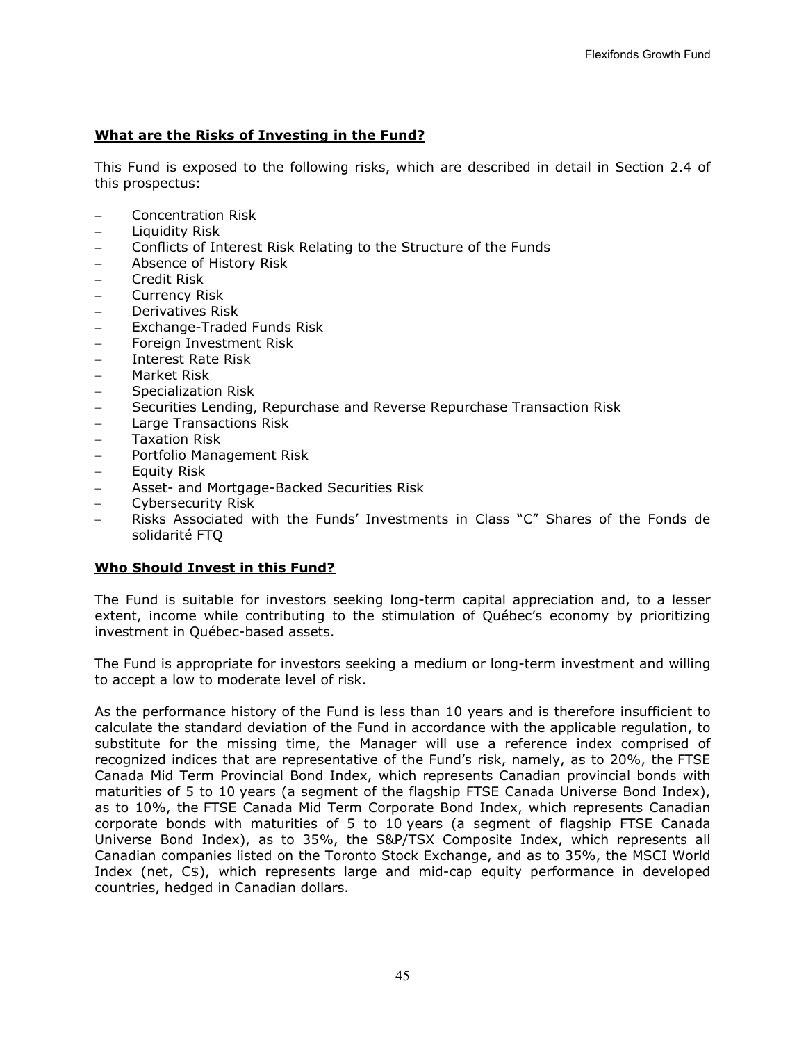## What are the Risks of Investing in the Fund?

This Fund is exposed to the following risks, which are described in detail in Section 2.4 of this prospectus:

- Concentration Risk
- Liquidity Risk
- Conflicts of Interest Risk Relating to the Structure of the Funds
- Absence of History Risk
- Credit Risk
- Currency Risk
- Derivatives Risk
- Exchange-Traded Funds Risk
- Foreign Investment Risk
- Interest Rate Risk
- Market Risk
- Specialization Risk
- Securities Lending, Repurchase and Reverse Repurchase Transaction Risk
- Large Transactions Risk
- Taxation Risk
- Portfolio Management Risk
- Equity Risk
- Asset- and Mortgage-Backed Securities Risk
- Cybersecurity Risk
- Risks Associated with the Funds' Investments in Class "C" Shares of the Fonds de solidarité FTQ

## Who Should Invest in this Fund?

The Fund is suitable for investors seeking long-term capital appreciation and, to a lesser extent, income while contributing to the stimulation of Québec's economy by prioritizing investment in Québec-based assets.

The Fund is appropriate for investors seeking a medium or long-term investment and willing to accept a low to moderate level of risk.

As the performance history of the Fund is less than 10 years and is therefore insufficient to calculate the standard deviation of the Fund in accordance with the applicable regulation, to substitute for the missing time, the Manager will use a reference index comprised of recognized indices that are representative of the Fund's risk, namely, as to 20%, the FTSE Canada Mid Term Provincial Bond Index, which represents Canadian provincial bonds with maturities of 5 to 10 years (a segment of the flagship FTSE Canada Universe Bond Index), as to 10%, the FTSE Canada Mid Term Corporate Bond Index, which represents Canadian corporate bonds with maturities of 5 to 10 years (a segment of flagship FTSE Canada Universe Bond Index), as to 35%, the S&P/TSX Composite Index, which represents all Canadian companies listed on the Toronto Stock Exchange, and as to 35%, the MSCI World Index (net, C$), which represents large and mid-cap equity performance in developed countries, hedged in Canadian dollars.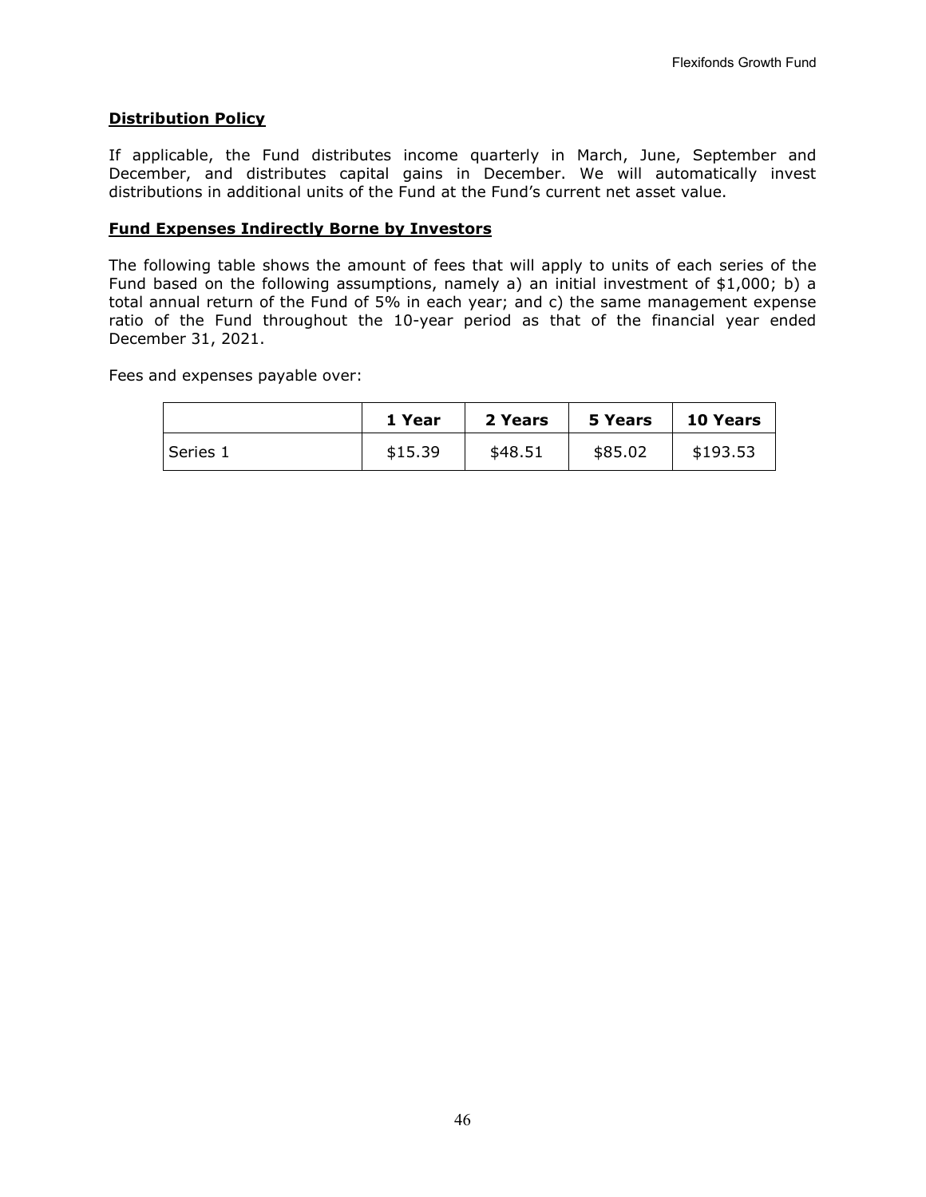## Distribution Policy

If applicable, the Fund distributes income quarterly in March, June, September and December, and distributes capital gains in December. We will automatically invest distributions in additional units of the Fund at the Fund's current net asset value.

## Fund Expenses Indirectly Borne by Investors

The following table shows the amount of fees that will apply to units of each series of the Fund based on the following assumptions, namely a) an initial investment of $1,000; b) a total annual return of the Fund of 5% in each year; and c) the same management expense ratio of the Fund throughout the 10-year period as that of the financial year ended December 31, 2021.

Fees and expenses payable over:

| | 1 Year | 2 Years | 5 Years | 10 Years |
|---|---|---|---|---|
| Series 1 | $15.39 | $48.51 | $85.02 | $193.53 |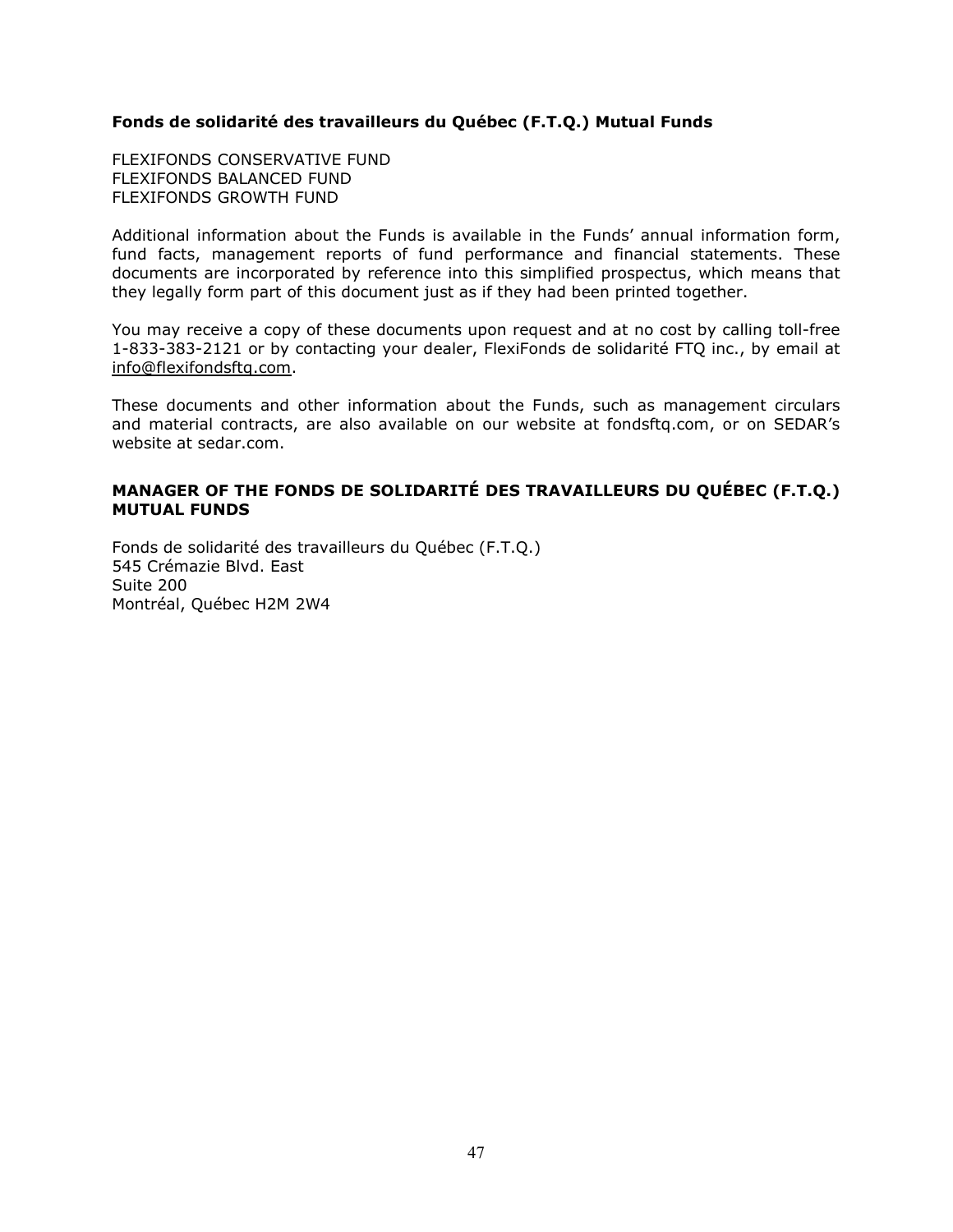**Fonds de solidarité des travailleurs du Québec (F.T.Q.) Mutual Funds**

FLEXIFONDS CONSERVATIVE FUND
FLEXIFONDS BALANCED FUND
FLEXIFONDS GROWTH FUND

Additional information about the Funds is available in the Funds' annual information form, fund facts, management reports of fund performance and financial statements. These documents are incorporated by reference into this simplified prospectus, which means that they legally form part of this document just as if they had been printed together.

You may receive a copy of these documents upon request and at no cost by calling toll-free 1-833-383-2121 or by contacting your dealer, FlexiFonds de solidarité FTQ inc., by email at info@flexifondsftq.com.

These documents and other information about the Funds, such as management circulars and material contracts, are also available on our website at fondsftq.com, or on SEDAR's website at sedar.com.

## MANAGER OF THE FONDS DE SOLIDARITÉ DES TRAVAILLEURS DU QUÉBEC (F.T.Q.) MUTUAL FUNDS

Fonds de solidarité des travailleurs du Québec (F.T.Q.)
545 Crémazie Blvd. East
Suite 200
Montréal, Québec H2M 2W4